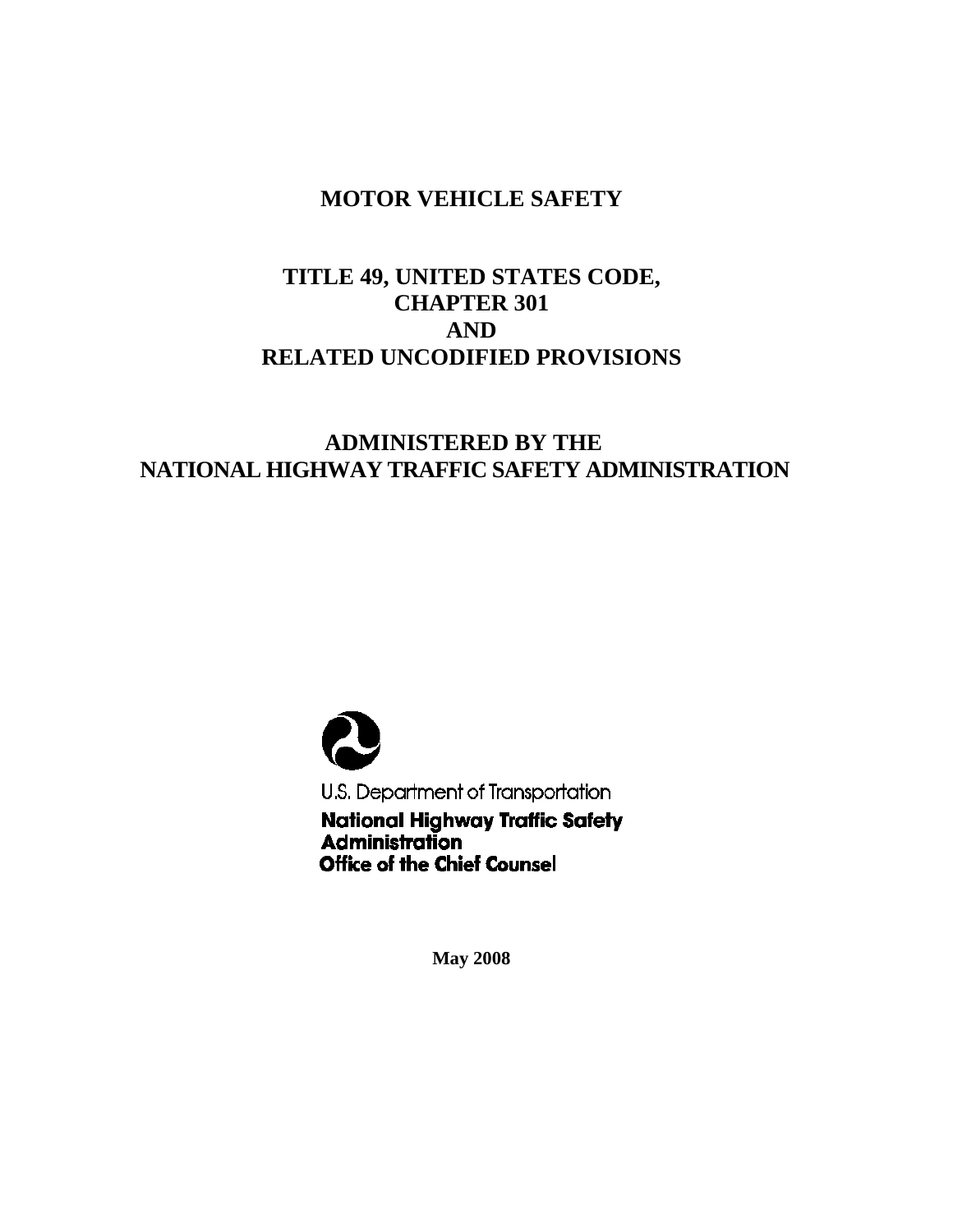# MOTOR VEHICLE SAFETY

## TITLE 49, UNITED STATES CODE,
## CHAPTER 301
## AND
## RELATED UNCODIFIED PROVISIONS

## ADMINISTERED BY THE
## NATIONAL HIGHWAY TRAFFIC SAFETY ADMINISTRATION

U.S. Department of Transportation

**National Highway Traffic Safety Administration**

**Office of the Chief Counsel**

**May 2008**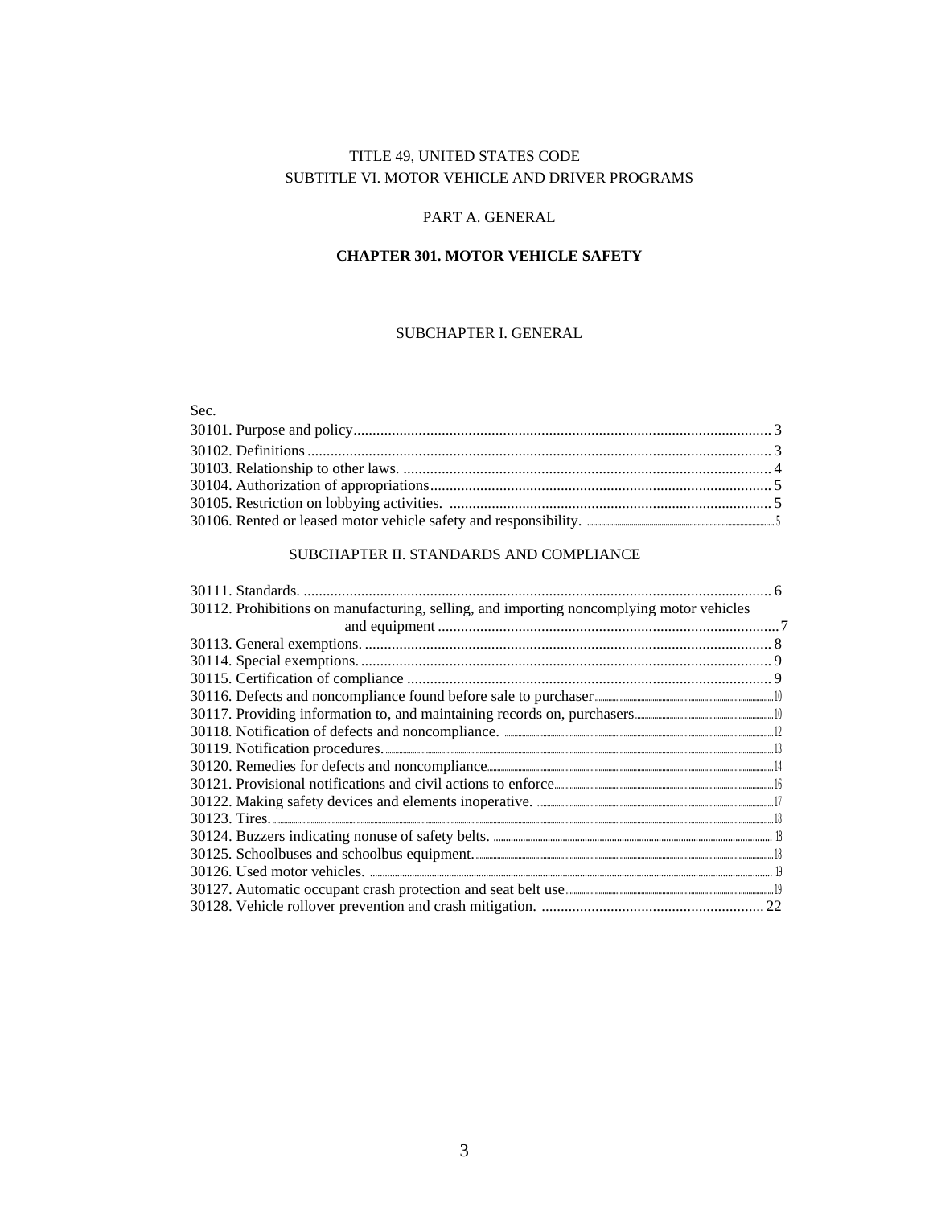TITLE 49, UNITED STATES CODE

SUBTITLE VI. MOTOR VEHICLE AND DRIVER PROGRAMS

PART A. GENERAL

# CHAPTER 301. MOTOR VEHICLE SAFETY

## SUBCHAPTER I. GENERAL

Sec.

30101. Purpose and policy .......... 3
30102. Definitions .......... 3
30103. Relationship to other laws. .......... 4
30104. Authorization of appropriations .......... 5
30105. Restriction on lobbying activities. .......... 5
30106. Rented or leased motor vehicle safety and responsibility. .......... 5

## SUBCHAPTER II. STANDARDS AND COMPLIANCE

30111. Standards. .......... 6
30112. Prohibitions on manufacturing, selling, and importing noncomplying motor vehicles and equipment .......... 7
30113. General exemptions. .......... 8
30114. Special exemptions. .......... 9
30115. Certification of compliance .......... 9
30116. Defects and noncompliance found before sale to purchaser .......... 10
30117. Providing information to, and maintaining records on, purchasers .......... 10
30118. Notification of defects and noncompliance. .......... 12
30119. Notification procedures. .......... 13
30120. Remedies for defects and noncompliance .......... 14
30121. Provisional notifications and civil actions to enforce .......... 16
30122. Making safety devices and elements inoperative. .......... 17
30123. Tires. .......... 18
30124. Buzzers indicating nonuse of safety belts. .......... 18
30125. Schoolbuses and schoolbus equipment. .......... 18
30126. Used motor vehicles. .......... 19
30127. Automatic occupant crash protection and seat belt use .......... 19
30128. Vehicle rollover prevention and crash mitigation. .......... 22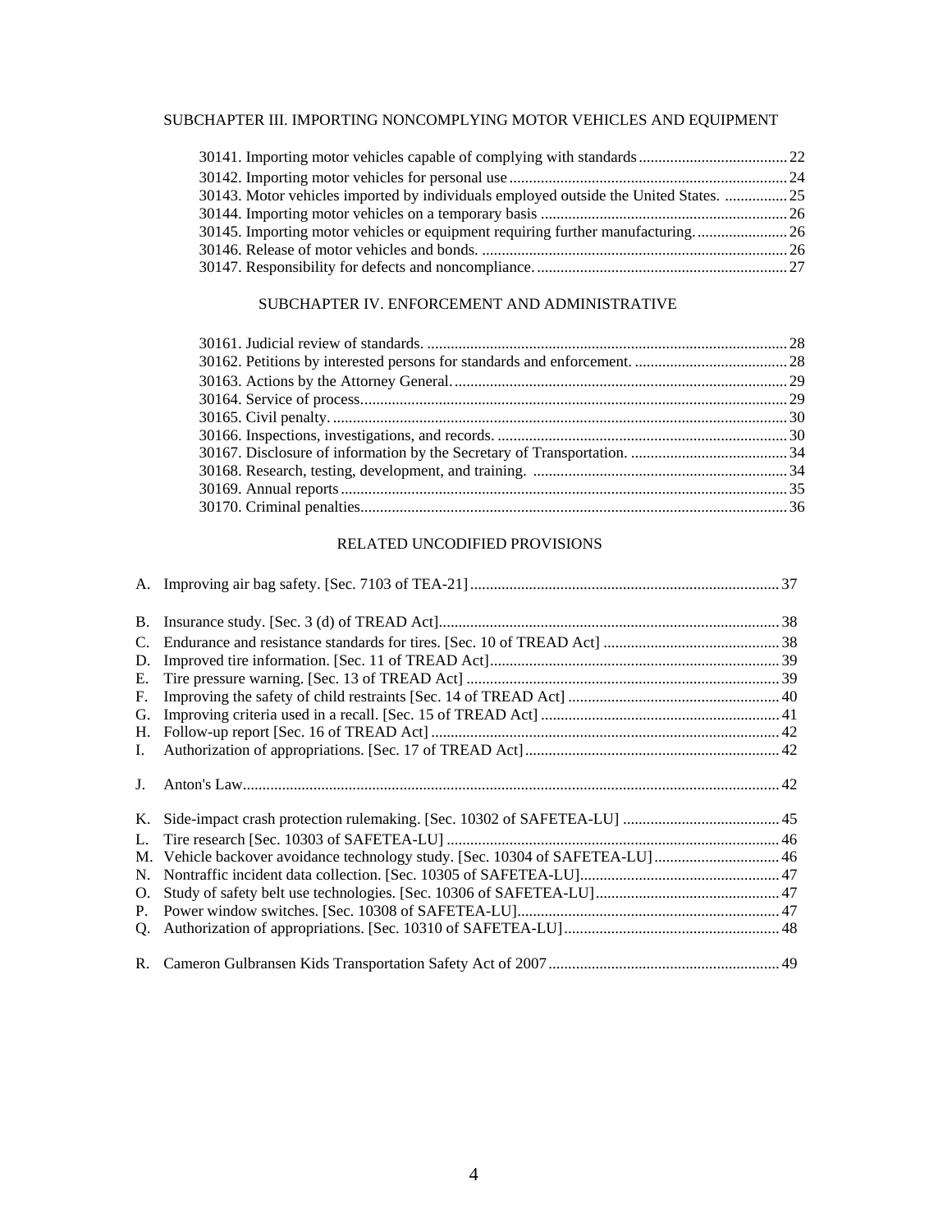SUBCHAPTER III. IMPORTING NONCOMPLYING MOTOR VEHICLES AND EQUIPMENT

30141. Importing motor vehicles capable of complying with standards ...................................... 22
30142. Importing motor vehicles for personal use ....................................................................... 24
30143. Motor vehicles imported by individuals employed outside the United States. ................ 25
30144. Importing motor vehicles on a temporary basis ............................................................... 26
30145. Importing motor vehicles or equipment requiring further manufacturing. ....................... 26
30146. Release of motor vehicles and bonds. .............................................................................. 26
30147. Responsibility for defects and noncompliance. ................................................................ 27

SUBCHAPTER IV. ENFORCEMENT AND ADMINISTRATIVE

30161. Judicial review of standards. ............................................................................................ 28
30162. Petitions by interested persons for standards and enforcement. ....................................... 28
30163. Actions by the Attorney General. ..................................................................................... 29
30164. Service of process. ............................................................................................................ 29
30165. Civil penalty. .................................................................................................................... 30
30166. Inspections, investigations, and records. .......................................................................... 30
30167. Disclosure of information by the Secretary of Transportation. ........................................ 34
30168. Research, testing, development, and training. ................................................................. 34
30169. Annual reports .................................................................................................................. 35
30170. Criminal penalties ............................................................................................................ 36

RELATED UNCODIFIED PROVISIONS

A. Improving air bag safety. [Sec. 7103 of TEA-21] ............................................................... 37

B. Insurance study. [Sec. 3 (d) of TREAD Act] ....................................................................... 38
C. Endurance and resistance standards for tires. [Sec. 10 of TREAD Act] ............................. 38
D. Improved tire information. [Sec. 11 of TREAD Act] .......................................................... 39
E. Tire pressure warning. [Sec. 13 of TREAD Act] ................................................................ 39
F. Improving the safety of child restraints [Sec. 14 of TREAD Act] ...................................... 40
G. Improving criteria used in a recall. [Sec. 15 of TREAD Act] ............................................. 41
H. Follow-up report [Sec. 16 of TREAD Act] ......................................................................... 42
I. Authorization of appropriations. [Sec. 17 of TREAD Act] ................................................. 42

J. Anton's Law ........................................................................................................................ 42

K. Side-impact crash protection rulemaking. [Sec. 10302 of SAFETEA-LU] ........................ 45
L. Tire research [Sec. 10303 of SAFETEA-LU] ..................................................................... 46
M. Vehicle backover avoidance technology study. [Sec. 10304 of SAFETEA-LU] ................ 46
N. Nontraffic incident data collection. [Sec. 10305 of SAFETEA-LU] .................................. 47
O. Study of safety belt use technologies. [Sec. 10306 of SAFETEA-LU] ............................... 47
P. Power window switches. [Sec. 10308 of SAFETEA-LU] ................................................... 47
Q. Authorization of appropriations. [Sec. 10310 of SAFETEA-LU] ....................................... 48

R. Cameron Gulbransen Kids Transportation Safety Act of 2007 ........................................... 49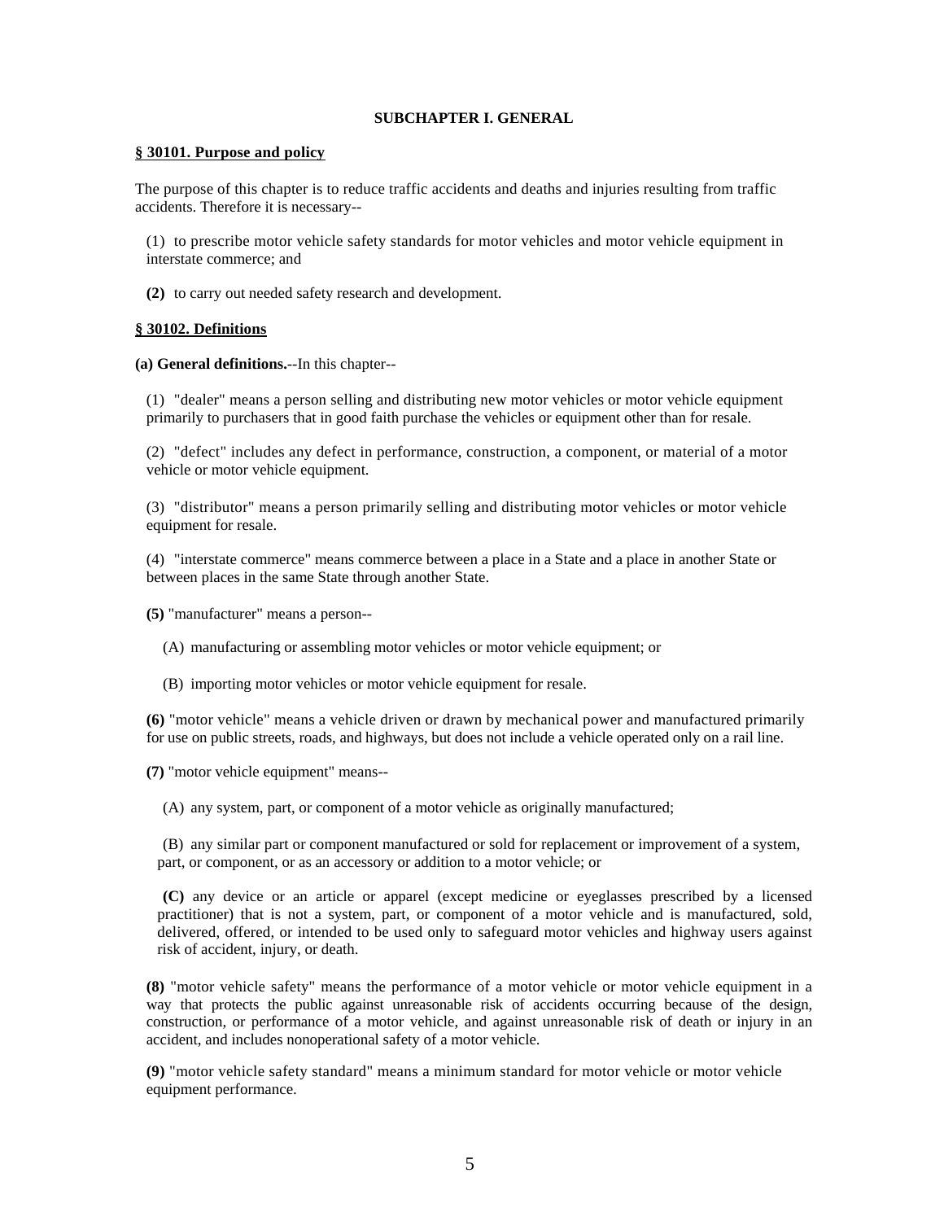**SUBCHAPTER I. GENERAL**

**§ 30101. Purpose and policy**

The purpose of this chapter is to reduce traffic accidents and deaths and injuries resulting from traffic accidents. Therefore it is necessary--

(1) to prescribe motor vehicle safety standards for motor vehicles and motor vehicle equipment in interstate commerce; and

**(2)** to carry out needed safety research and development.

**§ 30102. Definitions**

**(a) General definitions.**--In this chapter--

(1) "dealer" means a person selling and distributing new motor vehicles or motor vehicle equipment primarily to purchasers that in good faith purchase the vehicles or equipment other than for resale.

(2) "defect" includes any defect in performance, construction, a component, or material of a motor vehicle or motor vehicle equipment.

(3) "distributor" means a person primarily selling and distributing motor vehicles or motor vehicle equipment for resale.

(4) "interstate commerce" means commerce between a place in a State and a place in another State or between places in the same State through another State.

**(5)** "manufacturer" means a person--

(A) manufacturing or assembling motor vehicles or motor vehicle equipment; or

(B) importing motor vehicles or motor vehicle equipment for resale.

**(6)** "motor vehicle" means a vehicle driven or drawn by mechanical power and manufactured primarily for use on public streets, roads, and highways, but does not include a vehicle operated only on a rail line.

**(7)** "motor vehicle equipment" means--

(A) any system, part, or component of a motor vehicle as originally manufactured;

(B) any similar part or component manufactured or sold for replacement or improvement of a system, part, or component, or as an accessory or addition to a motor vehicle; or

**(C)** any device or an article or apparel (except medicine or eyeglasses prescribed by a licensed practitioner) that is not a system, part, or component of a motor vehicle and is manufactured, sold, delivered, offered, or intended to be used only to safeguard motor vehicles and highway users against risk of accident, injury, or death.

**(8)** "motor vehicle safety" means the performance of a motor vehicle or motor vehicle equipment in a way that protects the public against unreasonable risk of accidents occurring because of the design, construction, or performance of a motor vehicle, and against unreasonable risk of death or injury in an accident, and includes nonoperational safety of a motor vehicle.

**(9)** "motor vehicle safety standard" means a minimum standard for motor vehicle or motor vehicle equipment performance.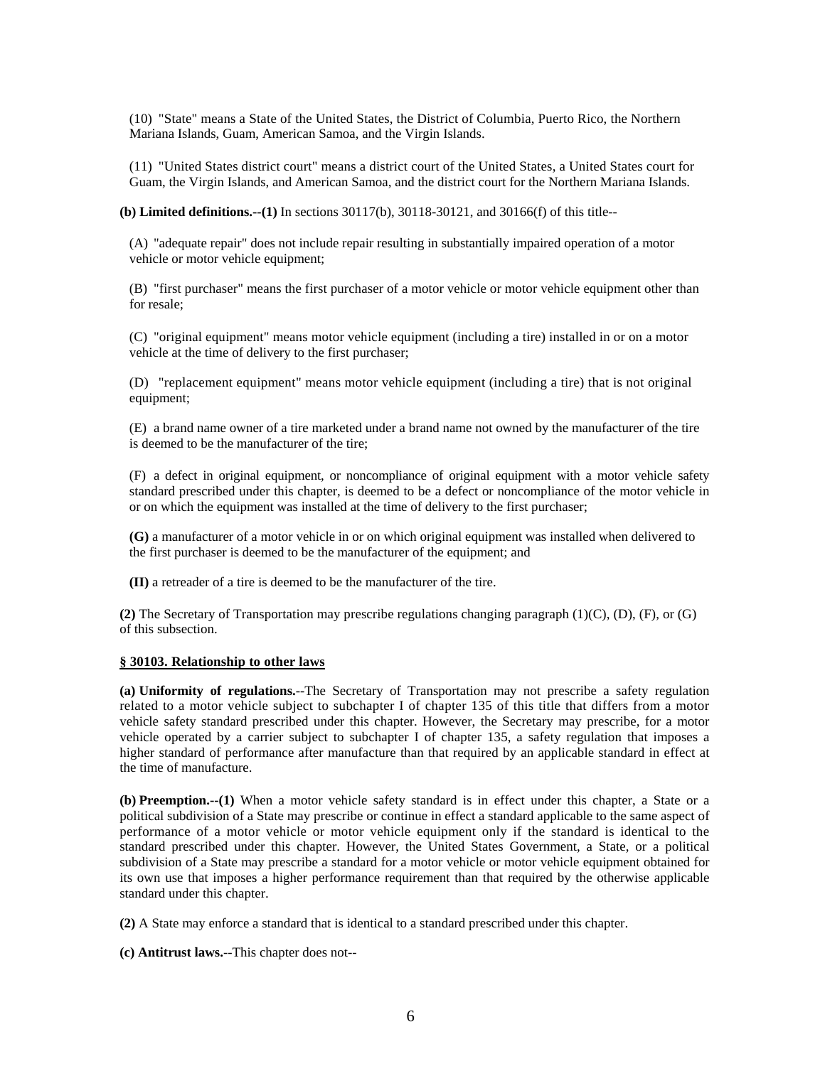(10) "State" means a State of the United States, the District of Columbia, Puerto Rico, the Northern Mariana Islands, Guam, American Samoa, and the Virgin Islands.

(11) "United States district court" means a district court of the United States, a United States court for Guam, the Virgin Islands, and American Samoa, and the district court for the Northern Mariana Islands.

**(b) Limited definitions.--(1)** In sections 30117(b), 30118-30121, and 30166(f) of this title--

(A) "adequate repair" does not include repair resulting in substantially impaired operation of a motor vehicle or motor vehicle equipment;

(B) "first purchaser" means the first purchaser of a motor vehicle or motor vehicle equipment other than for resale;

(C) "original equipment" means motor vehicle equipment (including a tire) installed in or on a motor vehicle at the time of delivery to the first purchaser;

(D) "replacement equipment" means motor vehicle equipment (including a tire) that is not original equipment;

(E) a brand name owner of a tire marketed under a brand name not owned by the manufacturer of the tire is deemed to be the manufacturer of the tire;

(F) a defect in original equipment, or noncompliance of original equipment with a motor vehicle safety standard prescribed under this chapter, is deemed to be a defect or noncompliance of the motor vehicle in or on which the equipment was installed at the time of delivery to the first purchaser;

**(G)** a manufacturer of a motor vehicle in or on which original equipment was installed when delivered to the first purchaser is deemed to be the manufacturer of the equipment; and

**(II)** a retreader of a tire is deemed to be the manufacturer of the tire.

**(2)** The Secretary of Transportation may prescribe regulations changing paragraph (1)(C), (D), (F), or (G) of this subsection.

**§ 30103. Relationship to other laws**

**(a) Uniformity of regulations.**--The Secretary of Transportation may not prescribe a safety regulation related to a motor vehicle subject to subchapter I of chapter 135 of this title that differs from a motor vehicle safety standard prescribed under this chapter. However, the Secretary may prescribe, for a motor vehicle operated by a carrier subject to subchapter I of chapter 135, a safety regulation that imposes a higher standard of performance after manufacture than that required by an applicable standard in effect at the time of manufacture.

**(b) Preemption.--(1)** When a motor vehicle safety standard is in effect under this chapter, a State or a political subdivision of a State may prescribe or continue in effect a standard applicable to the same aspect of performance of a motor vehicle or motor vehicle equipment only if the standard is identical to the standard prescribed under this chapter. However, the United States Government, a State, or a political subdivision of a State may prescribe a standard for a motor vehicle or motor vehicle equipment obtained for its own use that imposes a higher performance requirement than that required by the otherwise applicable standard under this chapter.

**(2)** A State may enforce a standard that is identical to a standard prescribed under this chapter.

**(c) Antitrust laws.**--This chapter does not--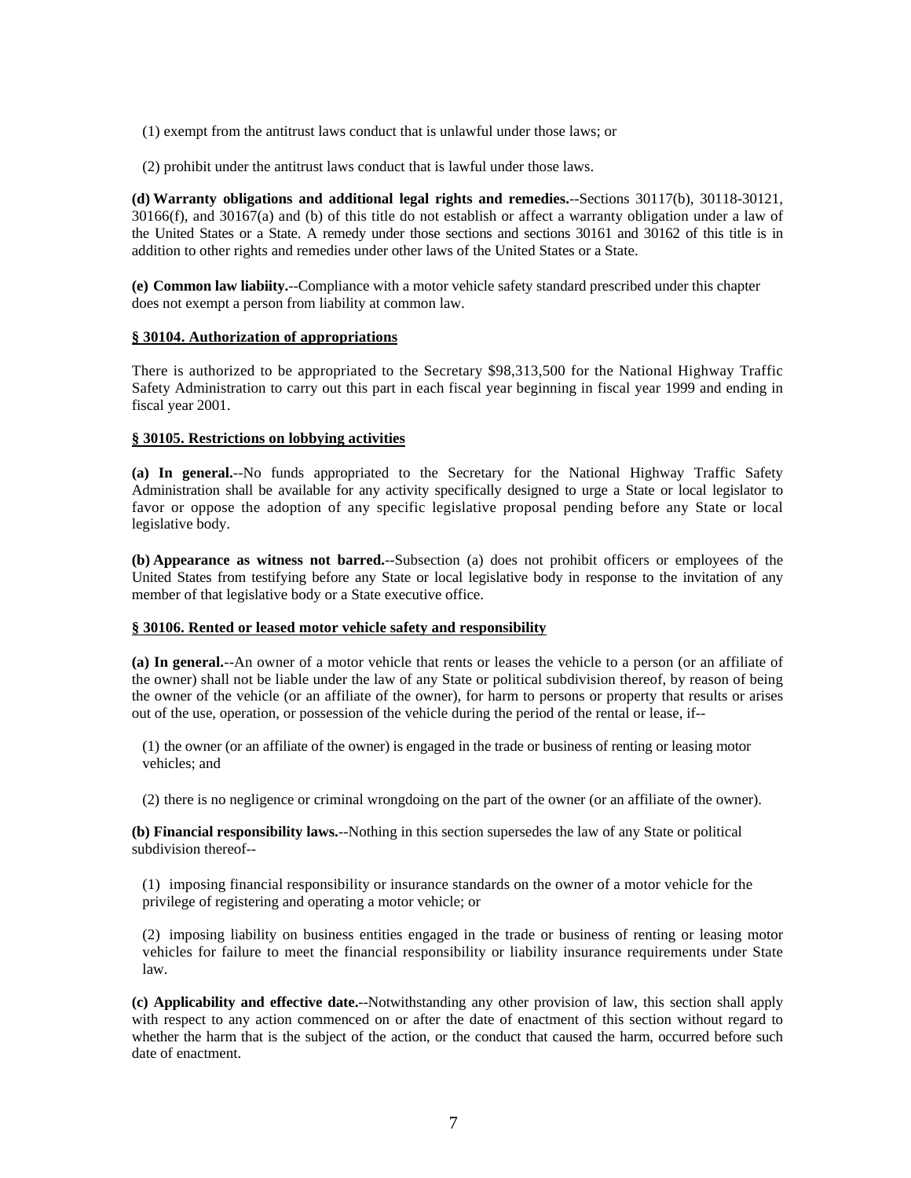(1) exempt from the antitrust laws conduct that is unlawful under those laws; or

(2) prohibit under the antitrust laws conduct that is lawful under those laws.

**(d) Warranty obligations and additional legal rights and remedies.**--Sections 30117(b), 30118-30121, 30166(f), and 30167(a) and (b) of this title do not establish or affect a warranty obligation under a law of the United States or a State. A remedy under those sections and sections 30161 and 30162 of this title is in addition to other rights and remedies under other laws of the United States or a State.

**(e) Common law liabiity.**--Compliance with a motor vehicle safety standard prescribed under this chapter does not exempt a person from liability at common law.

**§ 30104. Authorization of appropriations**

There is authorized to be appropriated to the Secretary $98,313,500 for the National Highway Traffic Safety Administration to carry out this part in each fiscal year beginning in fiscal year 1999 and ending in fiscal year 2001.

**§ 30105. Restrictions on lobbying activities**

**(a) In general.**--No funds appropriated to the Secretary for the National Highway Traffic Safety Administration shall be available for any activity specifically designed to urge a State or local legislator to favor or oppose the adoption of any specific legislative proposal pending before any State or local legislative body.

**(b) Appearance as witness not barred.**--Subsection (a) does not prohibit officers or employees of the United States from testifying before any State or local legislative body in response to the invitation of any member of that legislative body or a State executive office.

**§ 30106. Rented or leased motor vehicle safety and responsibility**

**(a) In general.**--An owner of a motor vehicle that rents or leases the vehicle to a person (or an affiliate of the owner) shall not be liable under the law of any State or political subdivision thereof, by reason of being the owner of the vehicle (or an affiliate of the owner), for harm to persons or property that results or arises out of the use, operation, or possession of the vehicle during the period of the rental or lease, if--

(1) the owner (or an affiliate of the owner) is engaged in the trade or business of renting or leasing motor vehicles; and

(2) there is no negligence or criminal wrongdoing on the part of the owner (or an affiliate of the owner).

**(b) Financial responsibility laws.**--Nothing in this section supersedes the law of any State or political subdivision thereof--

(1) imposing financial responsibility or insurance standards on the owner of a motor vehicle for the privilege of registering and operating a motor vehicle; or

(2) imposing liability on business entities engaged in the trade or business of renting or leasing motor vehicles for failure to meet the financial responsibility or liability insurance requirements under State law.

**(c) Applicability and effective date.**--Notwithstanding any other provision of law, this section shall apply with respect to any action commenced on or after the date of enactment of this section without regard to whether the harm that is the subject of the action, or the conduct that caused the harm, occurred before such date of enactment.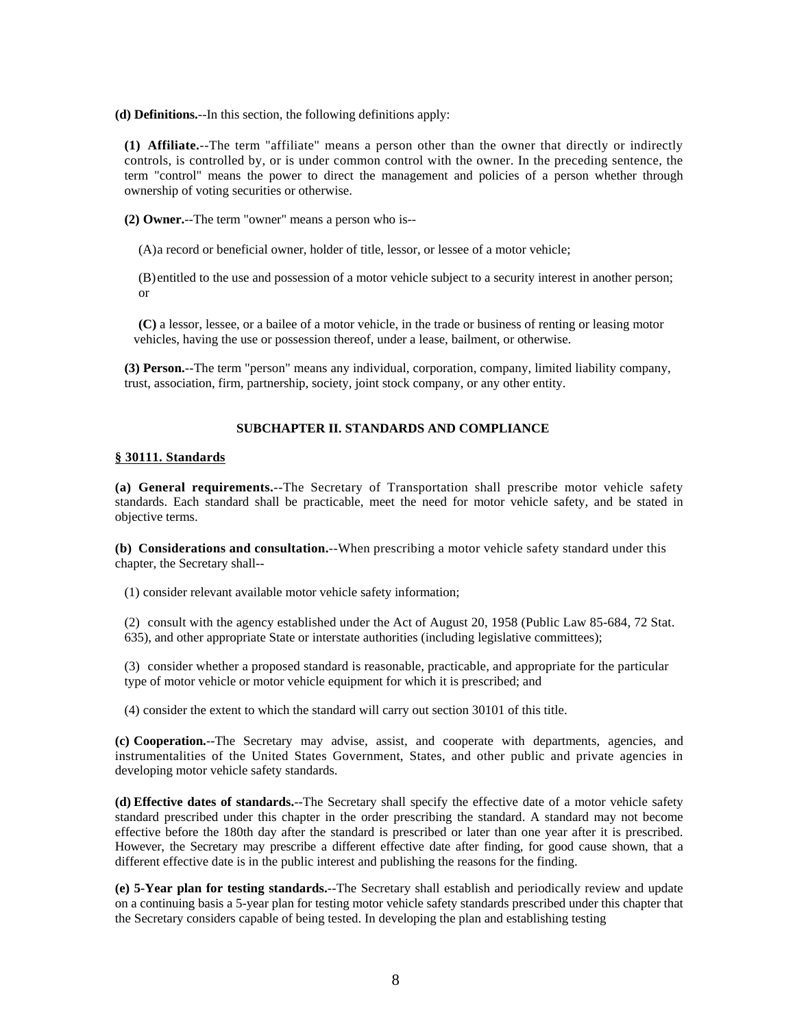**(d) Definitions.**--In this section, the following definitions apply:

**(1) Affiliate.**--The term "affiliate" means a person other than the owner that directly or indirectly controls, is controlled by, or is under common control with the owner. In the preceding sentence, the term "control" means the power to direct the management and policies of a person whether through ownership of voting securities or otherwise.

**(2) Owner.**--The term "owner" means a person who is--

(A) a record or beneficial owner, holder of title, lessor, or lessee of a motor vehicle;

(B) entitled to the use and possession of a motor vehicle subject to a security interest in another person; or

**(C)** a lessor, lessee, or a bailee of a motor vehicle, in the trade or business of renting or leasing motor vehicles, having the use or possession thereof, under a lease, bailment, or otherwise.

**(3) Person.**--The term "person" means any individual, corporation, company, limited liability company, trust, association, firm, partnership, society, joint stock company, or any other entity.

## SUBCHAPTER II. STANDARDS AND COMPLIANCE

### § 30111. Standards

**(a) General requirements.**--The Secretary of Transportation shall prescribe motor vehicle safety standards. Each standard shall be practicable, meet the need for motor vehicle safety, and be stated in objective terms.

**(b) Considerations and consultation.**--When prescribing a motor vehicle safety standard under this chapter, the Secretary shall--

(1) consider relevant available motor vehicle safety information;

(2) consult with the agency established under the Act of August 20, 1958 (Public Law 85-684, 72 Stat. 635), and other appropriate State or interstate authorities (including legislative committees);

(3) consider whether a proposed standard is reasonable, practicable, and appropriate for the particular type of motor vehicle or motor vehicle equipment for which it is prescribed; and

(4) consider the extent to which the standard will carry out section 30101 of this title.

**(c) Cooperation.**--The Secretary may advise, assist, and cooperate with departments, agencies, and instrumentalities of the United States Government, States, and other public and private agencies in developing motor vehicle safety standards.

**(d) Effective dates of standards.**--The Secretary shall specify the effective date of a motor vehicle safety standard prescribed under this chapter in the order prescribing the standard. A standard may not become effective before the 180th day after the standard is prescribed or later than one year after it is prescribed. However, the Secretary may prescribe a different effective date after finding, for good cause shown, that a different effective date is in the public interest and publishing the reasons for the finding.

**(e) 5-Year plan for testing standards.**--The Secretary shall establish and periodically review and update on a continuing basis a 5-year plan for testing motor vehicle safety standards prescribed under this chapter that the Secretary considers capable of being tested. In developing the plan and establishing testing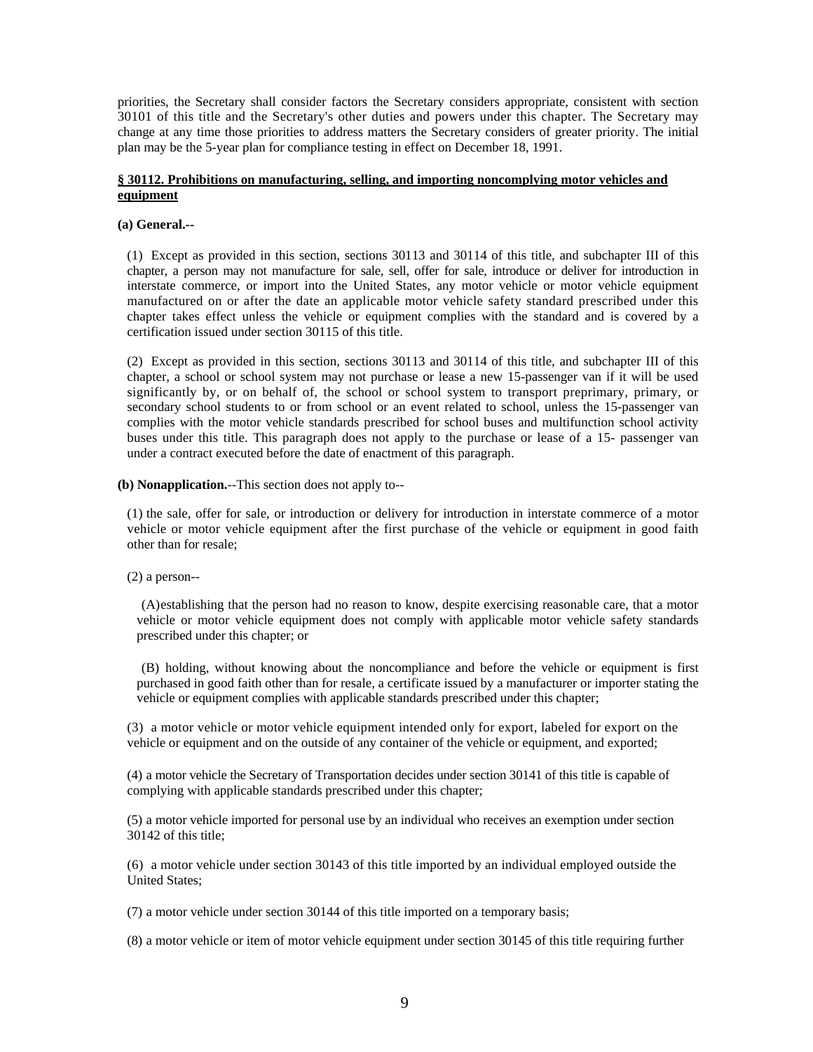priorities, the Secretary shall consider factors the Secretary considers appropriate, consistent with section 30101 of this title and the Secretary's other duties and powers under this chapter. The Secretary may change at any time those priorities to address matters the Secretary considers of greater priority. The initial plan may be the 5-year plan for compliance testing in effect on December 18, 1991.

**§ 30112. Prohibitions on manufacturing, selling, and importing noncomplying motor vehicles and equipment**

**(a) General.**--

(1) Except as provided in this section, sections 30113 and 30114 of this title, and subchapter III of this chapter, a person may not manufacture for sale, sell, offer for sale, introduce or deliver for introduction in interstate commerce, or import into the United States, any motor vehicle or motor vehicle equipment manufactured on or after the date an applicable motor vehicle safety standard prescribed under this chapter takes effect unless the vehicle or equipment complies with the standard and is covered by a certification issued under section 30115 of this title.

(2) Except as provided in this section, sections 30113 and 30114 of this title, and subchapter III of this chapter, a school or school system may not purchase or lease a new 15-passenger van if it will be used significantly by, or on behalf of, the school or school system to transport preprimary, primary, or secondary school students to or from school or an event related to school, unless the 15-passenger van complies with the motor vehicle standards prescribed for school buses and multifunction school activity buses under this title. This paragraph does not apply to the purchase or lease of a 15- passenger van under a contract executed before the date of enactment of this paragraph.

**(b) Nonapplication.**--This section does not apply to--

(1) the sale, offer for sale, or introduction or delivery for introduction in interstate commerce of a motor vehicle or motor vehicle equipment after the first purchase of the vehicle or equipment in good faith other than for resale;

(2) a person--

(A) establishing that the person had no reason to know, despite exercising reasonable care, that a motor vehicle or motor vehicle equipment does not comply with applicable motor vehicle safety standards prescribed under this chapter; or

(B) holding, without knowing about the noncompliance and before the vehicle or equipment is first purchased in good faith other than for resale, a certificate issued by a manufacturer or importer stating the vehicle or equipment complies with applicable standards prescribed under this chapter;

(3) a motor vehicle or motor vehicle equipment intended only for export, labeled for export on the vehicle or equipment and on the outside of any container of the vehicle or equipment, and exported;

(4) a motor vehicle the Secretary of Transportation decides under section 30141 of this title is capable of complying with applicable standards prescribed under this chapter;

(5) a motor vehicle imported for personal use by an individual who receives an exemption under section 30142 of this title;

(6) a motor vehicle under section 30143 of this title imported by an individual employed outside the United States;

(7) a motor vehicle under section 30144 of this title imported on a temporary basis;

(8) a motor vehicle or item of motor vehicle equipment under section 30145 of this title requiring further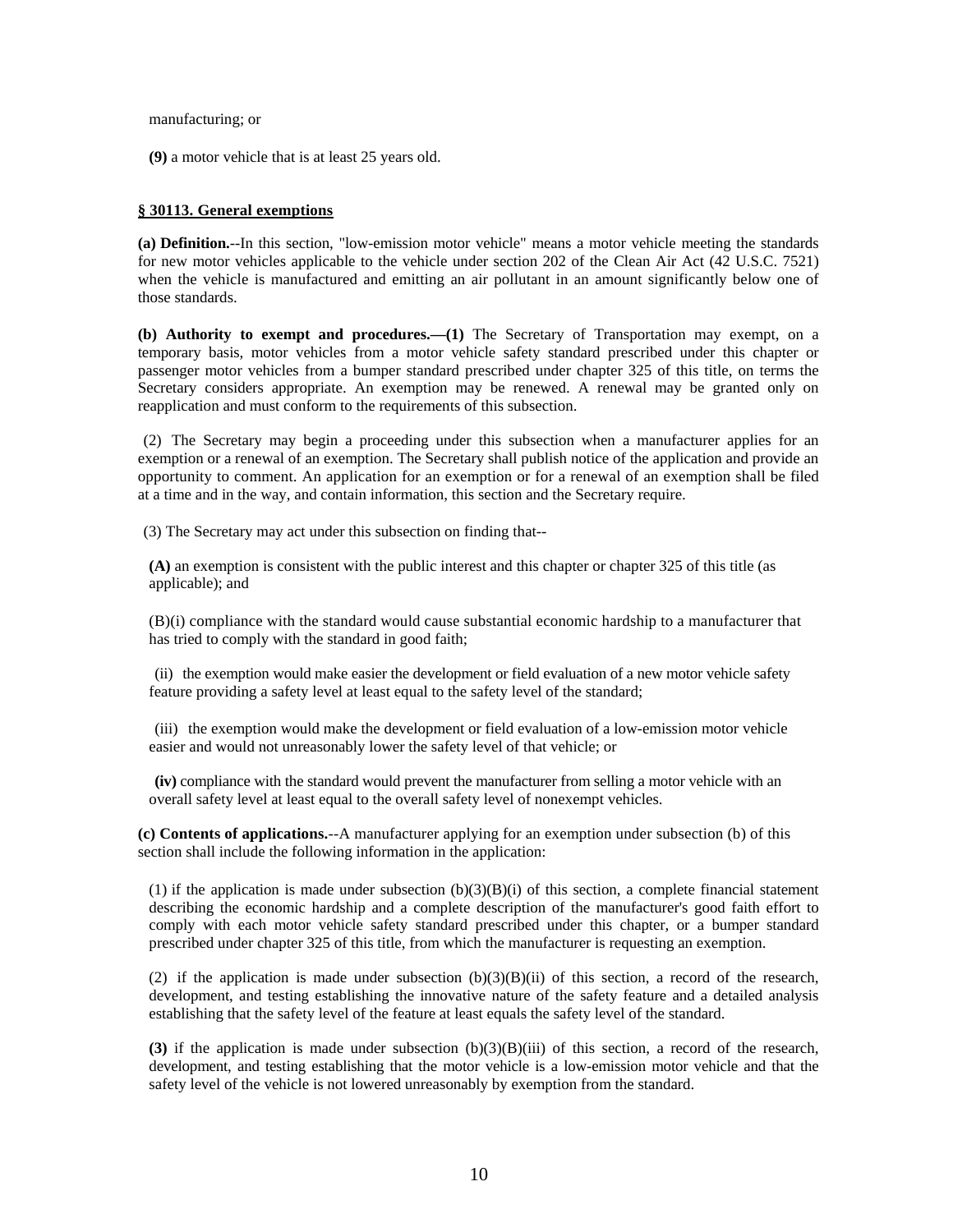manufacturing; or

**(9)** a motor vehicle that is at least 25 years old.

**§ 30113. General exemptions**

**(a) Definition.**--In this section, "low-emission motor vehicle" means a motor vehicle meeting the standards for new motor vehicles applicable to the vehicle under section 202 of the Clean Air Act (42 U.S.C. 7521) when the vehicle is manufactured and emitting an air pollutant in an amount significantly below one of those standards.

**(b) Authority to exempt and procedures.—(1)** The Secretary of Transportation may exempt, on a temporary basis, motor vehicles from a motor vehicle safety standard prescribed under this chapter or passenger motor vehicles from a bumper standard prescribed under chapter 325 of this title, on terms the Secretary considers appropriate. An exemption may be renewed. A renewal may be granted only on reapplication and must conform to the requirements of this subsection.

(2) The Secretary may begin a proceeding under this subsection when a manufacturer applies for an exemption or a renewal of an exemption. The Secretary shall publish notice of the application and provide an opportunity to comment. An application for an exemption or for a renewal of an exemption shall be filed at a time and in the way, and contain information, this section and the Secretary require.

(3) The Secretary may act under this subsection on finding that--

**(A)** an exemption is consistent with the public interest and this chapter or chapter 325 of this title (as applicable); and

(B)(i) compliance with the standard would cause substantial economic hardship to a manufacturer that has tried to comply with the standard in good faith;

(ii) the exemption would make easier the development or field evaluation of a new motor vehicle safety feature providing a safety level at least equal to the safety level of the standard;

(iii) the exemption would make the development or field evaluation of a low-emission motor vehicle easier and would not unreasonably lower the safety level of that vehicle; or

**(iv)** compliance with the standard would prevent the manufacturer from selling a motor vehicle with an overall safety level at least equal to the overall safety level of nonexempt vehicles.

**(c) Contents of applications.**--A manufacturer applying for an exemption under subsection (b) of this section shall include the following information in the application:

(1) if the application is made under subsection (b)(3)(B)(i) of this section, a complete financial statement describing the economic hardship and a complete description of the manufacturer's good faith effort to comply with each motor vehicle safety standard prescribed under this chapter, or a bumper standard prescribed under chapter 325 of this title, from which the manufacturer is requesting an exemption.

(2) if the application is made under subsection (b)(3)(B)(ii) of this section, a record of the research, development, and testing establishing the innovative nature of the safety feature and a detailed analysis establishing that the safety level of the feature at least equals the safety level of the standard.

**(3)** if the application is made under subsection (b)(3)(B)(iii) of this section, a record of the research, development, and testing establishing that the motor vehicle is a low-emission motor vehicle and that the safety level of the vehicle is not lowered unreasonably by exemption from the standard.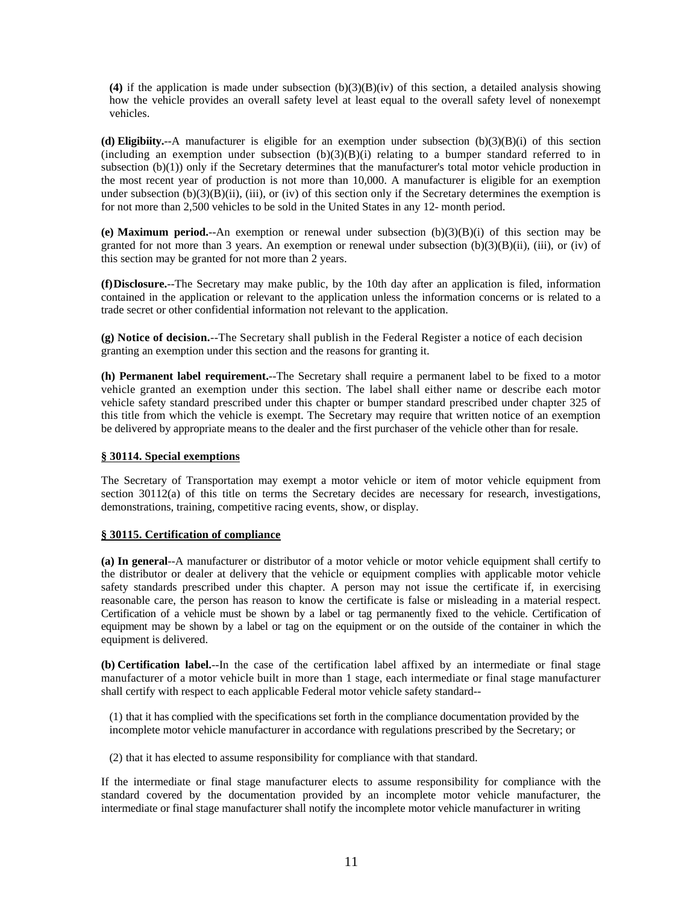**(4)** if the application is made under subsection (b)(3)(B)(iv) of this section, a detailed analysis showing how the vehicle provides an overall safety level at least equal to the overall safety level of nonexempt vehicles.

**(d) Eligibiity.**--A manufacturer is eligible for an exemption under subsection (b)(3)(B)(i) of this section (including an exemption under subsection (b)(3)(B)(i) relating to a bumper standard referred to in subsection (b)(1)) only if the Secretary determines that the manufacturer's total motor vehicle production in the most recent year of production is not more than 10,000. A manufacturer is eligible for an exemption under subsection (b)(3)(B)(ii), (iii), or (iv) of this section only if the Secretary determines the exemption is for not more than 2,500 vehicles to be sold in the United States in any 12- month period.

**(e) Maximum period.**--An exemption or renewal under subsection (b)(3)(B)(i) of this section may be granted for not more than 3 years. An exemption or renewal under subsection (b)(3)(B)(ii), (iii), or (iv) of this section may be granted for not more than 2 years.

**(f) Disclosure.**--The Secretary may make public, by the 10th day after an application is filed, information contained in the application or relevant to the application unless the information concerns or is related to a trade secret or other confidential information not relevant to the application.

**(g) Notice of decision.**--The Secretary shall publish in the Federal Register a notice of each decision granting an exemption under this section and the reasons for granting it.

**(h) Permanent label requirement.**--The Secretary shall require a permanent label to be fixed to a motor vehicle granted an exemption under this section. The label shall either name or describe each motor vehicle safety standard prescribed under this chapter or bumper standard prescribed under chapter 325 of this title from which the vehicle is exempt. The Secretary may require that written notice of an exemption be delivered by appropriate means to the dealer and the first purchaser of the vehicle other than for resale.

### § 30114. Special exemptions

The Secretary of Transportation may exempt a motor vehicle or item of motor vehicle equipment from section 30112(a) of this title on terms the Secretary decides are necessary for research, investigations, demonstrations, training, competitive racing events, show, or display.

### § 30115. Certification of compliance

**(a) In general**--A manufacturer or distributor of a motor vehicle or motor vehicle equipment shall certify to the distributor or dealer at delivery that the vehicle or equipment complies with applicable motor vehicle safety standards prescribed under this chapter. A person may not issue the certificate if, in exercising reasonable care, the person has reason to know the certificate is false or misleading in a material respect. Certification of a vehicle must be shown by a label or tag permanently fixed to the vehicle. Certification of equipment may be shown by a label or tag on the equipment or on the outside of the container in which the equipment is delivered.

**(b) Certification label.**--In the case of the certification label affixed by an intermediate or final stage manufacturer of a motor vehicle built in more than 1 stage, each intermediate or final stage manufacturer shall certify with respect to each applicable Federal motor vehicle safety standard--

(1) that it has complied with the specifications set forth in the compliance documentation provided by the incomplete motor vehicle manufacturer in accordance with regulations prescribed by the Secretary; or

(2) that it has elected to assume responsibility for compliance with that standard.

If the intermediate or final stage manufacturer elects to assume responsibility for compliance with the standard covered by the documentation provided by an incomplete motor vehicle manufacturer, the intermediate or final stage manufacturer shall notify the incomplete motor vehicle manufacturer in writing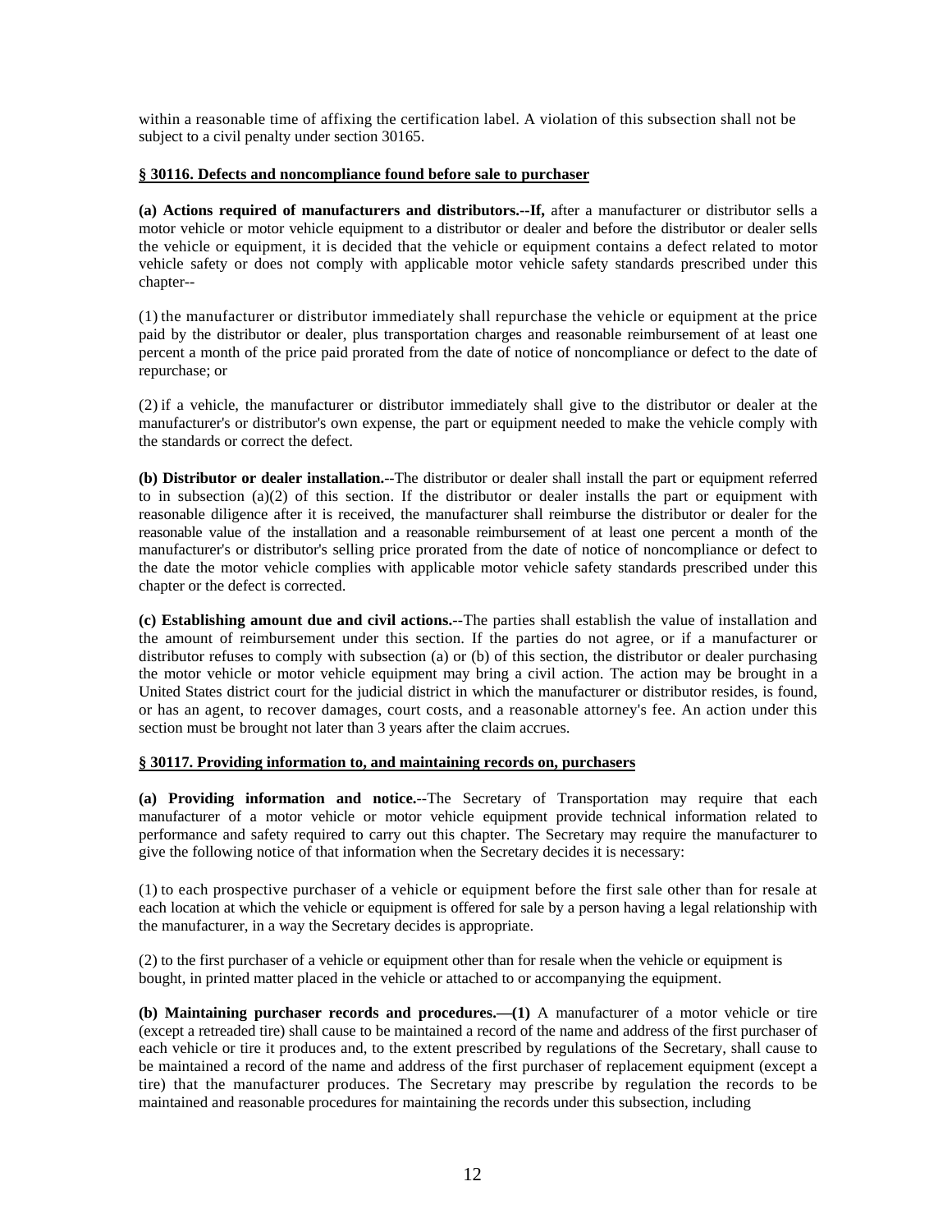within a reasonable time of affixing the certification label. A violation of this subsection shall not be subject to a civil penalty under section 30165.

**§ 30116. Defects and noncompliance found before sale to purchaser**

**(a) Actions required of manufacturers and distributors.--If,** after a manufacturer or distributor sells a motor vehicle or motor vehicle equipment to a distributor or dealer and before the distributor or dealer sells the vehicle or equipment, it is decided that the vehicle or equipment contains a defect related to motor vehicle safety or does not comply with applicable motor vehicle safety standards prescribed under this chapter--

(1) the manufacturer or distributor immediately shall repurchase the vehicle or equipment at the price paid by the distributor or dealer, plus transportation charges and reasonable reimbursement of at least one percent a month of the price paid prorated from the date of notice of noncompliance or defect to the date of repurchase; or

(2) if a vehicle, the manufacturer or distributor immediately shall give to the distributor or dealer at the manufacturer's or distributor's own expense, the part or equipment needed to make the vehicle comply with the standards or correct the defect.

**(b) Distributor or dealer installation.**--The distributor or dealer shall install the part or equipment referred to in subsection (a)(2) of this section. If the distributor or dealer installs the part or equipment with reasonable diligence after it is received, the manufacturer shall reimburse the distributor or dealer for the reasonable value of the installation and a reasonable reimbursement of at least one percent a month of the manufacturer's or distributor's selling price prorated from the date of notice of noncompliance or defect to the date the motor vehicle complies with applicable motor vehicle safety standards prescribed under this chapter or the defect is corrected.

**(c) Establishing amount due and civil actions.**--The parties shall establish the value of installation and the amount of reimbursement under this section. If the parties do not agree, or if a manufacturer or distributor refuses to comply with subsection (a) or (b) of this section, the distributor or dealer purchasing the motor vehicle or motor vehicle equipment may bring a civil action. The action may be brought in a United States district court for the judicial district in which the manufacturer or distributor resides, is found, or has an agent, to recover damages, court costs, and a reasonable attorney's fee. An action under this section must be brought not later than 3 years after the claim accrues.

**§ 30117. Providing information to, and maintaining records on, purchasers**

**(a) Providing information and notice.**--The Secretary of Transportation may require that each manufacturer of a motor vehicle or motor vehicle equipment provide technical information related to performance and safety required to carry out this chapter. The Secretary may require the manufacturer to give the following notice of that information when the Secretary decides it is necessary:

(1) to each prospective purchaser of a vehicle or equipment before the first sale other than for resale at each location at which the vehicle or equipment is offered for sale by a person having a legal relationship with the manufacturer, in a way the Secretary decides is appropriate.

(2) to the first purchaser of a vehicle or equipment other than for resale when the vehicle or equipment is bought, in printed matter placed in the vehicle or attached to or accompanying the equipment.

**(b) Maintaining purchaser records and procedures.—(1)** A manufacturer of a motor vehicle or tire (except a retreaded tire) shall cause to be maintained a record of the name and address of the first purchaser of each vehicle or tire it produces and, to the extent prescribed by regulations of the Secretary, shall cause to be maintained a record of the name and address of the first purchaser of replacement equipment (except a tire) that the manufacturer produces. The Secretary may prescribe by regulation the records to be maintained and reasonable procedures for maintaining the records under this subsection, including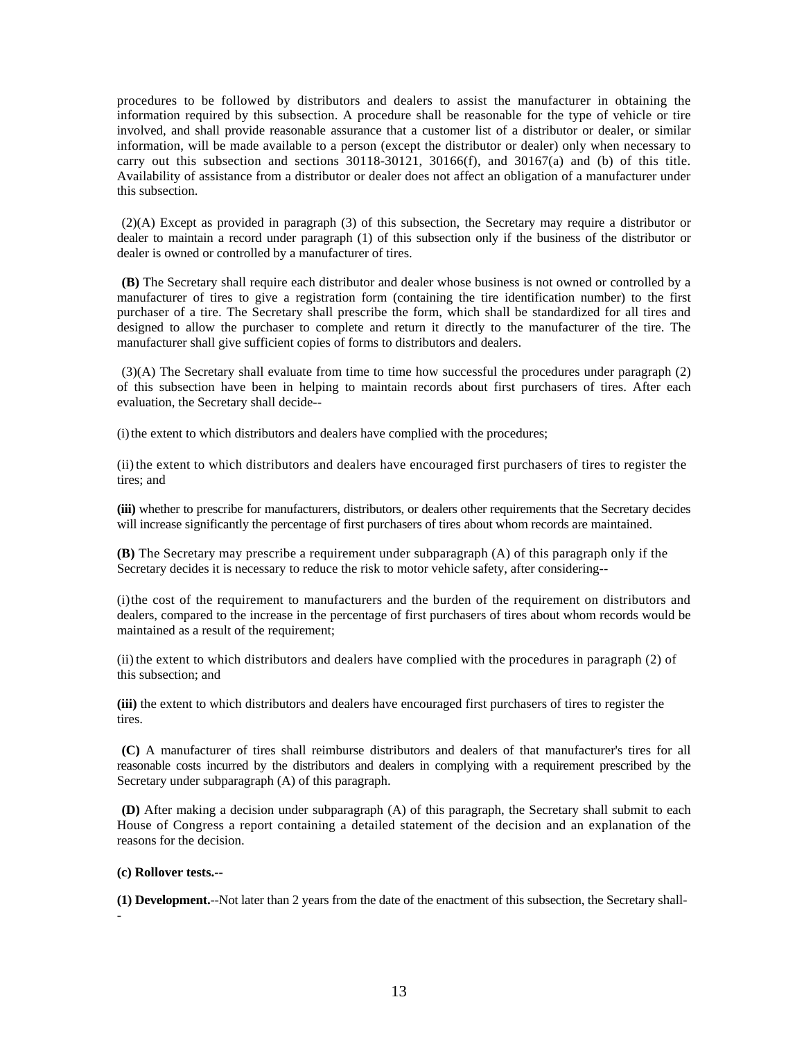procedures to be followed by distributors and dealers to assist the manufacturer in obtaining the information required by this subsection. A procedure shall be reasonable for the type of vehicle or tire involved, and shall provide reasonable assurance that a customer list of a distributor or dealer, or similar information, will be made available to a person (except the distributor or dealer) only when necessary to carry out this subsection and sections 30118-30121, 30166(f), and 30167(a) and (b) of this title. Availability of assistance from a distributor or dealer does not affect an obligation of a manufacturer under this subsection.

(2)(A) Except as provided in paragraph (3) of this subsection, the Secretary may require a distributor or dealer to maintain a record under paragraph (1) of this subsection only if the business of the distributor or dealer is owned or controlled by a manufacturer of tires.

**(B)** The Secretary shall require each distributor and dealer whose business is not owned or controlled by a manufacturer of tires to give a registration form (containing the tire identification number) to the first purchaser of a tire. The Secretary shall prescribe the form, which shall be standardized for all tires and designed to allow the purchaser to complete and return it directly to the manufacturer of the tire. The manufacturer shall give sufficient copies of forms to distributors and dealers.

(3)(A) The Secretary shall evaluate from time to time how successful the procedures under paragraph (2) of this subsection have been in helping to maintain records about first purchasers of tires. After each evaluation, the Secretary shall decide--

(i) the extent to which distributors and dealers have complied with the procedures;

(ii) the extent to which distributors and dealers have encouraged first purchasers of tires to register the tires; and

**(iii)** whether to prescribe for manufacturers, distributors, or dealers other requirements that the Secretary decides will increase significantly the percentage of first purchasers of tires about whom records are maintained.

**(B)** The Secretary may prescribe a requirement under subparagraph (A) of this paragraph only if the Secretary decides it is necessary to reduce the risk to motor vehicle safety, after considering--

(i) the cost of the requirement to manufacturers and the burden of the requirement on distributors and dealers, compared to the increase in the percentage of first purchasers of tires about whom records would be maintained as a result of the requirement;

(ii) the extent to which distributors and dealers have complied with the procedures in paragraph (2) of this subsection; and

**(iii)** the extent to which distributors and dealers have encouraged first purchasers of tires to register the tires.

**(C)** A manufacturer of tires shall reimburse distributors and dealers of that manufacturer's tires for all reasonable costs incurred by the distributors and dealers in complying with a requirement prescribed by the Secretary under subparagraph (A) of this paragraph.

**(D)** After making a decision under subparagraph (A) of this paragraph, the Secretary shall submit to each House of Congress a report containing a detailed statement of the decision and an explanation of the reasons for the decision.

**(c) Rollover tests.**--

**(1) Development.**--Not later than 2 years from the date of the enactment of this subsection, the Secretary shall--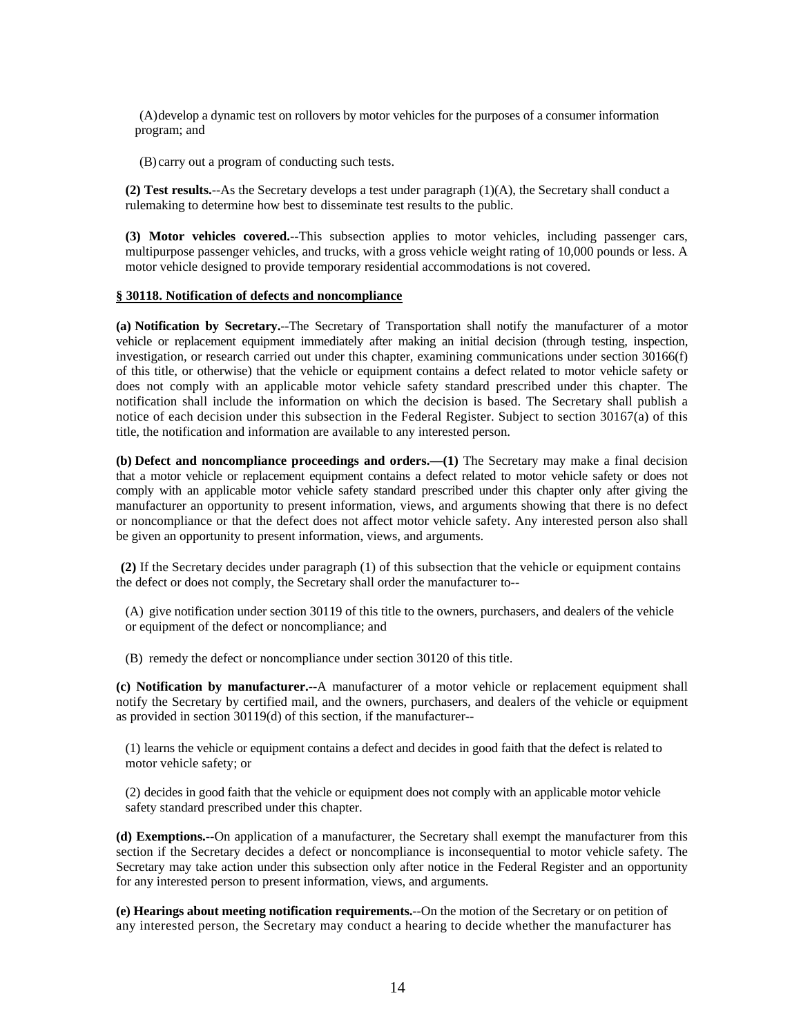(A) develop a dynamic test on rollovers by motor vehicles for the purposes of a consumer information program; and

(B) carry out a program of conducting such tests.

**(2) Test results.**--As the Secretary develops a test under paragraph (1)(A), the Secretary shall conduct a rulemaking to determine how best to disseminate test results to the public.

**(3) Motor vehicles covered.**--This subsection applies to motor vehicles, including passenger cars, multipurpose passenger vehicles, and trucks, with a gross vehicle weight rating of 10,000 pounds or less. A motor vehicle designed to provide temporary residential accommodations is not covered.

**§ 30118. Notification of defects and noncompliance**

**(a) Notification by Secretary.**--The Secretary of Transportation shall notify the manufacturer of a motor vehicle or replacement equipment immediately after making an initial decision (through testing, inspection, investigation, or research carried out under this chapter, examining communications under section 30166(f) of this title, or otherwise) that the vehicle or equipment contains a defect related to motor vehicle safety or does not comply with an applicable motor vehicle safety standard prescribed under this chapter. The notification shall include the information on which the decision is based. The Secretary shall publish a notice of each decision under this subsection in the Federal Register. Subject to section 30167(a) of this title, the notification and information are available to any interested person.

**(b) Defect and noncompliance proceedings and orders.—(1)** The Secretary may make a final decision that a motor vehicle or replacement equipment contains a defect related to motor vehicle safety or does not comply with an applicable motor vehicle safety standard prescribed under this chapter only after giving the manufacturer an opportunity to present information, views, and arguments showing that there is no defect or noncompliance or that the defect does not affect motor vehicle safety. Any interested person also shall be given an opportunity to present information, views, and arguments.

**(2)** If the Secretary decides under paragraph (1) of this subsection that the vehicle or equipment contains the defect or does not comply, the Secretary shall order the manufacturer to--

(A) give notification under section 30119 of this title to the owners, purchasers, and dealers of the vehicle or equipment of the defect or noncompliance; and

(B) remedy the defect or noncompliance under section 30120 of this title.

**(c) Notification by manufacturer.**--A manufacturer of a motor vehicle or replacement equipment shall notify the Secretary by certified mail, and the owners, purchasers, and dealers of the vehicle or equipment as provided in section 30119(d) of this section, if the manufacturer--

(1) learns the vehicle or equipment contains a defect and decides in good faith that the defect is related to motor vehicle safety; or

(2) decides in good faith that the vehicle or equipment does not comply with an applicable motor vehicle safety standard prescribed under this chapter.

**(d) Exemptions.**--On application of a manufacturer, the Secretary shall exempt the manufacturer from this section if the Secretary decides a defect or noncompliance is inconsequential to motor vehicle safety. The Secretary may take action under this subsection only after notice in the Federal Register and an opportunity for any interested person to present information, views, and arguments.

**(e) Hearings about meeting notification requirements.**--On the motion of the Secretary or on petition of any interested person, the Secretary may conduct a hearing to decide whether the manufacturer has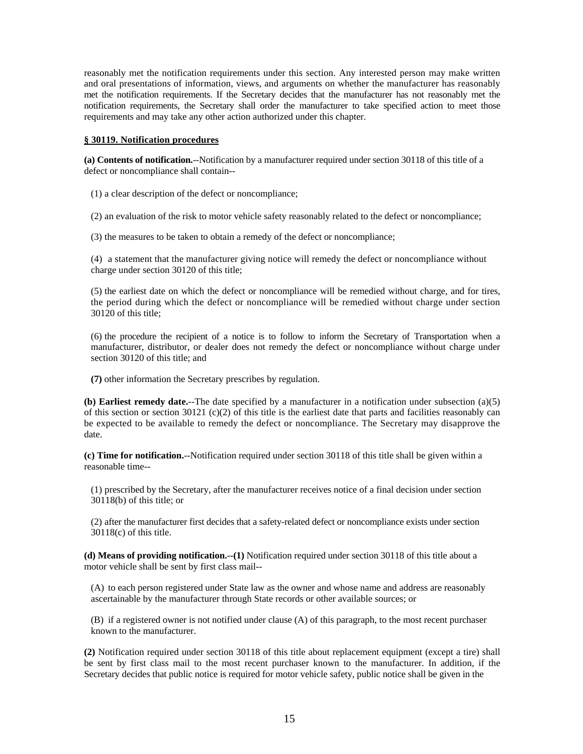reasonably met the notification requirements under this section. Any interested person may make written and oral presentations of information, views, and arguments on whether the manufacturer has reasonably met the notification requirements. If the Secretary decides that the manufacturer has not reasonably met the notification requirements, the Secretary shall order the manufacturer to take specified action to meet those requirements and may take any other action authorized under this chapter.

**§ 30119. Notification procedures**

**(a) Contents of notification.**--Notification by a manufacturer required under section 30118 of this title of a defect or noncompliance shall contain--

(1) a clear description of the defect or noncompliance;

(2) an evaluation of the risk to motor vehicle safety reasonably related to the defect or noncompliance;

(3) the measures to be taken to obtain a remedy of the defect or noncompliance;

(4) a statement that the manufacturer giving notice will remedy the defect or noncompliance without charge under section 30120 of this title;

(5) the earliest date on which the defect or noncompliance will be remedied without charge, and for tires, the period during which the defect or noncompliance will be remedied without charge under section 30120 of this title;

(6) the procedure the recipient of a notice is to follow to inform the Secretary of Transportation when a manufacturer, distributor, or dealer does not remedy the defect or noncompliance without charge under section 30120 of this title; and

**(7)** other information the Secretary prescribes by regulation.

**(b) Earliest remedy date.**--The date specified by a manufacturer in a notification under subsection (a)(5) of this section or section 30121 (c)(2) of this title is the earliest date that parts and facilities reasonably can be expected to be available to remedy the defect or noncompliance. The Secretary may disapprove the date.

**(c) Time for notification.**--Notification required under section 30118 of this title shall be given within a reasonable time--

(1) prescribed by the Secretary, after the manufacturer receives notice of a final decision under section 30118(b) of this title; or

(2) after the manufacturer first decides that a safety-related defect or noncompliance exists under section 30118(c) of this title.

**(d) Means of providing notification.--(1)** Notification required under section 30118 of this title about a motor vehicle shall be sent by first class mail--

(A) to each person registered under State law as the owner and whose name and address are reasonably ascertainable by the manufacturer through State records or other available sources; or

(B) if a registered owner is not notified under clause (A) of this paragraph, to the most recent purchaser known to the manufacturer.

**(2)** Notification required under section 30118 of this title about replacement equipment (except a tire) shall be sent by first class mail to the most recent purchaser known to the manufacturer. In addition, if the Secretary decides that public notice is required for motor vehicle safety, public notice shall be given in the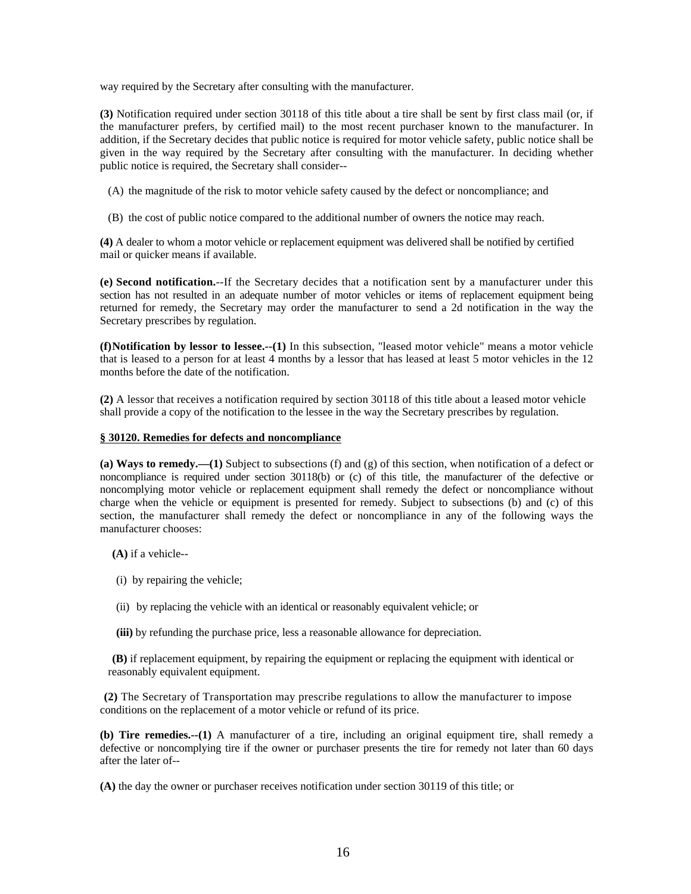way required by the Secretary after consulting with the manufacturer.

**(3)** Notification required under section 30118 of this title about a tire shall be sent by first class mail (or, if the manufacturer prefers, by certified mail) to the most recent purchaser known to the manufacturer. In addition, if the Secretary decides that public notice is required for motor vehicle safety, public notice shall be given in the way required by the Secretary after consulting with the manufacturer. In deciding whether public notice is required, the Secretary shall consider--

(A) the magnitude of the risk to motor vehicle safety caused by the defect or noncompliance; and

(B) the cost of public notice compared to the additional number of owners the notice may reach.

**(4)** A dealer to whom a motor vehicle or replacement equipment was delivered shall be notified by certified mail or quicker means if available.

**(e) Second notification.**--If the Secretary decides that a notification sent by a manufacturer under this section has not resulted in an adequate number of motor vehicles or items of replacement equipment being returned for remedy, the Secretary may order the manufacturer to send a 2d notification in the way the Secretary prescribes by regulation.

**(f)Notification by lessor to lessee.--(1)** In this subsection, "leased motor vehicle" means a motor vehicle that is leased to a person for at least 4 months by a lessor that has leased at least 5 motor vehicles in the 12 months before the date of the notification.

**(2)** A lessor that receives a notification required by section 30118 of this title about a leased motor vehicle shall provide a copy of the notification to the lessee in the way the Secretary prescribes by regulation.

**§ 30120. Remedies for defects and noncompliance**

**(a) Ways to remedy.—(1)** Subject to subsections (f) and (g) of this section, when notification of a defect or noncompliance is required under section 30118(b) or (c) of this title, the manufacturer of the defective or noncomplying motor vehicle or replacement equipment shall remedy the defect or noncompliance without charge when the vehicle or equipment is presented for remedy. Subject to subsections (b) and (c) of this section, the manufacturer shall remedy the defect or noncompliance in any of the following ways the manufacturer chooses:

**(A)** if a vehicle--

(i) by repairing the vehicle;

(ii) by replacing the vehicle with an identical or reasonably equivalent vehicle; or

**(iii)** by refunding the purchase price, less a reasonable allowance for depreciation.

**(B)** if replacement equipment, by repairing the equipment or replacing the equipment with identical or reasonably equivalent equipment.

**(2)** The Secretary of Transportation may prescribe regulations to allow the manufacturer to impose conditions on the replacement of a motor vehicle or refund of its price.

**(b) Tire remedies.--(1)** A manufacturer of a tire, including an original equipment tire, shall remedy a defective or noncomplying tire if the owner or purchaser presents the tire for remedy not later than 60 days after the later of--

**(A)** the day the owner or purchaser receives notification under section 30119 of this title; or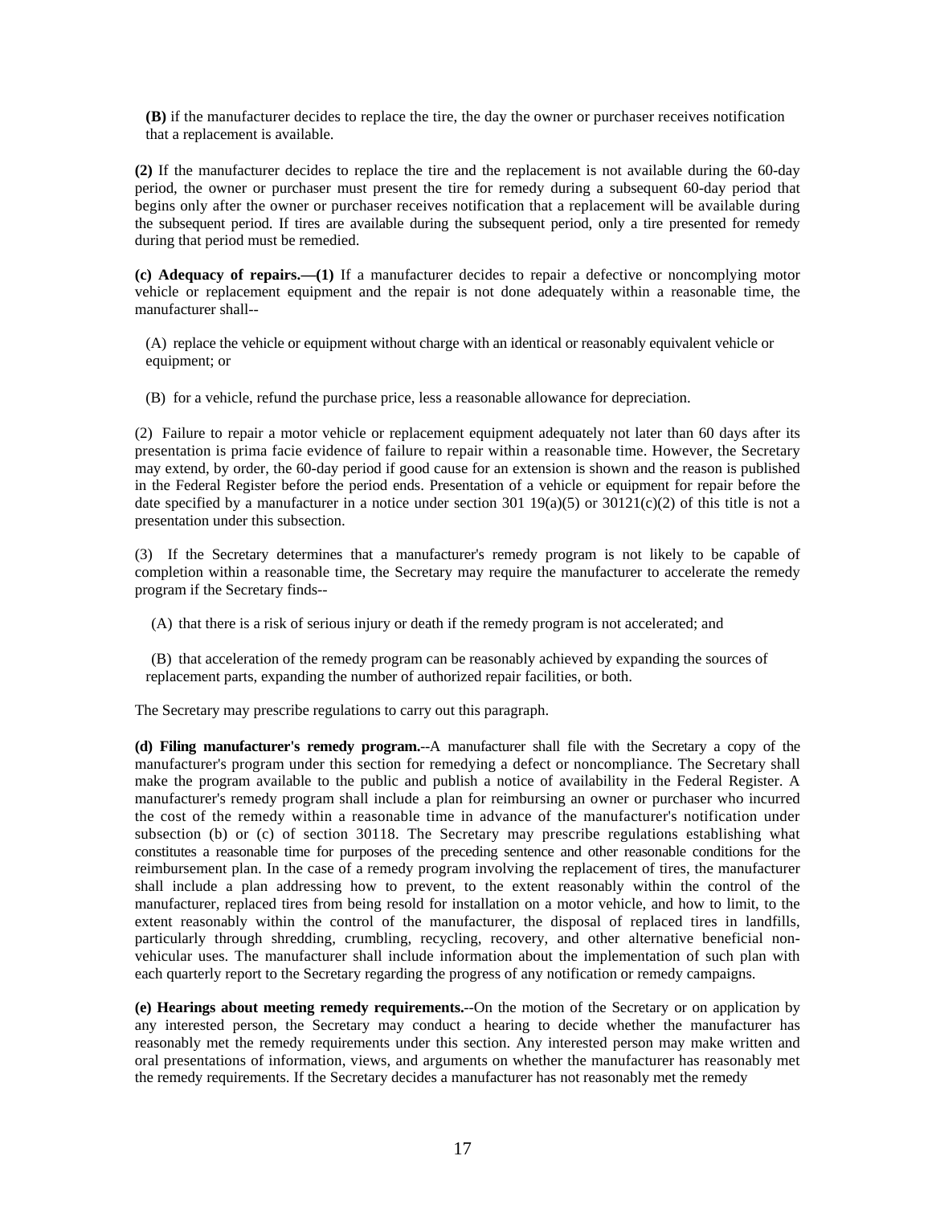**(B)** if the manufacturer decides to replace the tire, the day the owner or purchaser receives notification that a replacement is available.

**(2)** If the manufacturer decides to replace the tire and the replacement is not available during the 60-day period, the owner or purchaser must present the tire for remedy during a subsequent 60-day period that begins only after the owner or purchaser receives notification that a replacement will be available during the subsequent period. If tires are available during the subsequent period, only a tire presented for remedy during that period must be remedied.

**(c) Adequacy of repairs.—(1)** If a manufacturer decides to repair a defective or noncomplying motor vehicle or replacement equipment and the repair is not done adequately within a reasonable time, the manufacturer shall--

(A) replace the vehicle or equipment without charge with an identical or reasonably equivalent vehicle or equipment; or

(B) for a vehicle, refund the purchase price, less a reasonable allowance for depreciation.

(2) Failure to repair a motor vehicle or replacement equipment adequately not later than 60 days after its presentation is prima facie evidence of failure to repair within a reasonable time. However, the Secretary may extend, by order, the 60-day period if good cause for an extension is shown and the reason is published in the Federal Register before the period ends. Presentation of a vehicle or equipment for repair before the date specified by a manufacturer in a notice under section 301 19(a)(5) or 30121(c)(2) of this title is not a presentation under this subsection.

(3) If the Secretary determines that a manufacturer's remedy program is not likely to be capable of completion within a reasonable time, the Secretary may require the manufacturer to accelerate the remedy program if the Secretary finds--

(A) that there is a risk of serious injury or death if the remedy program is not accelerated; and

(B) that acceleration of the remedy program can be reasonably achieved by expanding the sources of replacement parts, expanding the number of authorized repair facilities, or both.

The Secretary may prescribe regulations to carry out this paragraph.

**(d) Filing manufacturer's remedy program.**--A manufacturer shall file with the Secretary a copy of the manufacturer's program under this section for remedying a defect or noncompliance. The Secretary shall make the program available to the public and publish a notice of availability in the Federal Register. A manufacturer's remedy program shall include a plan for reimbursing an owner or purchaser who incurred the cost of the remedy within a reasonable time in advance of the manufacturer's notification under subsection (b) or (c) of section 30118. The Secretary may prescribe regulations establishing what constitutes a reasonable time for purposes of the preceding sentence and other reasonable conditions for the reimbursement plan. In the case of a remedy program involving the replacement of tires, the manufacturer shall include a plan addressing how to prevent, to the extent reasonably within the control of the manufacturer, replaced tires from being resold for installation on a motor vehicle, and how to limit, to the extent reasonably within the control of the manufacturer, the disposal of replaced tires in landfills, particularly through shredding, crumbling, recycling, recovery, and other alternative beneficial non-vehicular uses. The manufacturer shall include information about the implementation of such plan with each quarterly report to the Secretary regarding the progress of any notification or remedy campaigns.

**(e) Hearings about meeting remedy requirements.**--On the motion of the Secretary or on application by any interested person, the Secretary may conduct a hearing to decide whether the manufacturer has reasonably met the remedy requirements under this section. Any interested person may make written and oral presentations of information, views, and arguments on whether the manufacturer has reasonably met the remedy requirements. If the Secretary decides a manufacturer has not reasonably met the remedy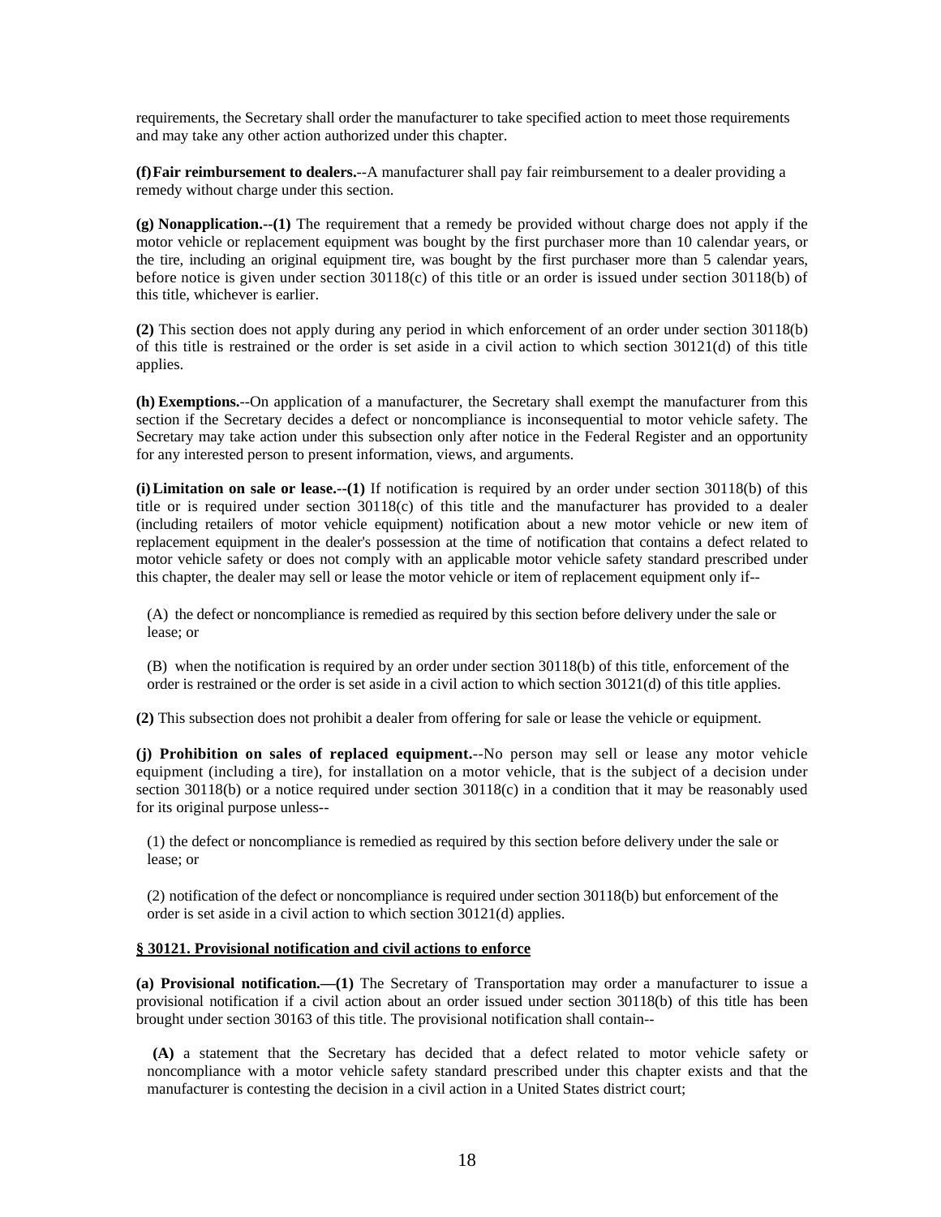requirements, the Secretary shall order the manufacturer to take specified action to meet those requirements and may take any other action authorized under this chapter.

**(f) Fair reimbursement to dealers.**--A manufacturer shall pay fair reimbursement to a dealer providing a remedy without charge under this section.

**(g) Nonapplication.--(1)** The requirement that a remedy be provided without charge does not apply if the motor vehicle or replacement equipment was bought by the first purchaser more than 10 calendar years, or the tire, including an original equipment tire, was bought by the first purchaser more than 5 calendar years, before notice is given under section 30118(c) of this title or an order is issued under section 30118(b) of this title, whichever is earlier.

**(2)** This section does not apply during any period in which enforcement of an order under section 30118(b) of this title is restrained or the order is set aside in a civil action to which section 30121(d) of this title applies.

**(h) Exemptions.**--On application of a manufacturer, the Secretary shall exempt the manufacturer from this section if the Secretary decides a defect or noncompliance is inconsequential to motor vehicle safety. The Secretary may take action under this subsection only after notice in the Federal Register and an opportunity for any interested person to present information, views, and arguments.

**(i) Limitation on sale or lease.--(1)** If notification is required by an order under section 30118(b) of this title or is required under section 30118(c) of this title and the manufacturer has provided to a dealer (including retailers of motor vehicle equipment) notification about a new motor vehicle or new item of replacement equipment in the dealer's possession at the time of notification that contains a defect related to motor vehicle safety or does not comply with an applicable motor vehicle safety standard prescribed under this chapter, the dealer may sell or lease the motor vehicle or item of replacement equipment only if--

(A) the defect or noncompliance is remedied as required by this section before delivery under the sale or lease; or

(B) when the notification is required by an order under section 30118(b) of this title, enforcement of the order is restrained or the order is set aside in a civil action to which section 30121(d) of this title applies.

**(2)** This subsection does not prohibit a dealer from offering for sale or lease the vehicle or equipment.

**(j) Prohibition on sales of replaced equipment.**--No person may sell or lease any motor vehicle equipment (including a tire), for installation on a motor vehicle, that is the subject of a decision under section 30118(b) or a notice required under section 30118(c) in a condition that it may be reasonably used for its original purpose unless--

(1) the defect or noncompliance is remedied as required by this section before delivery under the sale or lease; or

(2) notification of the defect or noncompliance is required under section 30118(b) but enforcement of the order is set aside in a civil action to which section 30121(d) applies.

**§ 30121. Provisional notification and civil actions to enforce**

**(a) Provisional notification.—(1)** The Secretary of Transportation may order a manufacturer to issue a provisional notification if a civil action about an order issued under section 30118(b) of this title has been brought under section 30163 of this title. The provisional notification shall contain--

**(A)** a statement that the Secretary has decided that a defect related to motor vehicle safety or noncompliance with a motor vehicle safety standard prescribed under this chapter exists and that the manufacturer is contesting the decision in a civil action in a United States district court;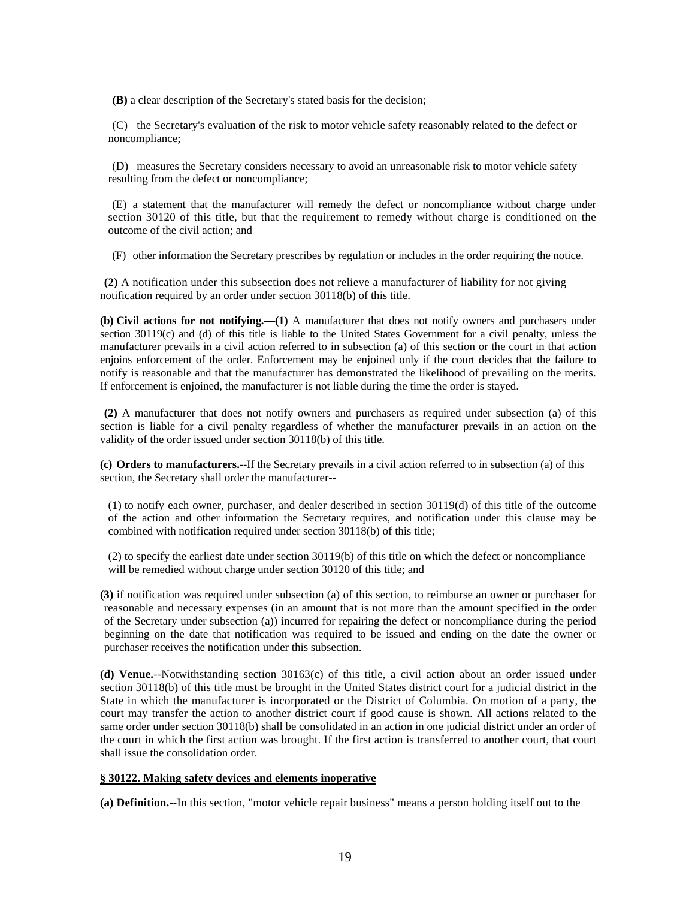**(B)** a clear description of the Secretary's stated basis for the decision;

(C) the Secretary's evaluation of the risk to motor vehicle safety reasonably related to the defect or noncompliance;

(D) measures the Secretary considers necessary to avoid an unreasonable risk to motor vehicle safety resulting from the defect or noncompliance;

(E) a statement that the manufacturer will remedy the defect or noncompliance without charge under section 30120 of this title, but that the requirement to remedy without charge is conditioned on the outcome of the civil action; and

(F) other information the Secretary prescribes by regulation or includes in the order requiring the notice.

**(2)** A notification under this subsection does not relieve a manufacturer of liability for not giving notification required by an order under section 30118(b) of this title.

**(b) Civil actions for not notifying.—(1)** A manufacturer that does not notify owners and purchasers under section 30119(c) and (d) of this title is liable to the United States Government for a civil penalty, unless the manufacturer prevails in a civil action referred to in subsection (a) of this section or the court in that action enjoins enforcement of the order. Enforcement may be enjoined only if the court decides that the failure to notify is reasonable and that the manufacturer has demonstrated the likelihood of prevailing on the merits. If enforcement is enjoined, the manufacturer is not liable during the time the order is stayed.

**(2)** A manufacturer that does not notify owners and purchasers as required under subsection (a) of this section is liable for a civil penalty regardless of whether the manufacturer prevails in an action on the validity of the order issued under section 30118(b) of this title.

**(c) Orders to manufacturers.**--If the Secretary prevails in a civil action referred to in subsection (a) of this section, the Secretary shall order the manufacturer--

(1) to notify each owner, purchaser, and dealer described in section 30119(d) of this title of the outcome of the action and other information the Secretary requires, and notification under this clause may be combined with notification required under section 30118(b) of this title;

(2) to specify the earliest date under section 30119(b) of this title on which the defect or noncompliance will be remedied without charge under section 30120 of this title; and

**(3)** if notification was required under subsection (a) of this section, to reimburse an owner or purchaser for reasonable and necessary expenses (in an amount that is not more than the amount specified in the order of the Secretary under subsection (a)) incurred for repairing the defect or noncompliance during the period beginning on the date that notification was required to be issued and ending on the date the owner or purchaser receives the notification under this subsection.

**(d) Venue.**--Notwithstanding section 30163(c) of this title, a civil action about an order issued under section 30118(b) of this title must be brought in the United States district court for a judicial district in the State in which the manufacturer is incorporated or the District of Columbia. On motion of a party, the court may transfer the action to another district court if good cause is shown. All actions related to the same order under section 30118(b) shall be consolidated in an action in one judicial district under an order of the court in which the first action was brought. If the first action is transferred to another court, that court shall issue the consolidation order.

### § 30122. Making safety devices and elements inoperative

**(a) Definition.**--In this section, "motor vehicle repair business" means a person holding itself out to the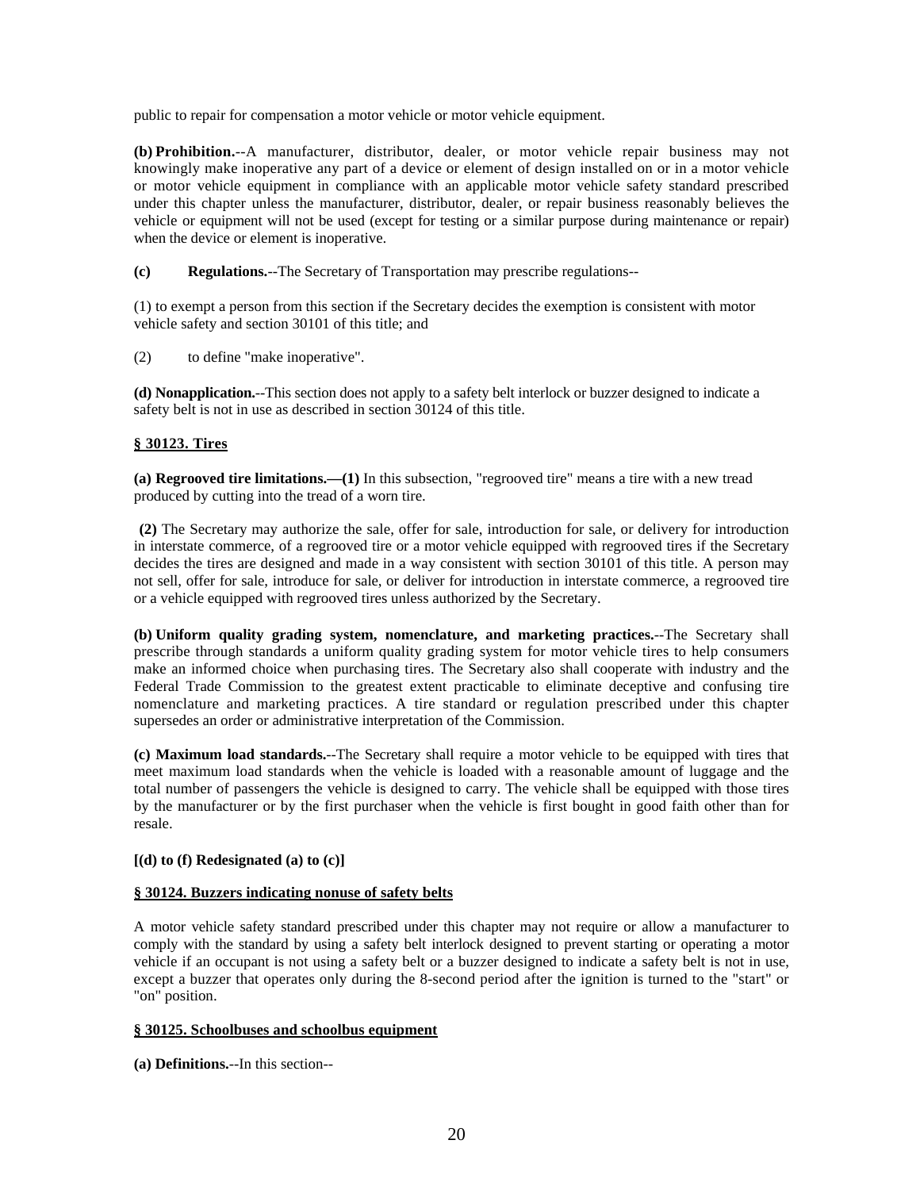public to repair for compensation a motor vehicle or motor vehicle equipment.

**(b) Prohibition.**--A manufacturer, distributor, dealer, or motor vehicle repair business may not knowingly make inoperative any part of a device or element of design installed on or in a motor vehicle or motor vehicle equipment in compliance with an applicable motor vehicle safety standard prescribed under this chapter unless the manufacturer, distributor, dealer, or repair business reasonably believes the vehicle or equipment will not be used (except for testing or a similar purpose during maintenance or repair) when the device or element is inoperative.

**(c) Regulations.**--The Secretary of Transportation may prescribe regulations--

(1) to exempt a person from this section if the Secretary decides the exemption is consistent with motor vehicle safety and section 30101 of this title; and

(2) to define "make inoperative".

**(d) Nonapplication.**--This section does not apply to a safety belt interlock or buzzer designed to indicate a safety belt is not in use as described in section 30124 of this title.

## § 30123. Tires

**(a) Regrooved tire limitations.—(1)** In this subsection, "regrooved tire" means a tire with a new tread produced by cutting into the tread of a worn tire.

**(2)** The Secretary may authorize the sale, offer for sale, introduction for sale, or delivery for introduction in interstate commerce, of a regrooved tire or a motor vehicle equipped with regrooved tires if the Secretary decides the tires are designed and made in a way consistent with section 30101 of this title. A person may not sell, offer for sale, introduce for sale, or deliver for introduction in interstate commerce, a regrooved tire or a vehicle equipped with regrooved tires unless authorized by the Secretary.

**(b) Uniform quality grading system, nomenclature, and marketing practices.**--The Secretary shall prescribe through standards a uniform quality grading system for motor vehicle tires to help consumers make an informed choice when purchasing tires. The Secretary also shall cooperate with industry and the Federal Trade Commission to the greatest extent practicable to eliminate deceptive and confusing tire nomenclature and marketing practices. A tire standard or regulation prescribed under this chapter supersedes an order or administrative interpretation of the Commission.

**(c) Maximum load standards.**--The Secretary shall require a motor vehicle to be equipped with tires that meet maximum load standards when the vehicle is loaded with a reasonable amount of luggage and the total number of passengers the vehicle is designed to carry. The vehicle shall be equipped with those tires by the manufacturer or by the first purchaser when the vehicle is first bought in good faith other than for resale.

**[(d) to (f) Redesignated (a) to (c)]**

## § 30124. Buzzers indicating nonuse of safety belts

A motor vehicle safety standard prescribed under this chapter may not require or allow a manufacturer to comply with the standard by using a safety belt interlock designed to prevent starting or operating a motor vehicle if an occupant is not using a safety belt or a buzzer designed to indicate a safety belt is not in use, except a buzzer that operates only during the 8-second period after the ignition is turned to the "start" or "on" position.

## § 30125. Schoolbuses and schoolbus equipment

**(a) Definitions.**--In this section--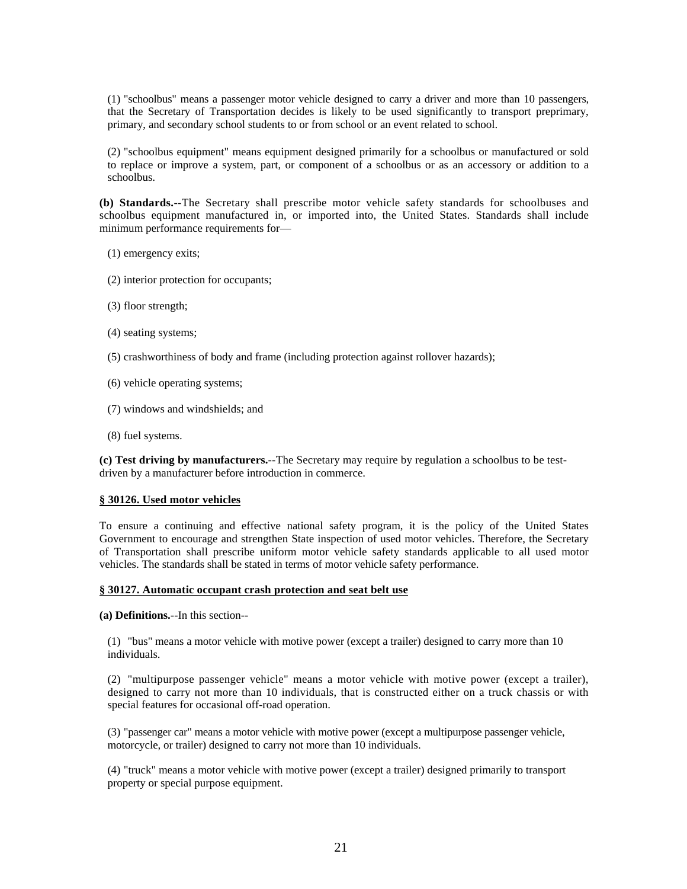(1) "schoolbus" means a passenger motor vehicle designed to carry a driver and more than 10 passengers, that the Secretary of Transportation decides is likely to be used significantly to transport preprimary, primary, and secondary school students to or from school or an event related to school.

(2) "schoolbus equipment" means equipment designed primarily for a schoolbus or manufactured or sold to replace or improve a system, part, or component of a schoolbus or as an accessory or addition to a schoolbus.

**(b) Standards.**--The Secretary shall prescribe motor vehicle safety standards for schoolbuses and schoolbus equipment manufactured in, or imported into, the United States. Standards shall include minimum performance requirements for—

(1) emergency exits;

(2) interior protection for occupants;

(3) floor strength;

(4) seating systems;

(5) crashworthiness of body and frame (including protection against rollover hazards);

(6) vehicle operating systems;

(7) windows and windshields; and

(8) fuel systems.

**(c) Test driving by manufacturers.**--The Secretary may require by regulation a schoolbus to be test-driven by a manufacturer before introduction in commerce.

**§ 30126. Used motor vehicles**

To ensure a continuing and effective national safety program, it is the policy of the United States Government to encourage and strengthen State inspection of used motor vehicles. Therefore, the Secretary of Transportation shall prescribe uniform motor vehicle safety standards applicable to all used motor vehicles. The standards shall be stated in terms of motor vehicle safety performance.

**§ 30127. Automatic occupant crash protection and seat belt use**

**(a) Definitions.**--In this section--

(1) "bus" means a motor vehicle with motive power (except a trailer) designed to carry more than 10 individuals.

(2) "multipurpose passenger vehicle" means a motor vehicle with motive power (except a trailer), designed to carry not more than 10 individuals, that is constructed either on a truck chassis or with special features for occasional off-road operation.

(3) "passenger car" means a motor vehicle with motive power (except a multipurpose passenger vehicle, motorcycle, or trailer) designed to carry not more than 10 individuals.

(4) "truck" means a motor vehicle with motive power (except a trailer) designed primarily to transport property or special purpose equipment.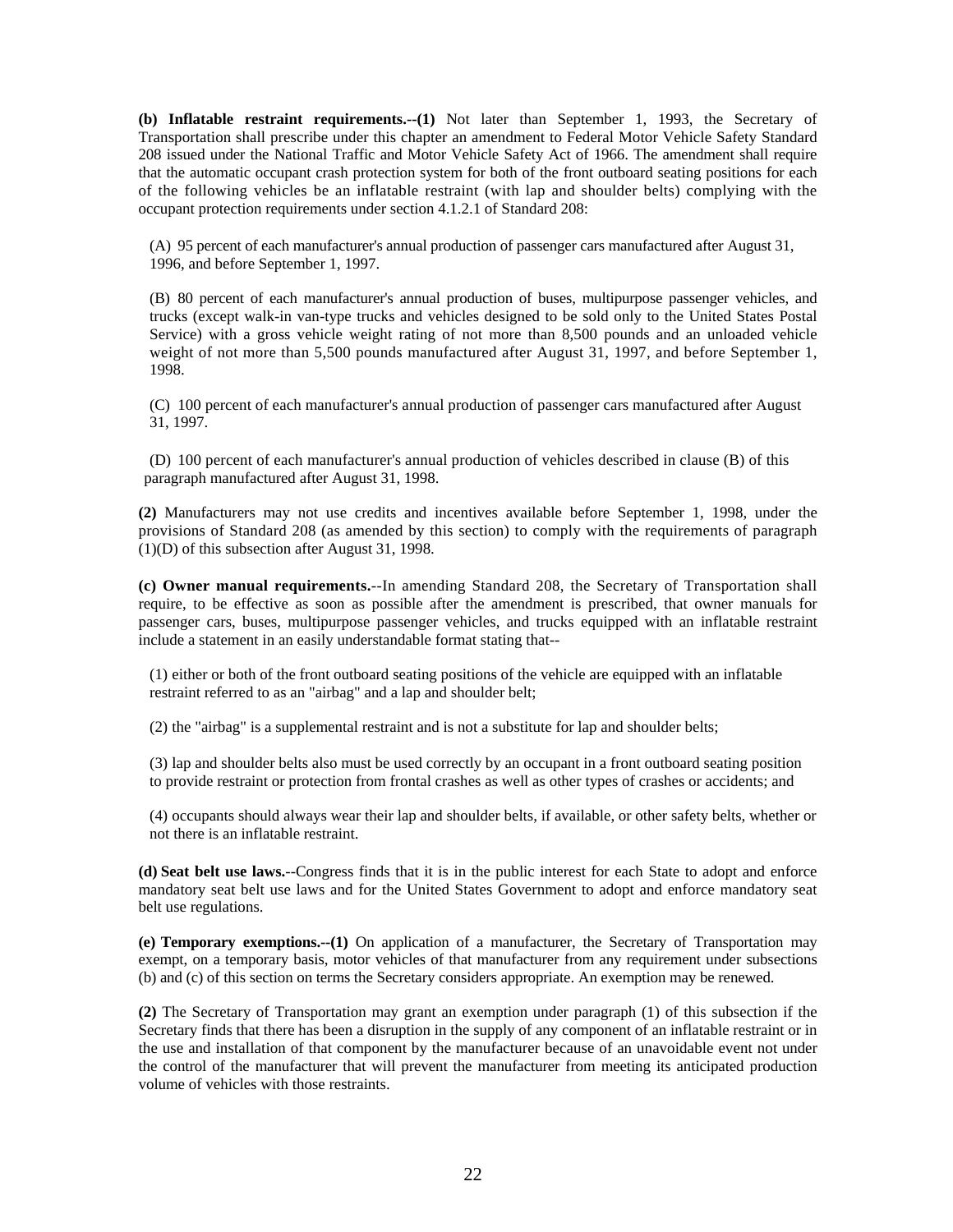**(b) Inflatable restraint requirements.--(1)** Not later than September 1, 1993, the Secretary of Transportation shall prescribe under this chapter an amendment to Federal Motor Vehicle Safety Standard 208 issued under the National Traffic and Motor Vehicle Safety Act of 1966. The amendment shall require that the automatic occupant crash protection system for both of the front outboard seating positions for each of the following vehicles be an inflatable restraint (with lap and shoulder belts) complying with the occupant protection requirements under section 4.1.2.1 of Standard 208:

(A) 95 percent of each manufacturer's annual production of passenger cars manufactured after August 31, 1996, and before September 1, 1997.

(B) 80 percent of each manufacturer's annual production of buses, multipurpose passenger vehicles, and trucks (except walk-in van-type trucks and vehicles designed to be sold only to the United States Postal Service) with a gross vehicle weight rating of not more than 8,500 pounds and an unloaded vehicle weight of not more than 5,500 pounds manufactured after August 31, 1997, and before September 1, 1998.

(C) 100 percent of each manufacturer's annual production of passenger cars manufactured after August 31, 1997.

(D) 100 percent of each manufacturer's annual production of vehicles described in clause (B) of this paragraph manufactured after August 31, 1998.

**(2)** Manufacturers may not use credits and incentives available before September 1, 1998, under the provisions of Standard 208 (as amended by this section) to comply with the requirements of paragraph (1)(D) of this subsection after August 31, 1998.

**(c) Owner manual requirements.**--In amending Standard 208, the Secretary of Transportation shall require, to be effective as soon as possible after the amendment is prescribed, that owner manuals for passenger cars, buses, multipurpose passenger vehicles, and trucks equipped with an inflatable restraint include a statement in an easily understandable format stating that--

(1) either or both of the front outboard seating positions of the vehicle are equipped with an inflatable restraint referred to as an "airbag" and a lap and shoulder belt;

(2) the "airbag" is a supplemental restraint and is not a substitute for lap and shoulder belts;

(3) lap and shoulder belts also must be used correctly by an occupant in a front outboard seating position to provide restraint or protection from frontal crashes as well as other types of crashes or accidents; and

(4) occupants should always wear their lap and shoulder belts, if available, or other safety belts, whether or not there is an inflatable restraint.

**(d) Seat belt use laws.**--Congress finds that it is in the public interest for each State to adopt and enforce mandatory seat belt use laws and for the United States Government to adopt and enforce mandatory seat belt use regulations.

**(e) Temporary exemptions.--(1)** On application of a manufacturer, the Secretary of Transportation may exempt, on a temporary basis, motor vehicles of that manufacturer from any requirement under subsections (b) and (c) of this section on terms the Secretary considers appropriate. An exemption may be renewed.

**(2)** The Secretary of Transportation may grant an exemption under paragraph (1) of this subsection if the Secretary finds that there has been a disruption in the supply of any component of an inflatable restraint or in the use and installation of that component by the manufacturer because of an unavoidable event not under the control of the manufacturer that will prevent the manufacturer from meeting its anticipated production volume of vehicles with those restraints.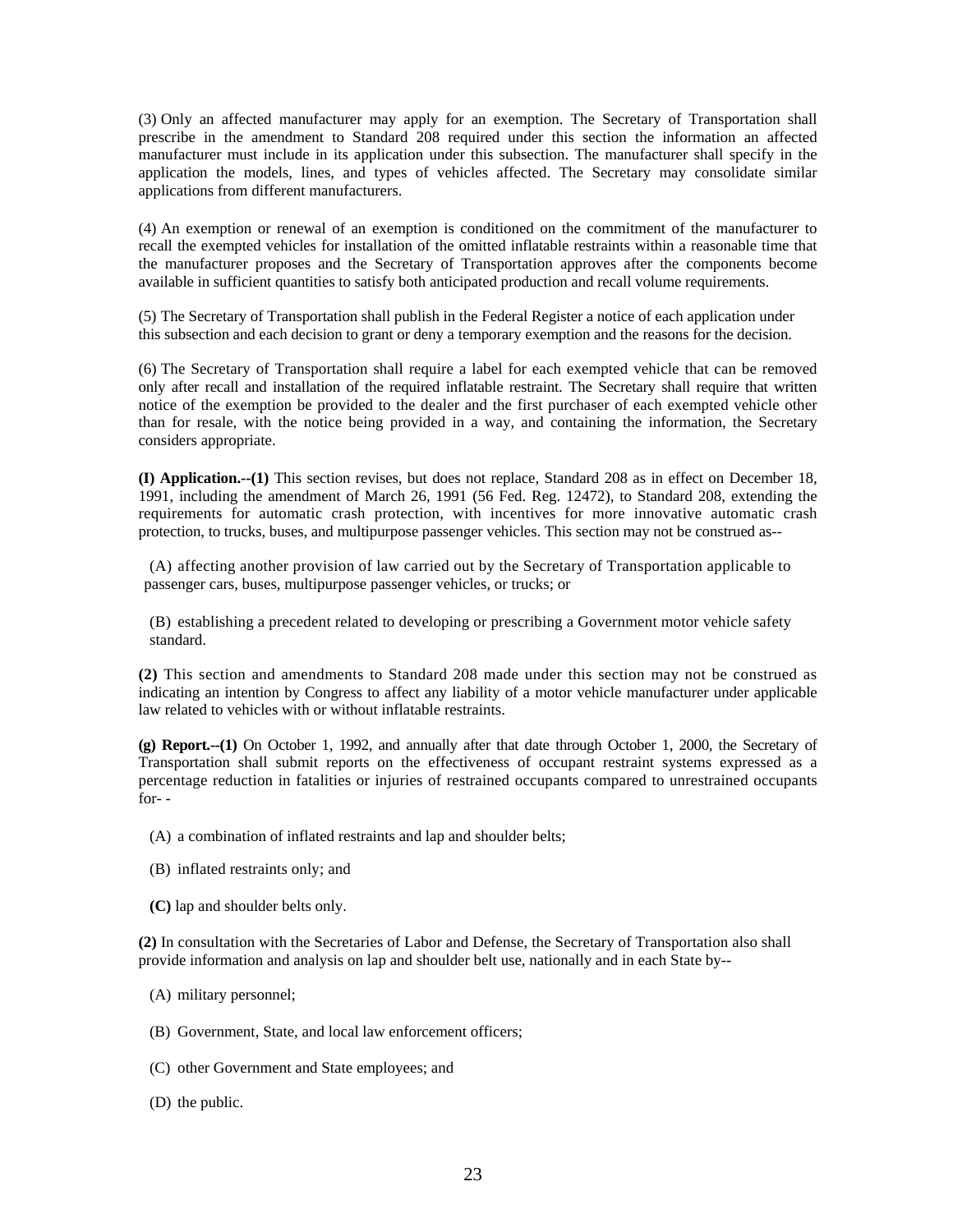(3) Only an affected manufacturer may apply for an exemption. The Secretary of Transportation shall prescribe in the amendment to Standard 208 required under this section the information an affected manufacturer must include in its application under this subsection. The manufacturer shall specify in the application the models, lines, and types of vehicles affected. The Secretary may consolidate similar applications from different manufacturers.

(4) An exemption or renewal of an exemption is conditioned on the commitment of the manufacturer to recall the exempted vehicles for installation of the omitted inflatable restraints within a reasonable time that the manufacturer proposes and the Secretary of Transportation approves after the components become available in sufficient quantities to satisfy both anticipated production and recall volume requirements.

(5) The Secretary of Transportation shall publish in the Federal Register a notice of each application under this subsection and each decision to grant or deny a temporary exemption and the reasons for the decision.

(6) The Secretary of Transportation shall require a label for each exempted vehicle that can be removed only after recall and installation of the required inflatable restraint. The Secretary shall require that written notice of the exemption be provided to the dealer and the first purchaser of each exempted vehicle other than for resale, with the notice being provided in a way, and containing the information, the Secretary considers appropriate.

**(I) Application.**--**(1)** This section revises, but does not replace, Standard 208 as in effect on December 18, 1991, including the amendment of March 26, 1991 (56 Fed. Reg. 12472), to Standard 208, extending the requirements for automatic crash protection, with incentives for more innovative automatic crash protection, to trucks, buses, and multipurpose passenger vehicles. This section may not be construed as--

(A) affecting another provision of law carried out by the Secretary of Transportation applicable to passenger cars, buses, multipurpose passenger vehicles, or trucks; or

(B) establishing a precedent related to developing or prescribing a Government motor vehicle safety standard.

**(2)** This section and amendments to Standard 208 made under this section may not be construed as indicating an intention by Congress to affect any liability of a motor vehicle manufacturer under applicable law related to vehicles with or without inflatable restraints.

**(g) Report.--(1)** On October 1, 1992, and annually after that date through October 1, 2000, the Secretary of Transportation shall submit reports on the effectiveness of occupant restraint systems expressed as a percentage reduction in fatalities or injuries of restrained occupants compared to unrestrained occupants for- -

(A) a combination of inflated restraints and lap and shoulder belts;

(B) inflated restraints only; and

**(C)** lap and shoulder belts only.

**(2)** In consultation with the Secretaries of Labor and Defense, the Secretary of Transportation also shall provide information and analysis on lap and shoulder belt use, nationally and in each State by--

(A) military personnel;

(B) Government, State, and local law enforcement officers;

(C) other Government and State employees; and

(D) the public.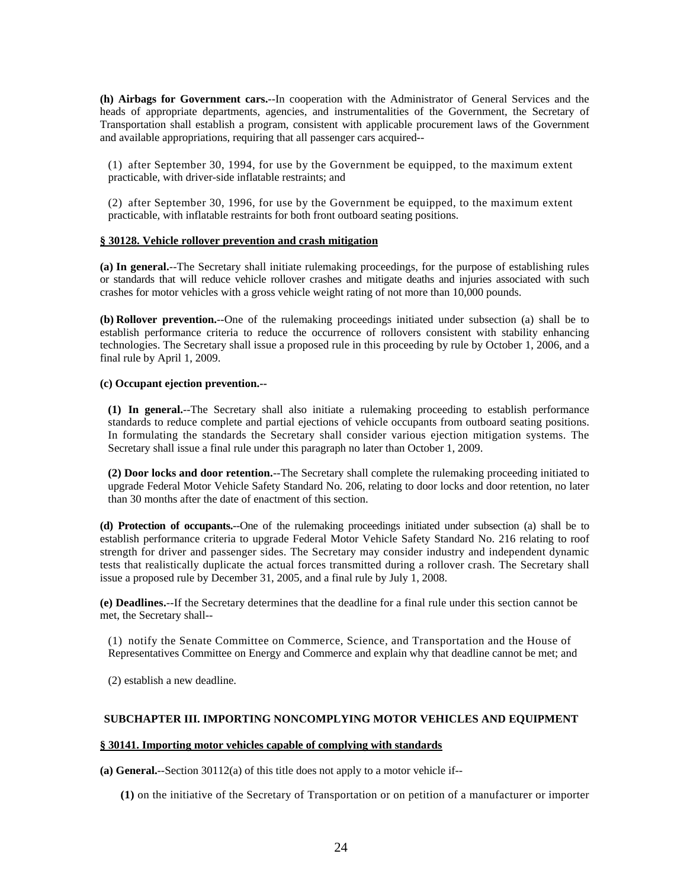**(h) Airbags for Government cars.**--In cooperation with the Administrator of General Services and the heads of appropriate departments, agencies, and instrumentalities of the Government, the Secretary of Transportation shall establish a program, consistent with applicable procurement laws of the Government and available appropriations, requiring that all passenger cars acquired--

(1) after September 30, 1994, for use by the Government be equipped, to the maximum extent practicable, with driver-side inflatable restraints; and

(2) after September 30, 1996, for use by the Government be equipped, to the maximum extent practicable, with inflatable restraints for both front outboard seating positions.

**§ 30128. Vehicle rollover prevention and crash mitigation**

**(a) In general.**--The Secretary shall initiate rulemaking proceedings, for the purpose of establishing rules or standards that will reduce vehicle rollover crashes and mitigate deaths and injuries associated with such crashes for motor vehicles with a gross vehicle weight rating of not more than 10,000 pounds.

**(b) Rollover prevention.**--One of the rulemaking proceedings initiated under subsection (a) shall be to establish performance criteria to reduce the occurrence of rollovers consistent with stability enhancing technologies. The Secretary shall issue a proposed rule in this proceeding by rule by October 1, 2006, and a final rule by April 1, 2009.

**(c) Occupant ejection prevention.--**

**(1) In general.**--The Secretary shall also initiate a rulemaking proceeding to establish performance standards to reduce complete and partial ejections of vehicle occupants from outboard seating positions. In formulating the standards the Secretary shall consider various ejection mitigation systems. The Secretary shall issue a final rule under this paragraph no later than October 1, 2009.

**(2) Door locks and door retention.**--The Secretary shall complete the rulemaking proceeding initiated to upgrade Federal Motor Vehicle Safety Standard No. 206, relating to door locks and door retention, no later than 30 months after the date of enactment of this section.

**(d) Protection of occupants.**--One of the rulemaking proceedings initiated under subsection (a) shall be to establish performance criteria to upgrade Federal Motor Vehicle Safety Standard No. 216 relating to roof strength for driver and passenger sides. The Secretary may consider industry and independent dynamic tests that realistically duplicate the actual forces transmitted during a rollover crash. The Secretary shall issue a proposed rule by December 31, 2005, and a final rule by July 1, 2008.

**(e) Deadlines.**--If the Secretary determines that the deadline for a final rule under this section cannot be met, the Secretary shall--

(1) notify the Senate Committee on Commerce, Science, and Transportation and the House of Representatives Committee on Energy and Commerce and explain why that deadline cannot be met; and

(2) establish a new deadline.

## SUBCHAPTER III. IMPORTING NONCOMPLYING MOTOR VEHICLES AND EQUIPMENT

**§ 30141. Importing motor vehicles capable of complying with standards**

**(a) General.**--Section 30112(a) of this title does not apply to a motor vehicle if--

**(1)** on the initiative of the Secretary of Transportation or on petition of a manufacturer or importer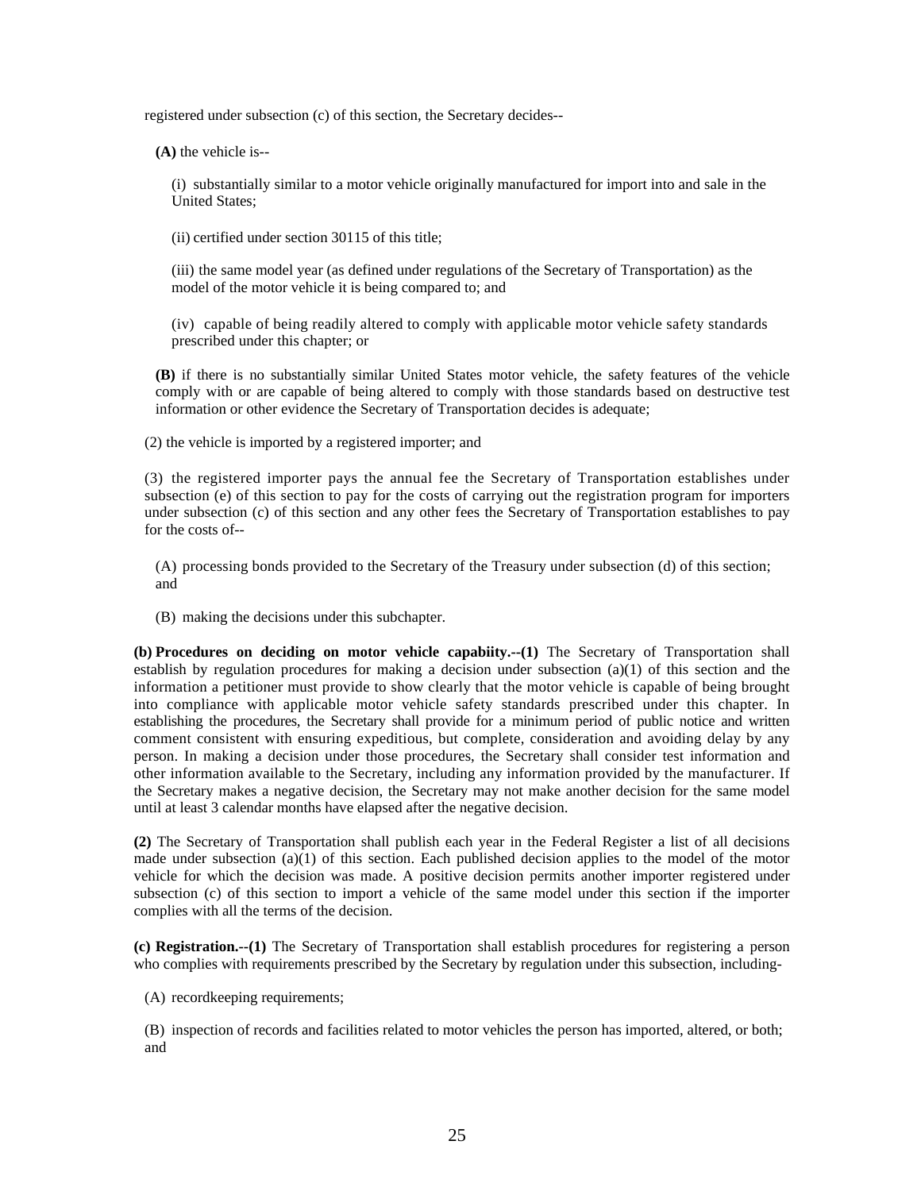registered under subsection (c) of this section, the Secretary decides--

**(A)** the vehicle is--

(i) substantially similar to a motor vehicle originally manufactured for import into and sale in the United States;

(ii) certified under section 30115 of this title;

(iii) the same model year (as defined under regulations of the Secretary of Transportation) as the model of the motor vehicle it is being compared to; and

(iv) capable of being readily altered to comply with applicable motor vehicle safety standards prescribed under this chapter; or

**(B)** if there is no substantially similar United States motor vehicle, the safety features of the vehicle comply with or are capable of being altered to comply with those standards based on destructive test information or other evidence the Secretary of Transportation decides is adequate;

(2) the vehicle is imported by a registered importer; and

(3) the registered importer pays the annual fee the Secretary of Transportation establishes under subsection (e) of this section to pay for the costs of carrying out the registration program for importers under subsection (c) of this section and any other fees the Secretary of Transportation establishes to pay for the costs of--

(A) processing bonds provided to the Secretary of the Treasury under subsection (d) of this section; and

(B) making the decisions under this subchapter.

**(b) Procedures on deciding on motor vehicle capabiity.--(1)** The Secretary of Transportation shall establish by regulation procedures for making a decision under subsection (a)(1) of this section and the information a petitioner must provide to show clearly that the motor vehicle is capable of being brought into compliance with applicable motor vehicle safety standards prescribed under this chapter. In establishing the procedures, the Secretary shall provide for a minimum period of public notice and written comment consistent with ensuring expeditious, but complete, consideration and avoiding delay by any person. In making a decision under those procedures, the Secretary shall consider test information and other information available to the Secretary, including any information provided by the manufacturer. If the Secretary makes a negative decision, the Secretary may not make another decision for the same model until at least 3 calendar months have elapsed after the negative decision.

**(2)** The Secretary of Transportation shall publish each year in the Federal Register a list of all decisions made under subsection (a)(1) of this section. Each published decision applies to the model of the motor vehicle for which the decision was made. A positive decision permits another importer registered under subsection (c) of this section to import a vehicle of the same model under this section if the importer complies with all the terms of the decision.

**(c) Registration.--(1)** The Secretary of Transportation shall establish procedures for registering a person who complies with requirements prescribed by the Secretary by regulation under this subsection, including-

(A) recordkeeping requirements;

(B) inspection of records and facilities related to motor vehicles the person has imported, altered, or both; and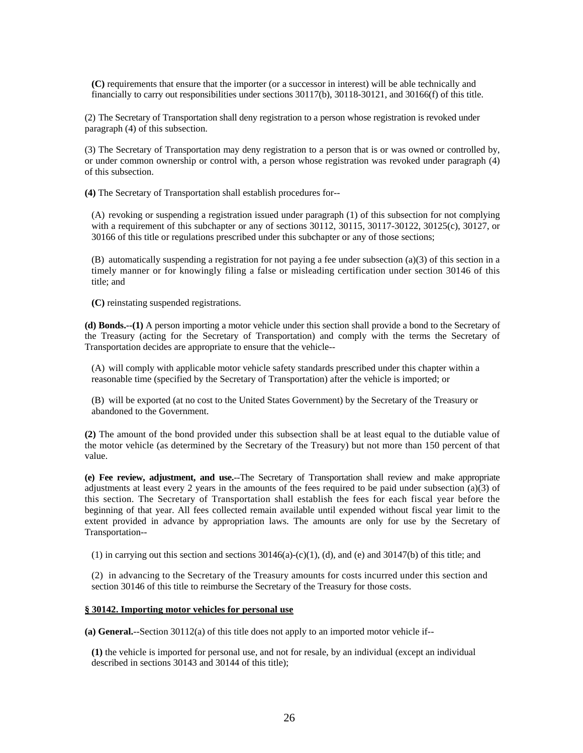**(C)** requirements that ensure that the importer (or a successor in interest) will be able technically and financially to carry out responsibilities under sections 30117(b), 30118-30121, and 30166(f) of this title.

(2) The Secretary of Transportation shall deny registration to a person whose registration is revoked under paragraph (4) of this subsection.

(3) The Secretary of Transportation may deny registration to a person that is or was owned or controlled by, or under common ownership or control with, a person whose registration was revoked under paragraph (4) of this subsection.

**(4)** The Secretary of Transportation shall establish procedures for--

(A) revoking or suspending a registration issued under paragraph (1) of this subsection for not complying with a requirement of this subchapter or any of sections 30112, 30115, 30117-30122, 30125(c), 30127, or 30166 of this title or regulations prescribed under this subchapter or any of those sections;

(B) automatically suspending a registration for not paying a fee under subsection (a)(3) of this section in a timely manner or for knowingly filing a false or misleading certification under section 30146 of this title; and

**(C)** reinstating suspended registrations.

**(d) Bonds.--(1)** A person importing a motor vehicle under this section shall provide a bond to the Secretary of the Treasury (acting for the Secretary of Transportation) and comply with the terms the Secretary of Transportation decides are appropriate to ensure that the vehicle--

(A) will comply with applicable motor vehicle safety standards prescribed under this chapter within a reasonable time (specified by the Secretary of Transportation) after the vehicle is imported; or

(B) will be exported (at no cost to the United States Government) by the Secretary of the Treasury or abandoned to the Government.

**(2)** The amount of the bond provided under this subsection shall be at least equal to the dutiable value of the motor vehicle (as determined by the Secretary of the Treasury) but not more than 150 percent of that value.

**(e) Fee review, adjustment, and use.--**The Secretary of Transportation shall review and make appropriate adjustments at least every 2 years in the amounts of the fees required to be paid under subsection (a)(3) of this section. The Secretary of Transportation shall establish the fees for each fiscal year before the beginning of that year. All fees collected remain available until expended without fiscal year limit to the extent provided in advance by appropriation laws. The amounts are only for use by the Secretary of Transportation--

(1) in carrying out this section and sections 30146(a)-(c)(1), (d), and (e) and 30147(b) of this title; and

(2) in advancing to the Secretary of the Treasury amounts for costs incurred under this section and section 30146 of this title to reimburse the Secretary of the Treasury for those costs.

**§ 30142. Importing motor vehicles for personal use**

**(a) General.**--Section 30112(a) of this title does not apply to an imported motor vehicle if--

**(1)** the vehicle is imported for personal use, and not for resale, by an individual (except an individual described in sections 30143 and 30144 of this title);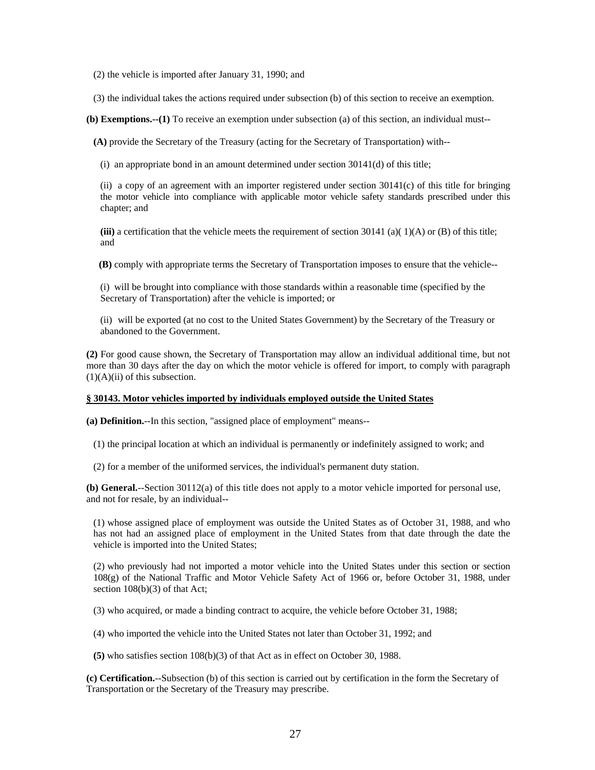(2) the vehicle is imported after January 31, 1990; and

(3) the individual takes the actions required under subsection (b) of this section to receive an exemption.

**(b) Exemptions.--(1)** To receive an exemption under subsection (a) of this section, an individual must--

**(A)** provide the Secretary of the Treasury (acting for the Secretary of Transportation) with--

(i) an appropriate bond in an amount determined under section 30141(d) of this title;

(ii) a copy of an agreement with an importer registered under section 30141(c) of this title for bringing the motor vehicle into compliance with applicable motor vehicle safety standards prescribed under this chapter; and

**(iii)** a certification that the vehicle meets the requirement of section 30141 (a)( 1)(A) or (B) of this title; and

**(B)** comply with appropriate terms the Secretary of Transportation imposes to ensure that the vehicle--

(i) will be brought into compliance with those standards within a reasonable time (specified by the Secretary of Transportation) after the vehicle is imported; or

(ii) will be exported (at no cost to the United States Government) by the Secretary of the Treasury or abandoned to the Government.

**(2)** For good cause shown, the Secretary of Transportation may allow an individual additional time, but not more than 30 days after the day on which the motor vehicle is offered for import, to comply with paragraph (1)(A)(ii) of this subsection.

**§ 30143. Motor vehicles imported by individuals employed outside the United States**

**(a) Definition.**--In this section, "assigned place of employment" means--

(1) the principal location at which an individual is permanently or indefinitely assigned to work; and

(2) for a member of the uniformed services, the individual's permanent duty station.

**(b) General.**--Section 30112(a) of this title does not apply to a motor vehicle imported for personal use, and not for resale, by an individual--

(1) whose assigned place of employment was outside the United States as of October 31, 1988, and who has not had an assigned place of employment in the United States from that date through the date the vehicle is imported into the United States;

(2) who previously had not imported a motor vehicle into the United States under this section or section 108(g) of the National Traffic and Motor Vehicle Safety Act of 1966 or, before October 31, 1988, under section 108(b)(3) of that Act;

(3) who acquired, or made a binding contract to acquire, the vehicle before October 31, 1988;

(4) who imported the vehicle into the United States not later than October 31, 1992; and

**(5)** who satisfies section 108(b)(3) of that Act as in effect on October 30, 1988.

**(c) Certification.**--Subsection (b) of this section is carried out by certification in the form the Secretary of Transportation or the Secretary of the Treasury may prescribe.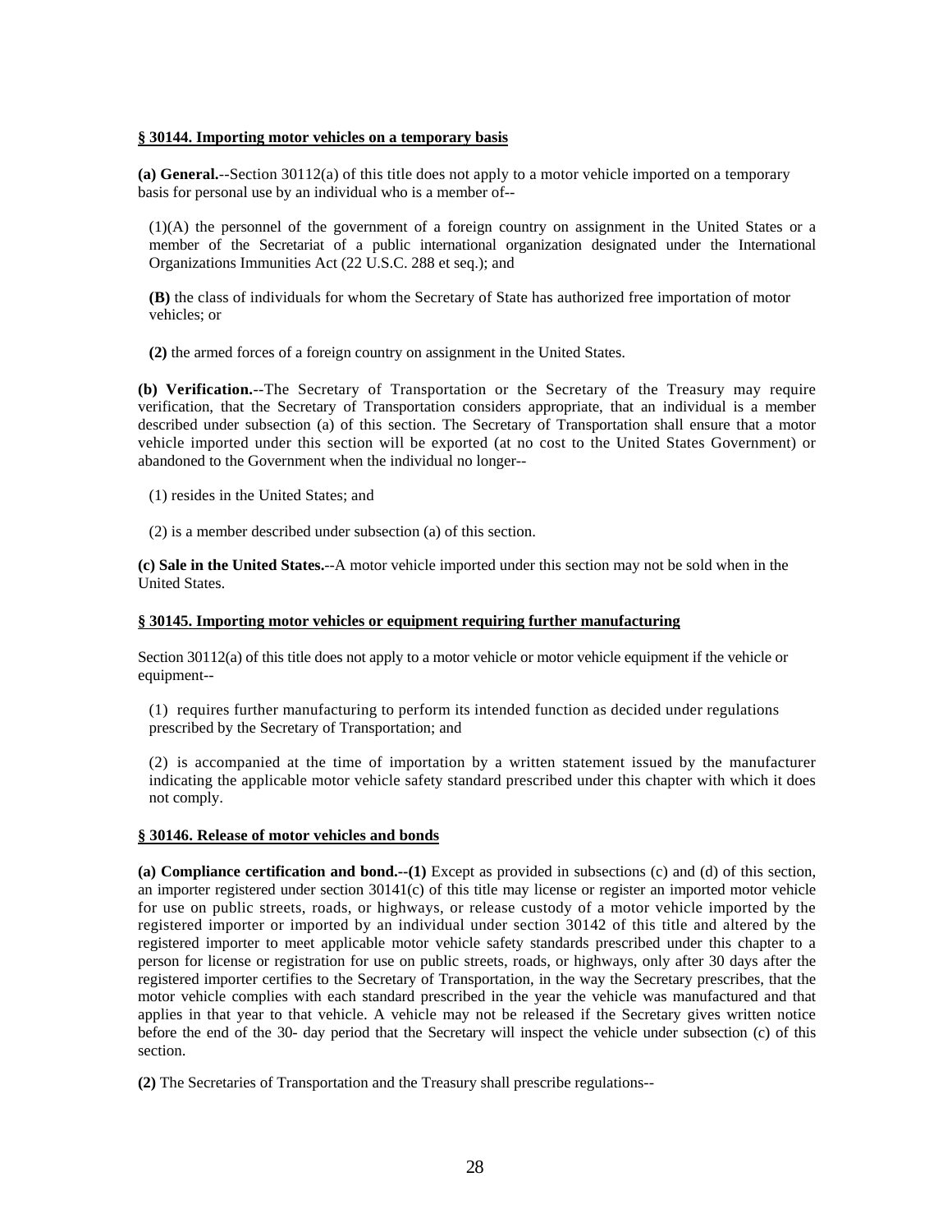**§ 30144. Importing motor vehicles on a temporary basis**

**(a) General.**--Section 30112(a) of this title does not apply to a motor vehicle imported on a temporary basis for personal use by an individual who is a member of--

(1)(A) the personnel of the government of a foreign country on assignment in the United States or a member of the Secretariat of a public international organization designated under the International Organizations Immunities Act (22 U.S.C. 288 et seq.); and

**(B)** the class of individuals for whom the Secretary of State has authorized free importation of motor vehicles; or

**(2)** the armed forces of a foreign country on assignment in the United States.

**(b) Verification.**--The Secretary of Transportation or the Secretary of the Treasury may require verification, that the Secretary of Transportation considers appropriate, that an individual is a member described under subsection (a) of this section. The Secretary of Transportation shall ensure that a motor vehicle imported under this section will be exported (at no cost to the United States Government) or abandoned to the Government when the individual no longer--

(1) resides in the United States; and

(2) is a member described under subsection (a) of this section.

**(c) Sale in the United States.**--A motor vehicle imported under this section may not be sold when in the United States.

**§ 30145. Importing motor vehicles or equipment requiring further manufacturing**

Section 30112(a) of this title does not apply to a motor vehicle or motor vehicle equipment if the vehicle or equipment--

(1) requires further manufacturing to perform its intended function as decided under regulations prescribed by the Secretary of Transportation; and

(2) is accompanied at the time of importation by a written statement issued by the manufacturer indicating the applicable motor vehicle safety standard prescribed under this chapter with which it does not comply.

**§ 30146. Release of motor vehicles and bonds**

**(a) Compliance certification and bond.--(1)** Except as provided in subsections (c) and (d) of this section, an importer registered under section 30141(c) of this title may license or register an imported motor vehicle for use on public streets, roads, or highways, or release custody of a motor vehicle imported by the registered importer or imported by an individual under section 30142 of this title and altered by the registered importer to meet applicable motor vehicle safety standards prescribed under this chapter to a person for license or registration for use on public streets, roads, or highways, only after 30 days after the registered importer certifies to the Secretary of Transportation, in the way the Secretary prescribes, that the motor vehicle complies with each standard prescribed in the year the vehicle was manufactured and that applies in that year to that vehicle. A vehicle may not be released if the Secretary gives written notice before the end of the 30- day period that the Secretary will inspect the vehicle under subsection (c) of this section.

**(2)** The Secretaries of Transportation and the Treasury shall prescribe regulations--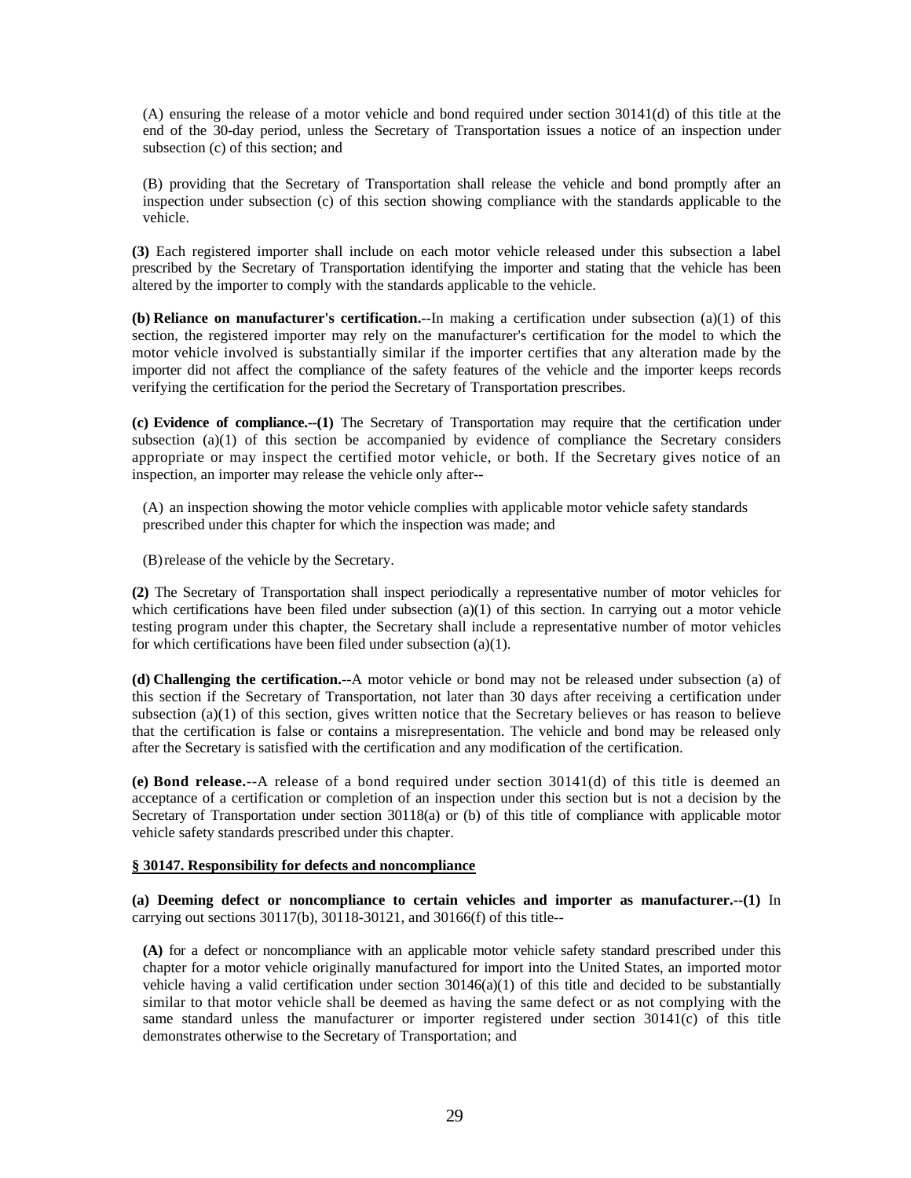(A) ensuring the release of a motor vehicle and bond required under section 30141(d) of this title at the end of the 30-day period, unless the Secretary of Transportation issues a notice of an inspection under subsection (c) of this section; and

(B) providing that the Secretary of Transportation shall release the vehicle and bond promptly after an inspection under subsection (c) of this section showing compliance with the standards applicable to the vehicle.

**(3)** Each registered importer shall include on each motor vehicle released under this subsection a label prescribed by the Secretary of Transportation identifying the importer and stating that the vehicle has been altered by the importer to comply with the standards applicable to the vehicle.

**(b) Reliance on manufacturer's certification.**--In making a certification under subsection (a)(1) of this section, the registered importer may rely on the manufacturer's certification for the model to which the motor vehicle involved is substantially similar if the importer certifies that any alteration made by the importer did not affect the compliance of the safety features of the vehicle and the importer keeps records verifying the certification for the period the Secretary of Transportation prescribes.

**(c) Evidence of compliance.--(1)** The Secretary of Transportation may require that the certification under subsection (a)(1) of this section be accompanied by evidence of compliance the Secretary considers appropriate or may inspect the certified motor vehicle, or both. If the Secretary gives notice of an inspection, an importer may release the vehicle only after--

(A) an inspection showing the motor vehicle complies with applicable motor vehicle safety standards prescribed under this chapter for which the inspection was made; and

(B) release of the vehicle by the Secretary.

**(2)** The Secretary of Transportation shall inspect periodically a representative number of motor vehicles for which certifications have been filed under subsection (a)(1) of this section. In carrying out a motor vehicle testing program under this chapter, the Secretary shall include a representative number of motor vehicles for which certifications have been filed under subsection (a)(1).

**(d) Challenging the certification.**--A motor vehicle or bond may not be released under subsection (a) of this section if the Secretary of Transportation, not later than 30 days after receiving a certification under subsection (a)(1) of this section, gives written notice that the Secretary believes or has reason to believe that the certification is false or contains a misrepresentation. The vehicle and bond may be released only after the Secretary is satisfied with the certification and any modification of the certification.

**(e) Bond release.**--A release of a bond required under section 30141(d) of this title is deemed an acceptance of a certification or completion of an inspection under this section but is not a decision by the Secretary of Transportation under section 30118(a) or (b) of this title of compliance with applicable motor vehicle safety standards prescribed under this chapter.

**§ 30147. Responsibility for defects and noncompliance**

**(a) Deeming defect or noncompliance to certain vehicles and importer as manufacturer.--(1)** In carrying out sections 30117(b), 30118-30121, and 30166(f) of this title--

**(A)** for a defect or noncompliance with an applicable motor vehicle safety standard prescribed under this chapter for a motor vehicle originally manufactured for import into the United States, an imported motor vehicle having a valid certification under section 30146(a)(1) of this title and decided to be substantially similar to that motor vehicle shall be deemed as having the same defect or as not complying with the same standard unless the manufacturer or importer registered under section 30141(c) of this title demonstrates otherwise to the Secretary of Transportation; and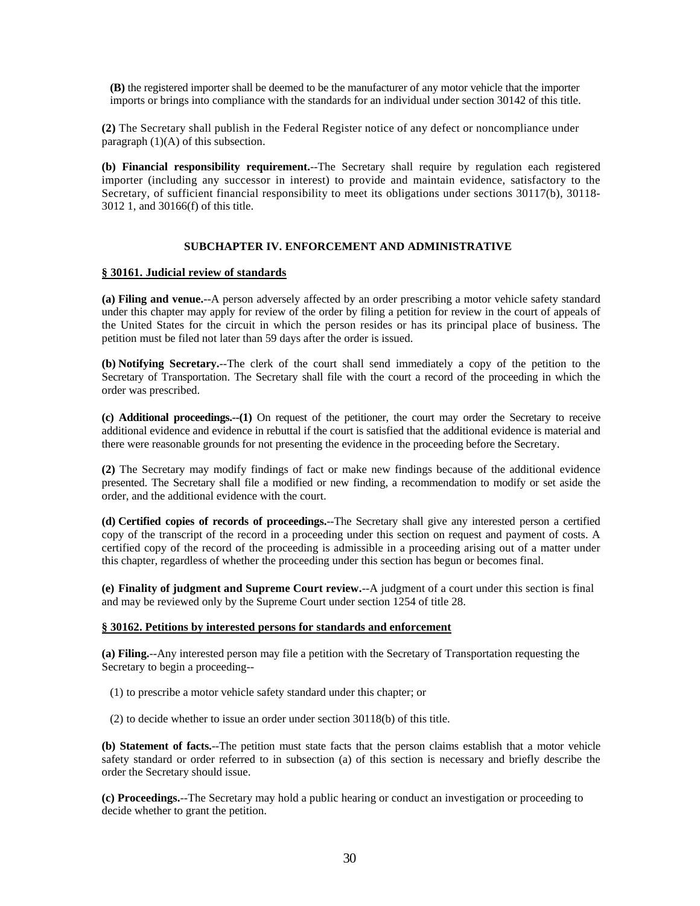**(B)** the registered importer shall be deemed to be the manufacturer of any motor vehicle that the importer imports or brings into compliance with the standards for an individual under section 30142 of this title.

**(2)** The Secretary shall publish in the Federal Register notice of any defect or noncompliance under paragraph (1)(A) of this subsection.

**(b) Financial responsibility requirement.**--The Secretary shall require by regulation each registered importer (including any successor in interest) to provide and maintain evidence, satisfactory to the Secretary, of sufficient financial responsibility to meet its obligations under sections 30117(b), 30118-3012 1, and 30166(f) of this title.

## SUBCHAPTER IV. ENFORCEMENT AND ADMINISTRATIVE

### § 30161. Judicial review of standards

**(a) Filing and venue.**--A person adversely affected by an order prescribing a motor vehicle safety standard under this chapter may apply for review of the order by filing a petition for review in the court of appeals of the United States for the circuit in which the person resides or has its principal place of business. The petition must be filed not later than 59 days after the order is issued.

**(b) Notifying Secretary.**--The clerk of the court shall send immediately a copy of the petition to the Secretary of Transportation. The Secretary shall file with the court a record of the proceeding in which the order was prescribed.

**(c) Additional proceedings.--(1)** On request of the petitioner, the court may order the Secretary to receive additional evidence and evidence in rebuttal if the court is satisfied that the additional evidence is material and there were reasonable grounds for not presenting the evidence in the proceeding before the Secretary.

**(2)** The Secretary may modify findings of fact or make new findings because of the additional evidence presented. The Secretary shall file a modified or new finding, a recommendation to modify or set aside the order, and the additional evidence with the court.

**(d) Certified copies of records of proceedings.**--The Secretary shall give any interested person a certified copy of the transcript of the record in a proceeding under this section on request and payment of costs. A certified copy of the record of the proceeding is admissible in a proceeding arising out of a matter under this chapter, regardless of whether the proceeding under this section has begun or becomes final.

**(e) Finality of judgment and Supreme Court review.**--A judgment of a court under this section is final and may be reviewed only by the Supreme Court under section 1254 of title 28.

### § 30162. Petitions by interested persons for standards and enforcement

**(a) Filing.**--Any interested person may file a petition with the Secretary of Transportation requesting the Secretary to begin a proceeding--

(1) to prescribe a motor vehicle safety standard under this chapter; or

(2) to decide whether to issue an order under section 30118(b) of this title.

**(b) Statement of facts.**--The petition must state facts that the person claims establish that a motor vehicle safety standard or order referred to in subsection (a) of this section is necessary and briefly describe the order the Secretary should issue.

**(c) Proceedings.**--The Secretary may hold a public hearing or conduct an investigation or proceeding to decide whether to grant the petition.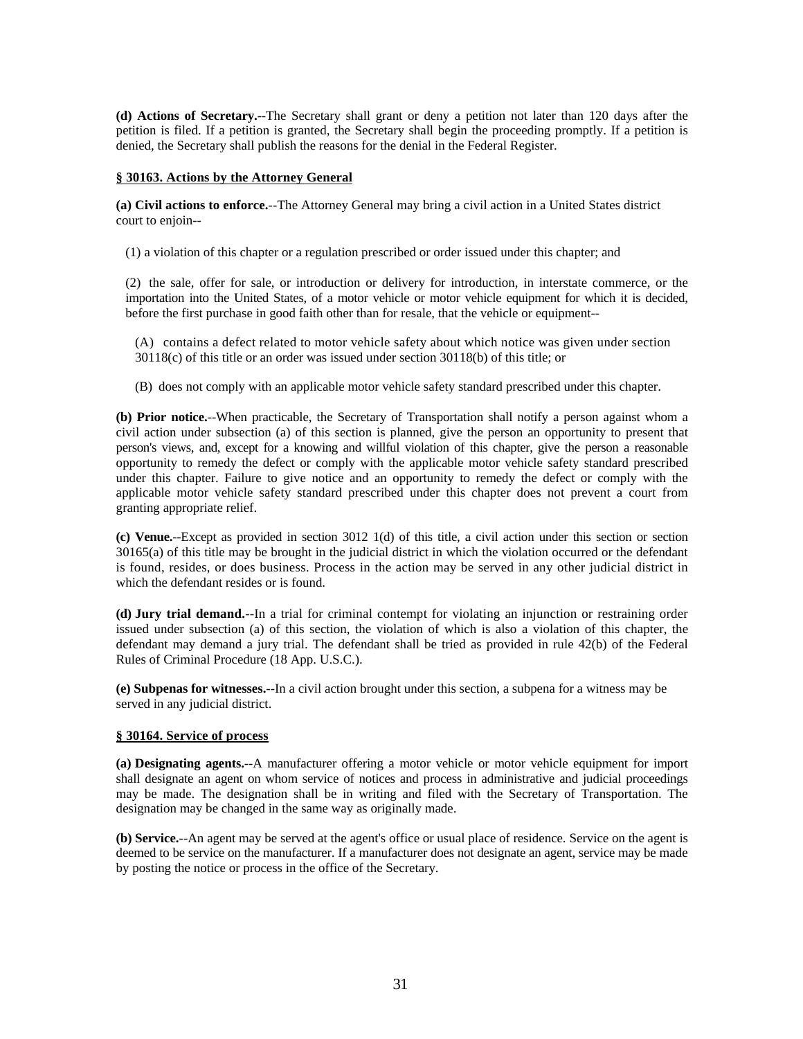**(d) Actions of Secretary.**--The Secretary shall grant or deny a petition not later than 120 days after the petition is filed. If a petition is granted, the Secretary shall begin the proceeding promptly. If a petition is denied, the Secretary shall publish the reasons for the denial in the Federal Register.

### § 30163. Actions by the Attorney General

**(a) Civil actions to enforce.**--The Attorney General may bring a civil action in a United States district court to enjoin--

(1) a violation of this chapter or a regulation prescribed or order issued under this chapter; and

(2) the sale, offer for sale, or introduction or delivery for introduction, in interstate commerce, or the importation into the United States, of a motor vehicle or motor vehicle equipment for which it is decided, before the first purchase in good faith other than for resale, that the vehicle or equipment--

(A) contains a defect related to motor vehicle safety about which notice was given under section 30118(c) of this title or an order was issued under section 30118(b) of this title; or

(B) does not comply with an applicable motor vehicle safety standard prescribed under this chapter.

**(b) Prior notice.**--When practicable, the Secretary of Transportation shall notify a person against whom a civil action under subsection (a) of this section is planned, give the person an opportunity to present that person's views, and, except for a knowing and willful violation of this chapter, give the person a reasonable opportunity to remedy the defect or comply with the applicable motor vehicle safety standard prescribed under this chapter. Failure to give notice and an opportunity to remedy the defect or comply with the applicable motor vehicle safety standard prescribed under this chapter does not prevent a court from granting appropriate relief.

**(c) Venue.**--Except as provided in section 3012 1(d) of this title, a civil action under this section or section 30165(a) of this title may be brought in the judicial district in which the violation occurred or the defendant is found, resides, or does business. Process in the action may be served in any other judicial district in which the defendant resides or is found.

**(d) Jury trial demand.**--In a trial for criminal contempt for violating an injunction or restraining order issued under subsection (a) of this section, the violation of which is also a violation of this chapter, the defendant may demand a jury trial. The defendant shall be tried as provided in rule 42(b) of the Federal Rules of Criminal Procedure (18 App. U.S.C.).

**(e) Subpenas for witnesses.**--In a civil action brought under this section, a subpena for a witness may be served in any judicial district.

### § 30164. Service of process

**(a) Designating agents.**--A manufacturer offering a motor vehicle or motor vehicle equipment for import shall designate an agent on whom service of notices and process in administrative and judicial proceedings may be made. The designation shall be in writing and filed with the Secretary of Transportation. The designation may be changed in the same way as originally made.

**(b) Service.**--An agent may be served at the agent's office or usual place of residence. Service on the agent is deemed to be service on the manufacturer. If a manufacturer does not designate an agent, service may be made by posting the notice or process in the office of the Secretary.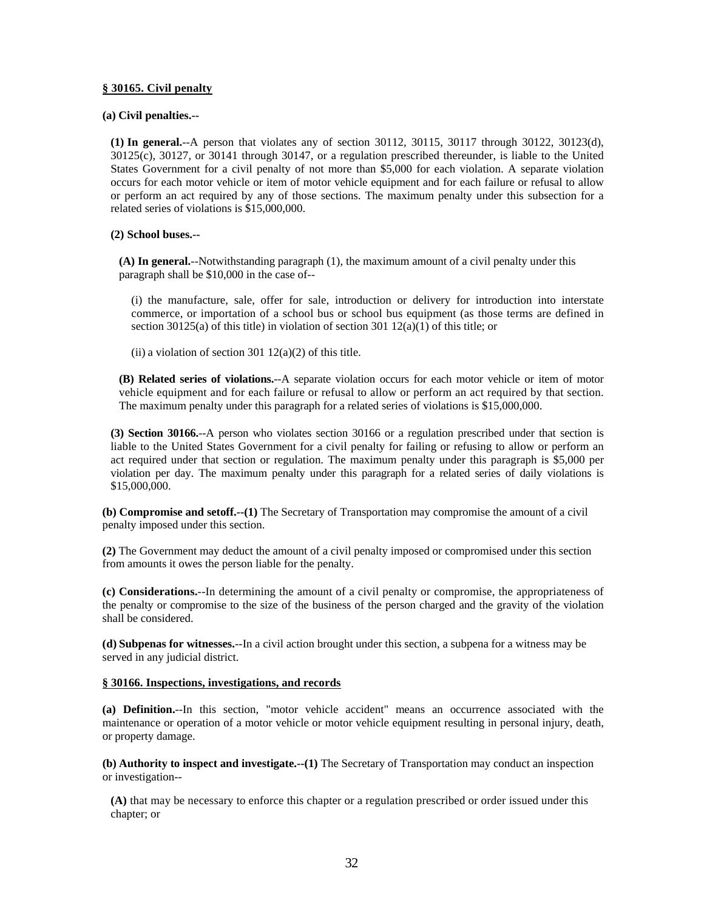**§ 30165. Civil penalty**

**(a) Civil penalties.--**

**(1) In general.**--A person that violates any of section 30112, 30115, 30117 through 30122, 30123(d), 30125(c), 30127, or 30141 through 30147, or a regulation prescribed thereunder, is liable to the United States Government for a civil penalty of not more than $5,000 for each violation. A separate violation occurs for each motor vehicle or item of motor vehicle equipment and for each failure or refusal to allow or perform an act required by any of those sections. The maximum penalty under this subsection for a related series of violations is $15,000,000.

**(2) School buses.--**

**(A) In general.**--Notwithstanding paragraph (1), the maximum amount of a civil penalty under this paragraph shall be $10,000 in the case of--

(i) the manufacture, sale, offer for sale, introduction or delivery for introduction into interstate commerce, or importation of a school bus or school bus equipment (as those terms are defined in section 30125(a) of this title) in violation of section 301 12(a)(1) of this title; or

(ii) a violation of section 301 12(a)(2) of this title.

**(B) Related series of violations.**--A separate violation occurs for each motor vehicle or item of motor vehicle equipment and for each failure or refusal to allow or perform an act required by that section. The maximum penalty under this paragraph for a related series of violations is $15,000,000.

**(3) Section 30166.**--A person who violates section 30166 or a regulation prescribed under that section is liable to the United States Government for a civil penalty for failing or refusing to allow or perform an act required under that section or regulation. The maximum penalty under this paragraph is $5,000 per violation per day. The maximum penalty under this paragraph for a related series of daily violations is $15,000,000.

**(b) Compromise and setoff.--(1)** The Secretary of Transportation may compromise the amount of a civil penalty imposed under this section.

**(2)** The Government may deduct the amount of a civil penalty imposed or compromised under this section from amounts it owes the person liable for the penalty.

**(c) Considerations.**--In determining the amount of a civil penalty or compromise, the appropriateness of the penalty or compromise to the size of the business of the person charged and the gravity of the violation shall be considered.

**(d) Subpenas for witnesses.**--In a civil action brought under this section, a subpena for a witness may be served in any judicial district.

**§ 30166. Inspections, investigations, and records**

**(a) Definition.**--In this section, "motor vehicle accident" means an occurrence associated with the maintenance or operation of a motor vehicle or motor vehicle equipment resulting in personal injury, death, or property damage.

**(b) Authority to inspect and investigate.--(1)** The Secretary of Transportation may conduct an inspection or investigation--

**(A)** that may be necessary to enforce this chapter or a regulation prescribed or order issued under this chapter; or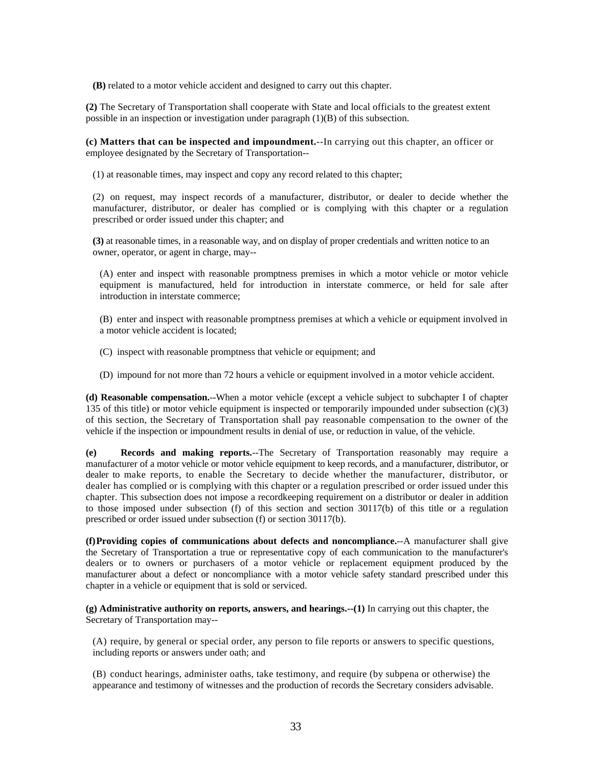**(B)** related to a motor vehicle accident and designed to carry out this chapter.

**(2)** The Secretary of Transportation shall cooperate with State and local officials to the greatest extent possible in an inspection or investigation under paragraph (1)(B) of this subsection.

**(c) Matters that can be inspected and impoundment.**--In carrying out this chapter, an officer or employee designated by the Secretary of Transportation--

(1) at reasonable times, may inspect and copy any record related to this chapter;

(2) on request, may inspect records of a manufacturer, distributor, or dealer to decide whether the manufacturer, distributor, or dealer has complied or is complying with this chapter or a regulation prescribed or order issued under this chapter; and

**(3)** at reasonable times, in a reasonable way, and on display of proper credentials and written notice to an owner, operator, or agent in charge, may--

(A) enter and inspect with reasonable promptness premises in which a motor vehicle or motor vehicle equipment is manufactured, held for introduction in interstate commerce, or held for sale after introduction in interstate commerce;

(B) enter and inspect with reasonable promptness premises at which a vehicle or equipment involved in a motor vehicle accident is located;

(C) inspect with reasonable promptness that vehicle or equipment; and

(D) impound for not more than 72 hours a vehicle or equipment involved in a motor vehicle accident.

**(d) Reasonable compensation.**--When a motor vehicle (except a vehicle subject to subchapter I of chapter 135 of this title) or motor vehicle equipment is inspected or temporarily impounded under subsection (c)(3) of this section, the Secretary of Transportation shall pay reasonable compensation to the owner of the vehicle if the inspection or impoundment results in denial of use, or reduction in value, of the vehicle.

**(e) Records and making reports.**--The Secretary of Transportation reasonably may require a manufacturer of a motor vehicle or motor vehicle equipment to keep records, and a manufacturer, distributor, or dealer to make reports, to enable the Secretary to decide whether the manufacturer, distributor, or dealer has complied or is complying with this chapter or a regulation prescribed or order issued under this chapter. This subsection does not impose a recordkeeping requirement on a distributor or dealer in addition to those imposed under subsection (f) of this section and section 30117(b) of this title or a regulation prescribed or order issued under subsection (f) or section 30117(b).

**(f) Providing copies of communications about defects and noncompliance.**--A manufacturer shall give the Secretary of Transportation a true or representative copy of each communication to the manufacturer's dealers or to owners or purchasers of a motor vehicle or replacement equipment produced by the manufacturer about a defect or noncompliance with a motor vehicle safety standard prescribed under this chapter in a vehicle or equipment that is sold or serviced.

**(g) Administrative authority on reports, answers, and hearings.**--**(1)** In carrying out this chapter, the Secretary of Transportation may--

(A) require, by general or special order, any person to file reports or answers to specific questions, including reports or answers under oath; and

(B) conduct hearings, administer oaths, take testimony, and require (by subpena or otherwise) the appearance and testimony of witnesses and the production of records the Secretary considers advisable.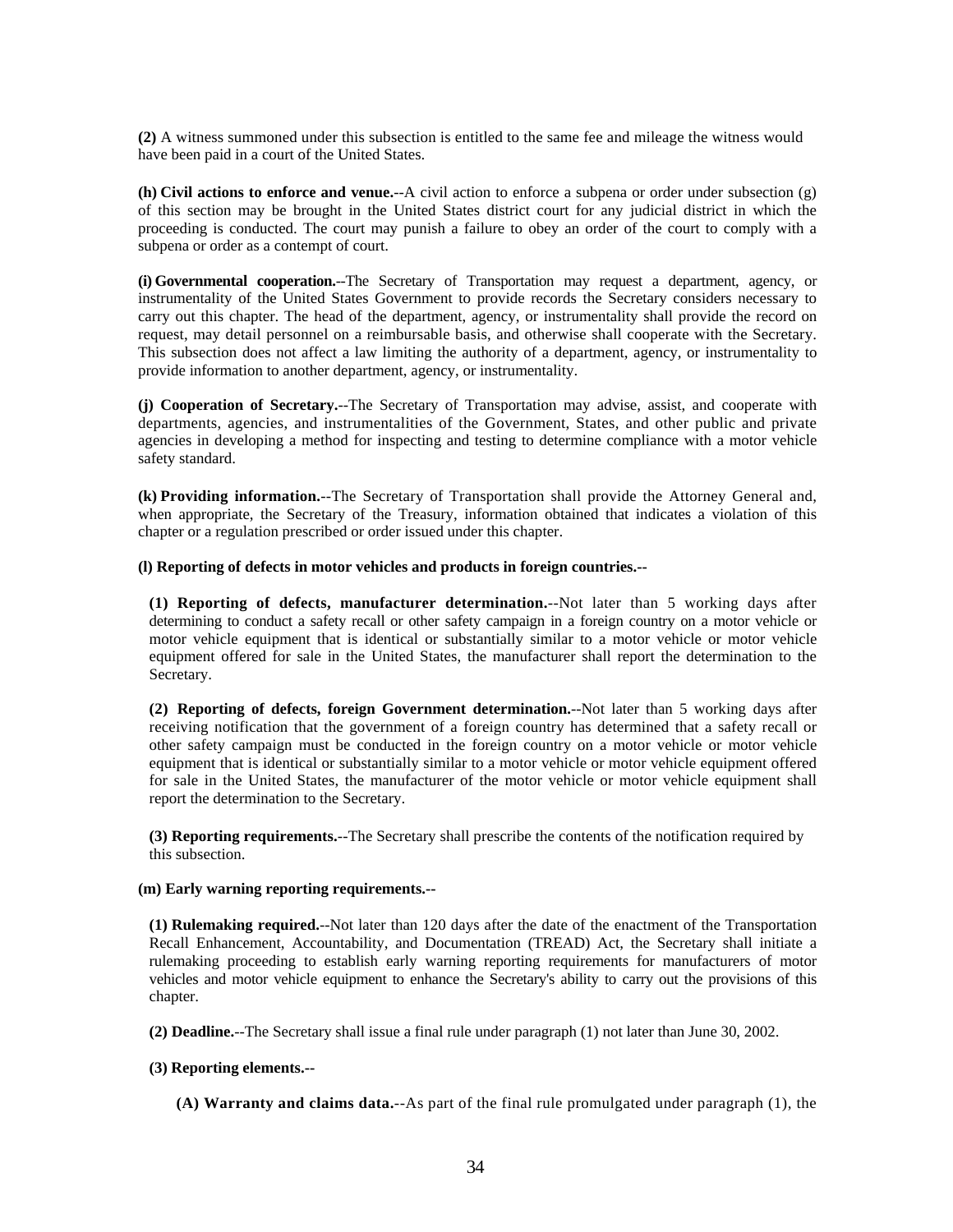**(2)** A witness summoned under this subsection is entitled to the same fee and mileage the witness would have been paid in a court of the United States.

**(h) Civil actions to enforce and venue.**--A civil action to enforce a subpena or order under subsection (g) of this section may be brought in the United States district court for any judicial district in which the proceeding is conducted. The court may punish a failure to obey an order of the court to comply with a subpena or order as a contempt of court.

**(i) Governmental cooperation.**--The Secretary of Transportation may request a department, agency, or instrumentality of the United States Government to provide records the Secretary considers necessary to carry out this chapter. The head of the department, agency, or instrumentality shall provide the record on request, may detail personnel on a reimbursable basis, and otherwise shall cooperate with the Secretary. This subsection does not affect a law limiting the authority of a department, agency, or instrumentality to provide information to another department, agency, or instrumentality.

**(j) Cooperation of Secretary.**--The Secretary of Transportation may advise, assist, and cooperate with departments, agencies, and instrumentalities of the Government, States, and other public and private agencies in developing a method for inspecting and testing to determine compliance with a motor vehicle safety standard.

**(k) Providing information.**--The Secretary of Transportation shall provide the Attorney General and, when appropriate, the Secretary of the Treasury, information obtained that indicates a violation of this chapter or a regulation prescribed or order issued under this chapter.

**(l) Reporting of defects in motor vehicles and products in foreign countries.--**

**(1) Reporting of defects, manufacturer determination.**--Not later than 5 working days after determining to conduct a safety recall or other safety campaign in a foreign country on a motor vehicle or motor vehicle equipment that is identical or substantially similar to a motor vehicle or motor vehicle equipment offered for sale in the United States, the manufacturer shall report the determination to the Secretary.

**(2) Reporting of defects, foreign Government determination.**--Not later than 5 working days after receiving notification that the government of a foreign country has determined that a safety recall or other safety campaign must be conducted in the foreign country on a motor vehicle or motor vehicle equipment that is identical or substantially similar to a motor vehicle or motor vehicle equipment offered for sale in the United States, the manufacturer of the motor vehicle or motor vehicle equipment shall report the determination to the Secretary.

**(3) Reporting requirements.**--The Secretary shall prescribe the contents of the notification required by this subsection.

**(m) Early warning reporting requirements.--**

**(1) Rulemaking required.**--Not later than 120 days after the date of the enactment of the Transportation Recall Enhancement, Accountability, and Documentation (TREAD) Act, the Secretary shall initiate a rulemaking proceeding to establish early warning reporting requirements for manufacturers of motor vehicles and motor vehicle equipment to enhance the Secretary's ability to carry out the provisions of this chapter.

**(2) Deadline.**--The Secretary shall issue a final rule under paragraph (1) not later than June 30, 2002.

**(3) Reporting elements.--**

**(A) Warranty and claims data.**--As part of the final rule promulgated under paragraph (1), the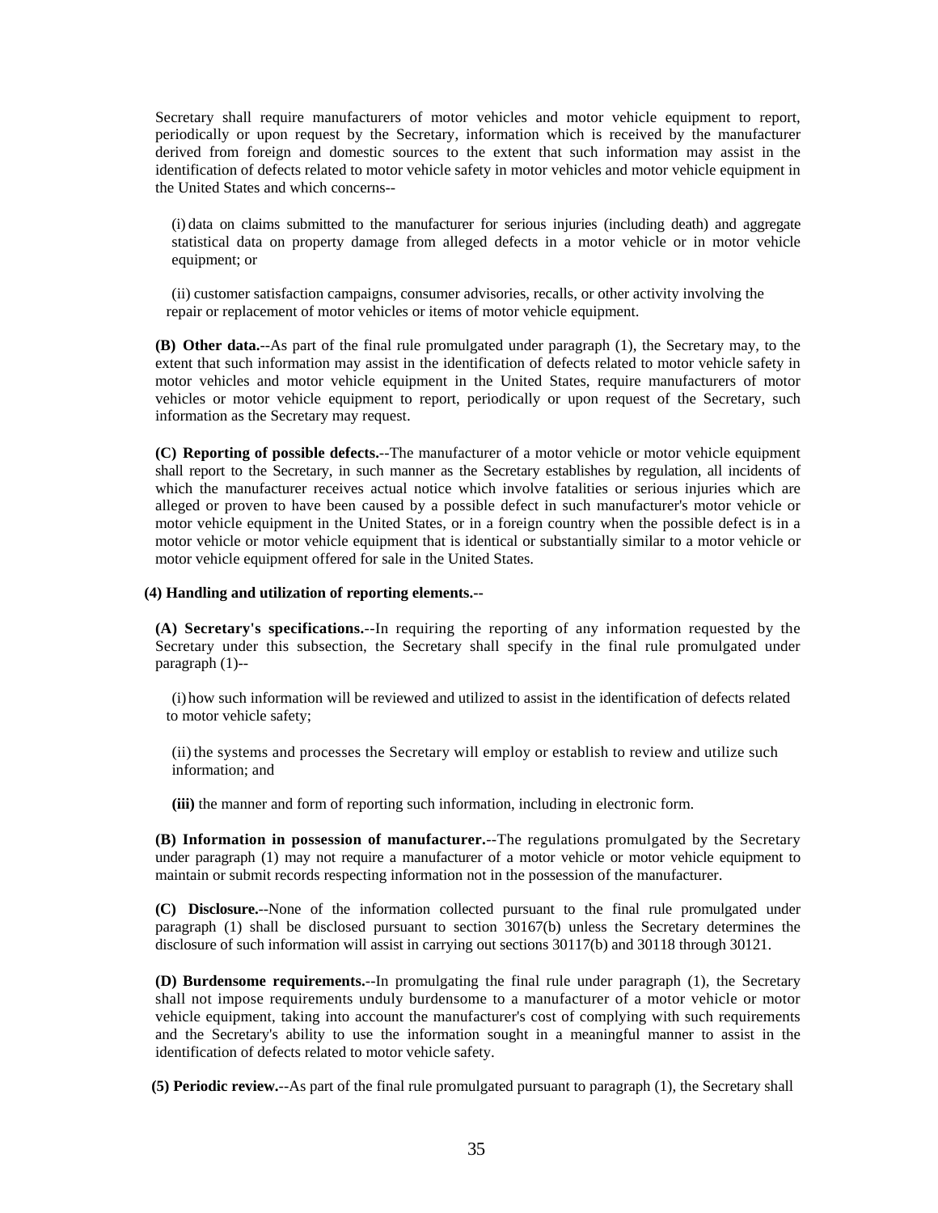Secretary shall require manufacturers of motor vehicles and motor vehicle equipment to report, periodically or upon request by the Secretary, information which is received by the manufacturer derived from foreign and domestic sources to the extent that such information may assist in the identification of defects related to motor vehicle safety in motor vehicles and motor vehicle equipment in the United States and which concerns--

(i) data on claims submitted to the manufacturer for serious injuries (including death) and aggregate statistical data on property damage from alleged defects in a motor vehicle or in motor vehicle equipment; or

(ii) customer satisfaction campaigns, consumer advisories, recalls, or other activity involving the repair or replacement of motor vehicles or items of motor vehicle equipment.

**(B) Other data.**--As part of the final rule promulgated under paragraph (1), the Secretary may, to the extent that such information may assist in the identification of defects related to motor vehicle safety in motor vehicles and motor vehicle equipment in the United States, require manufacturers of motor vehicles or motor vehicle equipment to report, periodically or upon request of the Secretary, such information as the Secretary may request.

**(C) Reporting of possible defects.**--The manufacturer of a motor vehicle or motor vehicle equipment shall report to the Secretary, in such manner as the Secretary establishes by regulation, all incidents of which the manufacturer receives actual notice which involve fatalities or serious injuries which are alleged or proven to have been caused by a possible defect in such manufacturer's motor vehicle or motor vehicle equipment in the United States, or in a foreign country when the possible defect is in a motor vehicle or motor vehicle equipment that is identical or substantially similar to a motor vehicle or motor vehicle equipment offered for sale in the United States.

**(4) Handling and utilization of reporting elements.--**

**(A) Secretary's specifications.**--In requiring the reporting of any information requested by the Secretary under this subsection, the Secretary shall specify in the final rule promulgated under paragraph (1)--

(i) how such information will be reviewed and utilized to assist in the identification of defects related to motor vehicle safety;

(ii) the systems and processes the Secretary will employ or establish to review and utilize such information; and

**(iii)** the manner and form of reporting such information, including in electronic form.

**(B) Information in possession of manufacturer.**--The regulations promulgated by the Secretary under paragraph (1) may not require a manufacturer of a motor vehicle or motor vehicle equipment to maintain or submit records respecting information not in the possession of the manufacturer.

**(C) Disclosure.**--None of the information collected pursuant to the final rule promulgated under paragraph (1) shall be disclosed pursuant to section 30167(b) unless the Secretary determines the disclosure of such information will assist in carrying out sections 30117(b) and 30118 through 30121.

**(D) Burdensome requirements.**--In promulgating the final rule under paragraph (1), the Secretary shall not impose requirements unduly burdensome to a manufacturer of a motor vehicle or motor vehicle equipment, taking into account the manufacturer's cost of complying with such requirements and the Secretary's ability to use the information sought in a meaningful manner to assist in the identification of defects related to motor vehicle safety.

**(5) Periodic review.**--As part of the final rule promulgated pursuant to paragraph (1), the Secretary shall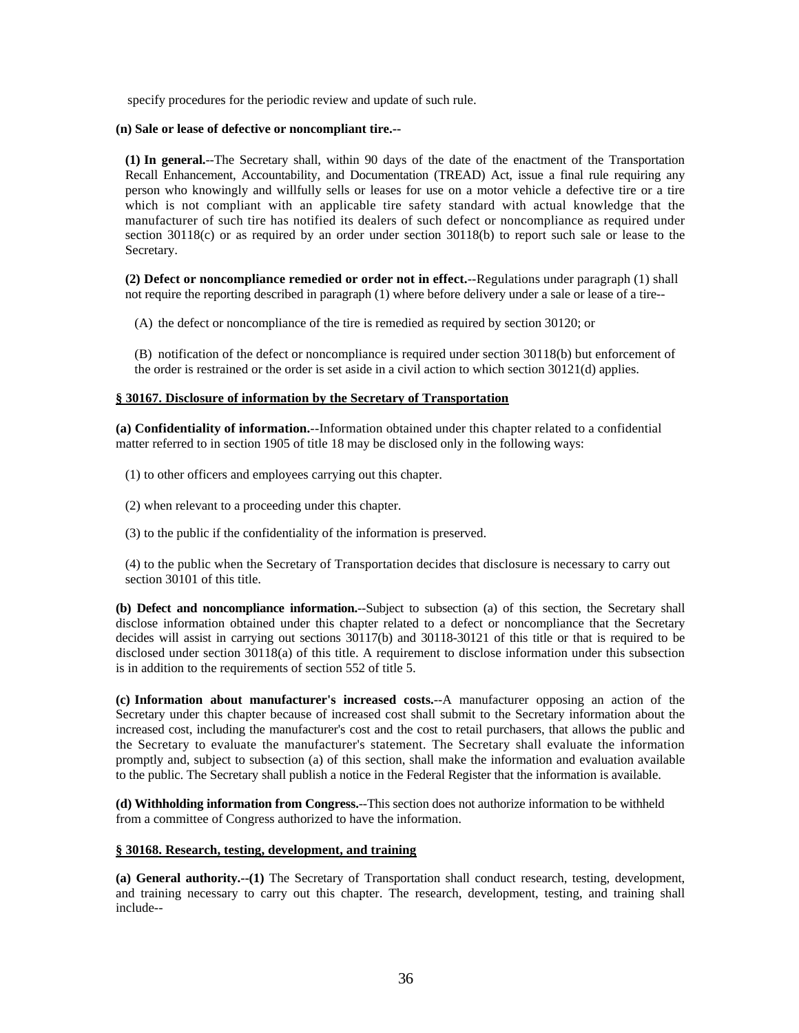specify procedures for the periodic review and update of such rule.

**(n) Sale or lease of defective or noncompliant tire.--**

**(1) In general.**--The Secretary shall, within 90 days of the date of the enactment of the Transportation Recall Enhancement, Accountability, and Documentation (TREAD) Act, issue a final rule requiring any person who knowingly and willfully sells or leases for use on a motor vehicle a defective tire or a tire which is not compliant with an applicable tire safety standard with actual knowledge that the manufacturer of such tire has notified its dealers of such defect or noncompliance as required under section 30118(c) or as required by an order under section 30118(b) to report such sale or lease to the Secretary.

**(2) Defect or noncompliance remedied or order not in effect.**--Regulations under paragraph (1) shall not require the reporting described in paragraph (1) where before delivery under a sale or lease of a tire--

(A) the defect or noncompliance of the tire is remedied as required by section 30120; or

(B) notification of the defect or noncompliance is required under section 30118(b) but enforcement of the order is restrained or the order is set aside in a civil action to which section 30121(d) applies.

**§ 30167. Disclosure of information by the Secretary of Transportation**

**(a) Confidentiality of information.**--Information obtained under this chapter related to a confidential matter referred to in section 1905 of title 18 may be disclosed only in the following ways:

(1) to other officers and employees carrying out this chapter.

(2) when relevant to a proceeding under this chapter.

(3) to the public if the confidentiality of the information is preserved.

(4) to the public when the Secretary of Transportation decides that disclosure is necessary to carry out section 30101 of this title.

**(b) Defect and noncompliance information.**--Subject to subsection (a) of this section, the Secretary shall disclose information obtained under this chapter related to a defect or noncompliance that the Secretary decides will assist in carrying out sections 30117(b) and 30118-30121 of this title or that is required to be disclosed under section 30118(a) of this title. A requirement to disclose information under this subsection is in addition to the requirements of section 552 of title 5.

**(c) Information about manufacturer's increased costs.**--A manufacturer opposing an action of the Secretary under this chapter because of increased cost shall submit to the Secretary information about the increased cost, including the manufacturer's cost and the cost to retail purchasers, that allows the public and the Secretary to evaluate the manufacturer's statement. The Secretary shall evaluate the information promptly and, subject to subsection (a) of this section, shall make the information and evaluation available to the public. The Secretary shall publish a notice in the Federal Register that the information is available.

**(d) Withholding information from Congress.**--This section does not authorize information to be withheld from a committee of Congress authorized to have the information.

**§ 30168. Research, testing, development, and training**

**(a) General authority.--(1)** The Secretary of Transportation shall conduct research, testing, development, and training necessary to carry out this chapter. The research, development, testing, and training shall include--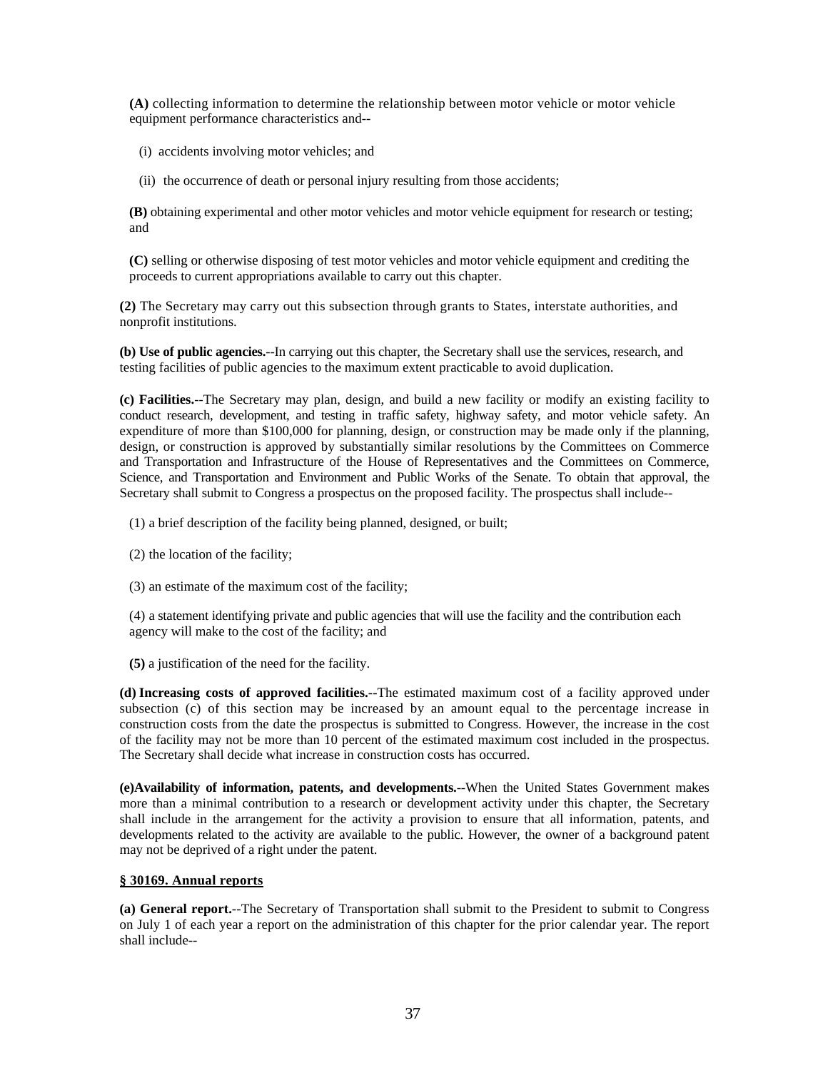**(A)** collecting information to determine the relationship between motor vehicle or motor vehicle equipment performance characteristics and--

(i) accidents involving motor vehicles; and

(ii) the occurrence of death or personal injury resulting from those accidents;

**(B)** obtaining experimental and other motor vehicles and motor vehicle equipment for research or testing; and

**(C)** selling or otherwise disposing of test motor vehicles and motor vehicle equipment and crediting the proceeds to current appropriations available to carry out this chapter.

**(2)** The Secretary may carry out this subsection through grants to States, interstate authorities, and nonprofit institutions.

**(b) Use of public agencies.**--In carrying out this chapter, the Secretary shall use the services, research, and testing facilities of public agencies to the maximum extent practicable to avoid duplication.

**(c) Facilities.**--The Secretary may plan, design, and build a new facility or modify an existing facility to conduct research, development, and testing in traffic safety, highway safety, and motor vehicle safety. An expenditure of more than $100,000 for planning, design, or construction may be made only if the planning, design, or construction is approved by substantially similar resolutions by the Committees on Commerce and Transportation and Infrastructure of the House of Representatives and the Committees on Commerce, Science, and Transportation and Environment and Public Works of the Senate. To obtain that approval, the Secretary shall submit to Congress a prospectus on the proposed facility. The prospectus shall include--

(1) a brief description of the facility being planned, designed, or built;

(2) the location of the facility;

(3) an estimate of the maximum cost of the facility;

(4) a statement identifying private and public agencies that will use the facility and the contribution each agency will make to the cost of the facility; and

**(5)** a justification of the need for the facility.

**(d) Increasing costs of approved facilities.**--The estimated maximum cost of a facility approved under subsection (c) of this section may be increased by an amount equal to the percentage increase in construction costs from the date the prospectus is submitted to Congress. However, the increase in the cost of the facility may not be more than 10 percent of the estimated maximum cost included in the prospectus. The Secretary shall decide what increase in construction costs has occurred.

**(e)Availability of information, patents, and developments.**--When the United States Government makes more than a minimal contribution to a research or development activity under this chapter, the Secretary shall include in the arrangement for the activity a provision to ensure that all information, patents, and developments related to the activity are available to the public. However, the owner of a background patent may not be deprived of a right under the patent.

**§ 30169. Annual reports**

**(a) General report.**--The Secretary of Transportation shall submit to the President to submit to Congress on July 1 of each year a report on the administration of this chapter for the prior calendar year. The report shall include--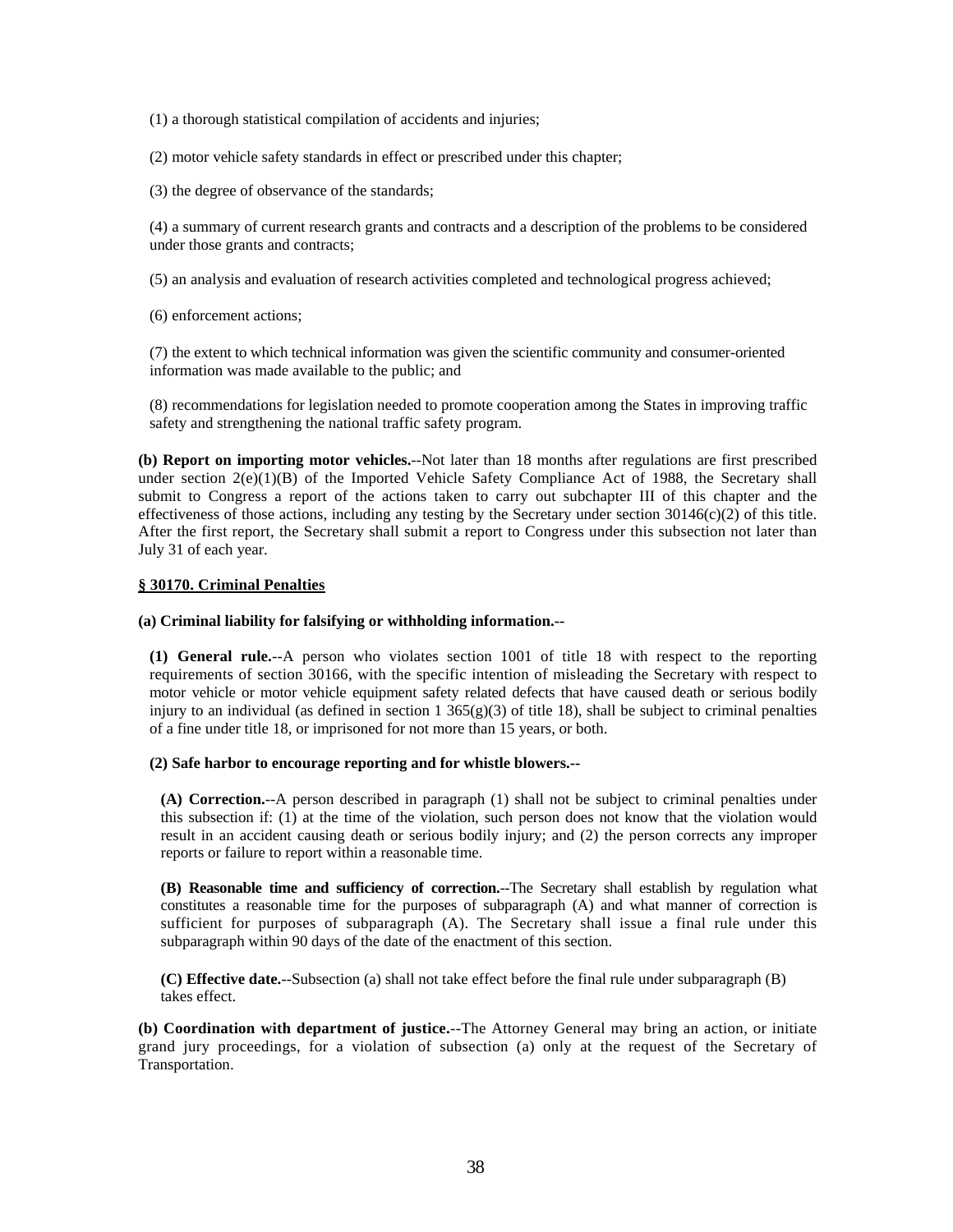(1) a thorough statistical compilation of accidents and injuries;

(2) motor vehicle safety standards in effect or prescribed under this chapter;

(3) the degree of observance of the standards;

(4) a summary of current research grants and contracts and a description of the problems to be considered under those grants and contracts;

(5) an analysis and evaluation of research activities completed and technological progress achieved;

(6) enforcement actions;

(7) the extent to which technical information was given the scientific community and consumer-oriented information was made available to the public; and

(8) recommendations for legislation needed to promote cooperation among the States in improving traffic safety and strengthening the national traffic safety program.

**(b) Report on importing motor vehicles.**--Not later than 18 months after regulations are first prescribed under section 2(e)(1)(B) of the Imported Vehicle Safety Compliance Act of 1988, the Secretary shall submit to Congress a report of the actions taken to carry out subchapter III of this chapter and the effectiveness of those actions, including any testing by the Secretary under section 30146(c)(2) of this title. After the first report, the Secretary shall submit a report to Congress under this subsection not later than July 31 of each year.

**§ 30170. Criminal Penalties**

**(a) Criminal liability for falsifying or withholding information.**--

**(1) General rule.**--A person who violates section 1001 of title 18 with respect to the reporting requirements of section 30166, with the specific intention of misleading the Secretary with respect to motor vehicle or motor vehicle equipment safety related defects that have caused death or serious bodily injury to an individual (as defined in section 1 365(g)(3) of title 18), shall be subject to criminal penalties of a fine under title 18, or imprisoned for not more than 15 years, or both.

**(2) Safe harbor to encourage reporting and for whistle blowers.**--

**(A) Correction.**--A person described in paragraph (1) shall not be subject to criminal penalties under this subsection if: (1) at the time of the violation, such person does not know that the violation would result in an accident causing death or serious bodily injury; and (2) the person corrects any improper reports or failure to report within a reasonable time.

**(B) Reasonable time and sufficiency of correction.**--The Secretary shall establish by regulation what constitutes a reasonable time for the purposes of subparagraph (A) and what manner of correction is sufficient for purposes of subparagraph (A). The Secretary shall issue a final rule under this subparagraph within 90 days of the date of the enactment of this section.

**(C) Effective date.**--Subsection (a) shall not take effect before the final rule under subparagraph (B) takes effect.

**(b) Coordination with department of justice.**--The Attorney General may bring an action, or initiate grand jury proceedings, for a violation of subsection (a) only at the request of the Secretary of Transportation.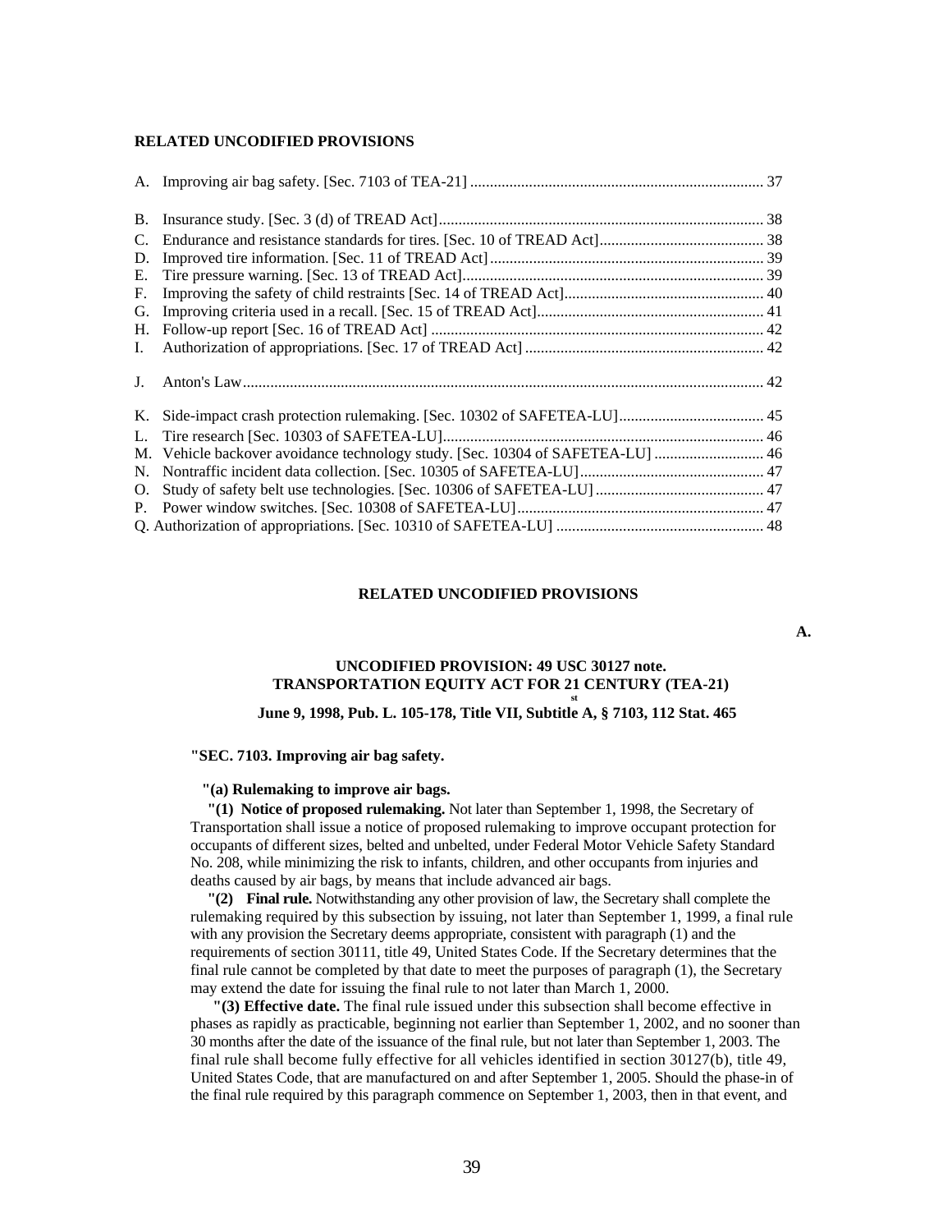**RELATED UNCODIFIED PROVISIONS**

A. Improving air bag safety. [Sec. 7103 of TEA-21] .......................................................................... 37

B. Insurance study. [Sec. 3 (d) of TREAD Act].................................................................................. 38
C. Endurance and resistance standards for tires. [Sec. 10 of TREAD Act].......................................... 38
D. Improved tire information. [Sec. 11 of TREAD Act]..................................................................... 39
E. Tire pressure warning. [Sec. 13 of TREAD Act]............................................................................ 39
F. Improving the safety of child restraints [Sec. 14 of TREAD Act].................................................. 40
G. Improving criteria used in a recall. [Sec. 15 of TREAD Act]......................................................... 41
H. Follow-up report [Sec. 16 of TREAD Act] .................................................................................... 42
I. Authorization of appropriations. [Sec. 17 of TREAD Act] ............................................................ 42

J. Anton's Law.................................................................................................................................... 42

K. Side-impact crash protection rulemaking. [Sec. 10302 of SAFETEA-LU]..................................... 45
L. Tire research [Sec. 10303 of SAFETEA-LU]................................................................................. 46
M. Vehicle backover avoidance technology study. [Sec. 10304 of SAFETEA-LU] ............................ 46
N. Nontraffic incident data collection. [Sec. 10305 of SAFETEA-LU]............................................... 47
O. Study of safety belt use technologies. [Sec. 10306 of SAFETEA-LU] ........................................... 47
P. Power window switches. [Sec. 10308 of SAFETEA-LU]............................................................... 47
Q. Authorization of appropriations. [Sec. 10310 of SAFETEA-LU] ..................................................... 48

## RELATED UNCODIFIED PROVISIONS

**A.**

### UNCODIFIED PROVISION: 49 USC 30127 note.
### TRANSPORTATION EQUITY ACT FOR 21st CENTURY (TEA-21)
### June 9, 1998, Pub. L. 105-178, Title VII, Subtitle A, § 7103, 112 Stat. 465

**"SEC. 7103. Improving air bag safety.**

**"(a) Rulemaking to improve air bags.**

**"(1) Notice of proposed rulemaking.** Not later than September 1, 1998, the Secretary of Transportation shall issue a notice of proposed rulemaking to improve occupant protection for occupants of different sizes, belted and unbelted, under Federal Motor Vehicle Safety Standard No. 208, while minimizing the risk to infants, children, and other occupants from injuries and deaths caused by air bags, by means that include advanced air bags.

**"(2) Final rule.** Notwithstanding any other provision of law, the Secretary shall complete the rulemaking required by this subsection by issuing, not later than September 1, 1999, a final rule with any provision the Secretary deems appropriate, consistent with paragraph (1) and the requirements of section 30111, title 49, United States Code. If the Secretary determines that the final rule cannot be completed by that date to meet the purposes of paragraph (1), the Secretary may extend the date for issuing the final rule to not later than March 1, 2000.

**"(3) Effective date.** The final rule issued under this subsection shall become effective in phases as rapidly as practicable, beginning not earlier than September 1, 2002, and no sooner than 30 months after the date of the issuance of the final rule, but not later than September 1, 2003. The final rule shall become fully effective for all vehicles identified in section 30127(b), title 49, United States Code, that are manufactured on and after September 1, 2005. Should the phase-in of the final rule required by this paragraph commence on September 1, 2003, then in that event, and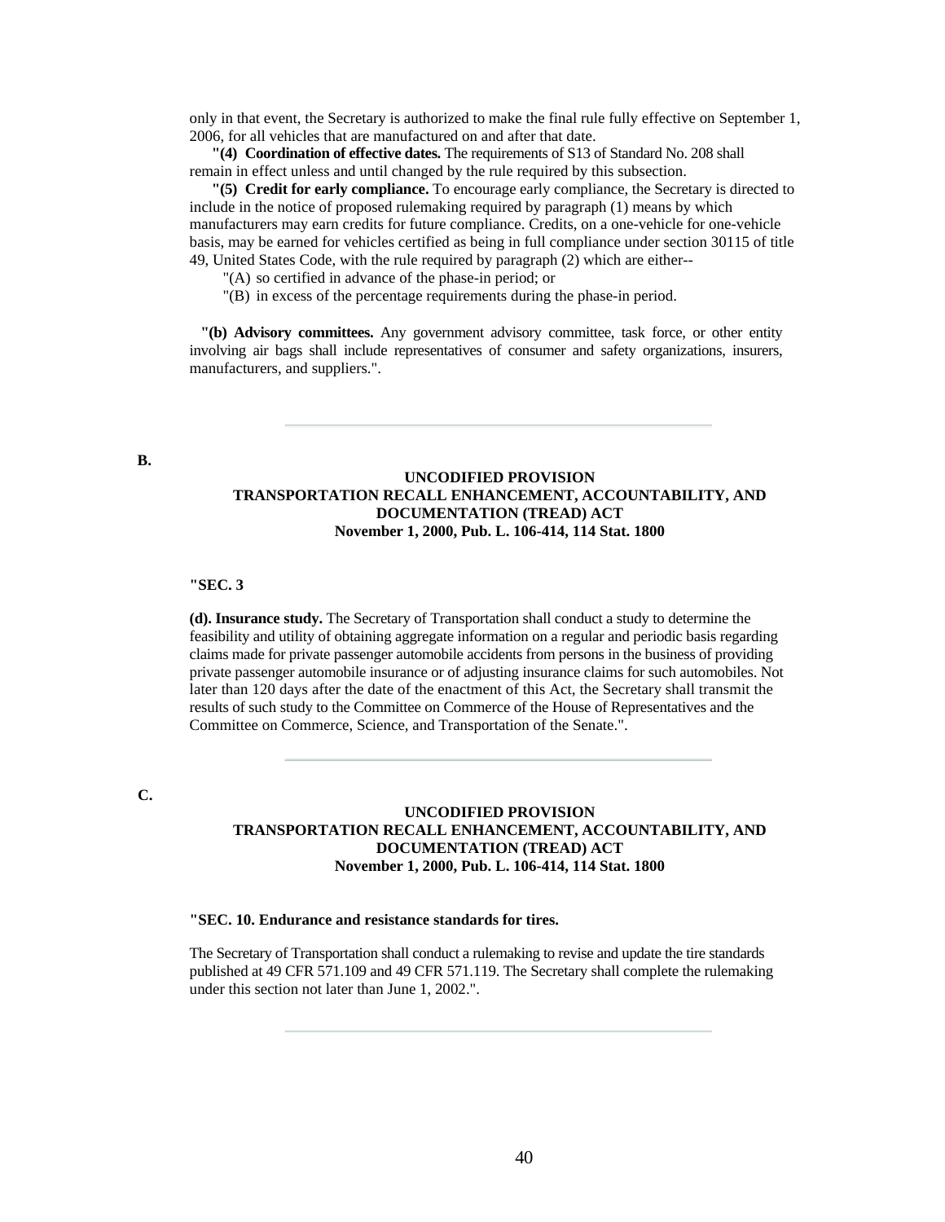only in that event, the Secretary is authorized to make the final rule fully effective on September 1, 2006, for all vehicles that are manufactured on and after that date.

**"(4) Coordination of effective dates.** The requirements of S13 of Standard No. 208 shall remain in effect unless and until changed by the rule required by this subsection.

**"(5) Credit for early compliance.** To encourage early compliance, the Secretary is directed to include in the notice of proposed rulemaking required by paragraph (1) means by which manufacturers may earn credits for future compliance. Credits, on a one-vehicle for one-vehicle basis, may be earned for vehicles certified as being in full compliance under section 30115 of title 49, United States Code, with the rule required by paragraph (2) which are either--

"(A) so certified in advance of the phase-in period; or

"(B) in excess of the percentage requirements during the phase-in period.

**"(b) Advisory committees.** Any government advisory committee, task force, or other entity involving air bags shall include representatives of consumer and safety organizations, insurers, manufacturers, and suppliers.".

---

**B.**

**UNCODIFIED PROVISION**
**TRANSPORTATION RECALL ENHANCEMENT, ACCOUNTABILITY, AND DOCUMENTATION (TREAD) ACT**
**November 1, 2000, Pub. L. 106-414, 114 Stat. 1800**

**"SEC. 3**

**(d). Insurance study.** The Secretary of Transportation shall conduct a study to determine the feasibility and utility of obtaining aggregate information on a regular and periodic basis regarding claims made for private passenger automobile accidents from persons in the business of providing private passenger automobile insurance or of adjusting insurance claims for such automobiles. Not later than 120 days after the date of the enactment of this Act, the Secretary shall transmit the results of such study to the Committee on Commerce of the House of Representatives and the Committee on Commerce, Science, and Transportation of the Senate.".

---

**C.**

**UNCODIFIED PROVISION**
**TRANSPORTATION RECALL ENHANCEMENT, ACCOUNTABILITY, AND DOCUMENTATION (TREAD) ACT**
**November 1, 2000, Pub. L. 106-414, 114 Stat. 1800**

**"SEC. 10. Endurance and resistance standards for tires.**

The Secretary of Transportation shall conduct a rulemaking to revise and update the tire standards published at 49 CFR 571.109 and 49 CFR 571.119. The Secretary shall complete the rulemaking under this section not later than June 1, 2002.".

---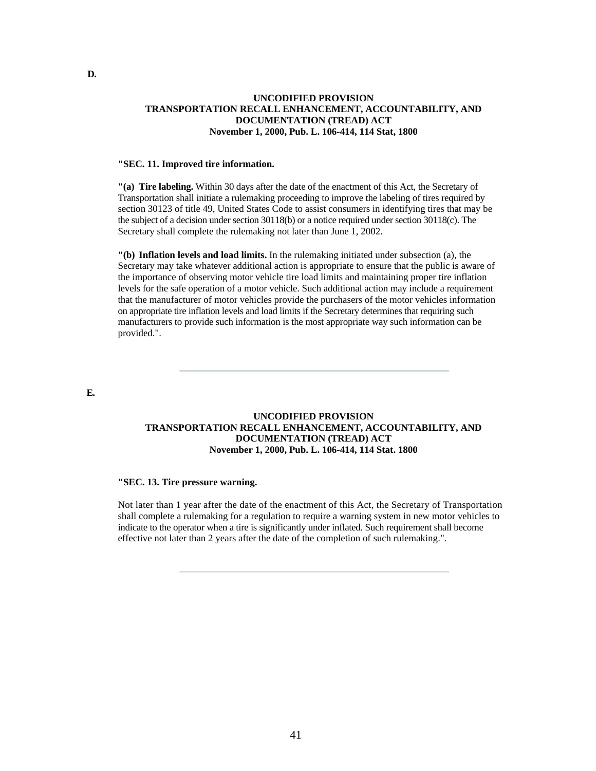**D.**

**UNCODIFIED PROVISION**
**TRANSPORTATION RECALL ENHANCEMENT, ACCOUNTABILITY, AND DOCUMENTATION (TREAD) ACT**
**November 1, 2000, Pub. L. 106-414, 114 Stat, 1800**

**"SEC. 11. Improved tire information.**

**"(a) Tire labeling.** Within 30 days after the date of the enactment of this Act, the Secretary of Transportation shall initiate a rulemaking proceeding to improve the labeling of tires required by section 30123 of title 49, United States Code to assist consumers in identifying tires that may be the subject of a decision under section 30118(b) or a notice required under section 30118(c). The Secretary shall complete the rulemaking not later than June 1, 2002.

**"(b) Inflation levels and load limits.** In the rulemaking initiated under subsection (a), the Secretary may take whatever additional action is appropriate to ensure that the public is aware of the importance of observing motor vehicle tire load limits and maintaining proper tire inflation levels for the safe operation of a motor vehicle. Such additional action may include a requirement that the manufacturer of motor vehicles provide the purchasers of the motor vehicles information on appropriate tire inflation levels and load limits if the Secretary determines that requiring such manufacturers to provide such information is the most appropriate way such information can be provided.".

---

**E.**

**UNCODIFIED PROVISION**
**TRANSPORTATION RECALL ENHANCEMENT, ACCOUNTABILITY, AND DOCUMENTATION (TREAD) ACT**
**November 1, 2000, Pub. L. 106-414, 114 Stat. 1800**

**"SEC. 13. Tire pressure warning.**

Not later than 1 year after the date of the enactment of this Act, the Secretary of Transportation shall complete a rulemaking for a regulation to require a warning system in new motor vehicles to indicate to the operator when a tire is significantly under inflated. Such requirement shall become effective not later than 2 years after the date of the completion of such rulemaking.".

---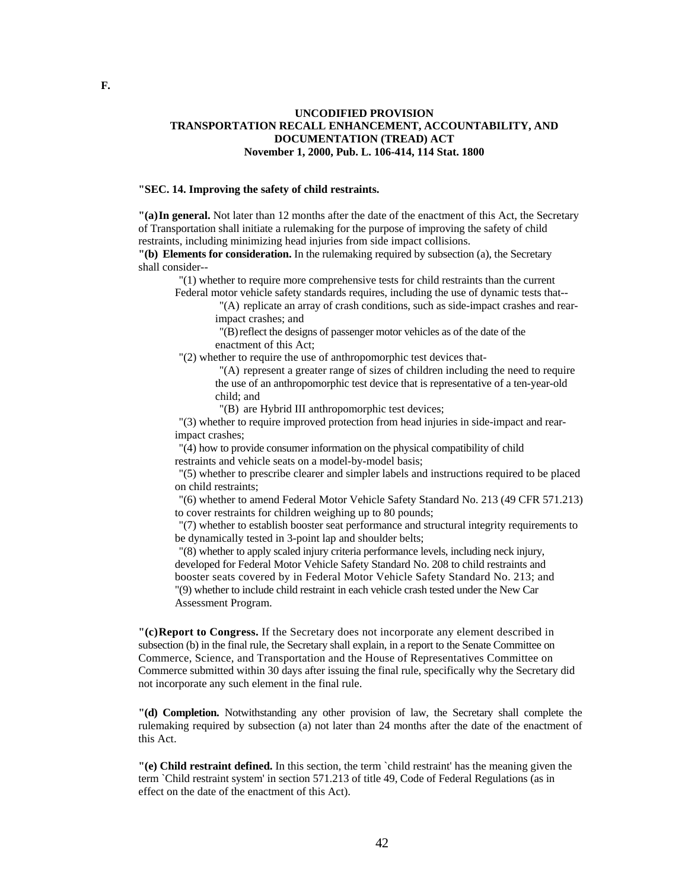**F.**

## UNCODIFIED PROVISION
## TRANSPORTATION RECALL ENHANCEMENT, ACCOUNTABILITY, AND DOCUMENTATION (TREAD) ACT
### November 1, 2000, Pub. L. 106-414, 114 Stat. 1800

**"SEC. 14. Improving the safety of child restraints.**

**"(a) In general.** Not later than 12 months after the date of the enactment of this Act, the Secretary of Transportation shall initiate a rulemaking for the purpose of improving the safety of child restraints, including minimizing head injuries from side impact collisions.

**"(b) Elements for consideration.** In the rulemaking required by subsection (a), the Secretary shall consider--

"(1) whether to require more comprehensive tests for child restraints than the current Federal motor vehicle safety standards requires, including the use of dynamic tests that--

"(A) replicate an array of crash conditions, such as side-impact crashes and rear-impact crashes; and

"(B) reflect the designs of passenger motor vehicles as of the date of the enactment of this Act;

"(2) whether to require the use of anthropomorphic test devices that-

"(A) represent a greater range of sizes of children including the need to require the use of an anthropomorphic test device that is representative of a ten-year-old child; and

"(B) are Hybrid III anthropomorphic test devices;

"(3) whether to require improved protection from head injuries in side-impact and rear-impact crashes;

"(4) how to provide consumer information on the physical compatibility of child restraints and vehicle seats on a model-by-model basis;

"(5) whether to prescribe clearer and simpler labels and instructions required to be placed on child restraints;

"(6) whether to amend Federal Motor Vehicle Safety Standard No. 213 (49 CFR 571.213) to cover restraints for children weighing up to 80 pounds;

"(7) whether to establish booster seat performance and structural integrity requirements to be dynamically tested in 3-point lap and shoulder belts;

"(8) whether to apply scaled injury criteria performance levels, including neck injury, developed for Federal Motor Vehicle Safety Standard No. 208 to child restraints and booster seats covered by in Federal Motor Vehicle Safety Standard No. 213; and

"(9) whether to include child restraint in each vehicle crash tested under the New Car Assessment Program.

**"(c) Report to Congress.** If the Secretary does not incorporate any element described in subsection (b) in the final rule, the Secretary shall explain, in a report to the Senate Committee on Commerce, Science, and Transportation and the House of Representatives Committee on Commerce submitted within 30 days after issuing the final rule, specifically why the Secretary did not incorporate any such element in the final rule.

**"(d) Completion.** Notwithstanding any other provision of law, the Secretary shall complete the rulemaking required by subsection (a) not later than 24 months after the date of the enactment of this Act.

**"(e) Child restraint defined.** In this section, the term `child restraint' has the meaning given the term `Child restraint system' in section 571.213 of title 49, Code of Federal Regulations (as in effect on the date of the enactment of this Act).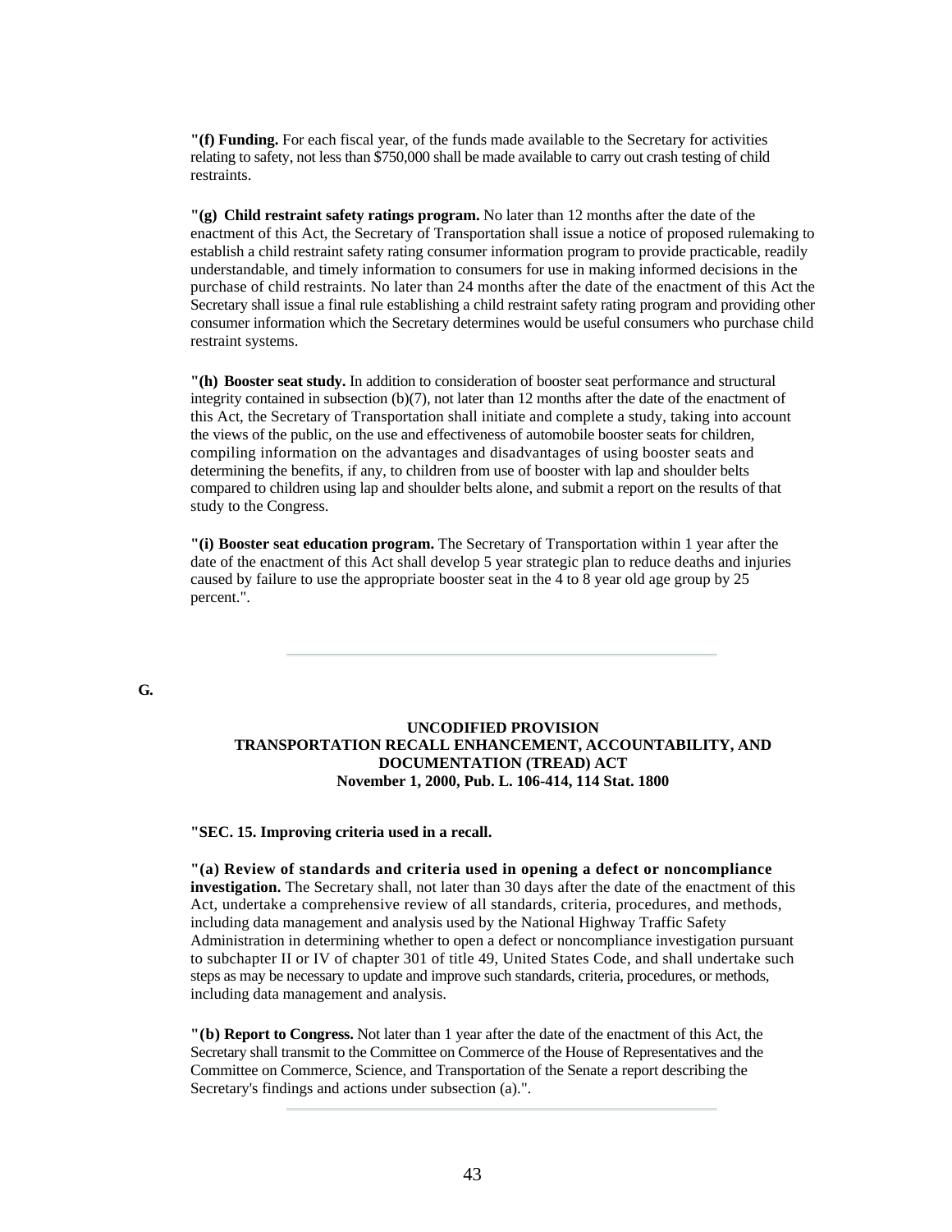**"(f) Funding.** For each fiscal year, of the funds made available to the Secretary for activities relating to safety, not less than $750,000 shall be made available to carry out crash testing of child restraints.

**"(g) Child restraint safety ratings program.** No later than 12 months after the date of the enactment of this Act, the Secretary of Transportation shall issue a notice of proposed rulemaking to establish a child restraint safety rating consumer information program to provide practicable, readily understandable, and timely information to consumers for use in making informed decisions in the purchase of child restraints. No later than 24 months after the date of the enactment of this Act the Secretary shall issue a final rule establishing a child restraint safety rating program and providing other consumer information which the Secretary determines would be useful consumers who purchase child restraint systems.

**"(h) Booster seat study.** In addition to consideration of booster seat performance and structural integrity contained in subsection (b)(7), not later than 12 months after the date of the enactment of this Act, the Secretary of Transportation shall initiate and complete a study, taking into account the views of the public, on the use and effectiveness of automobile booster seats for children, compiling information on the advantages and disadvantages of using booster seats and determining the benefits, if any, to children from use of booster with lap and shoulder belts compared to children using lap and shoulder belts alone, and submit a report on the results of that study to the Congress.

**"(i) Booster seat education program.** The Secretary of Transportation within 1 year after the date of the enactment of this Act shall develop 5 year strategic plan to reduce deaths and injuries caused by failure to use the appropriate booster seat in the 4 to 8 year old age group by 25 percent.".

---

**G.**

**UNCODIFIED PROVISION**
**TRANSPORTATION RECALL ENHANCEMENT, ACCOUNTABILITY, AND DOCUMENTATION (TREAD) ACT**
**November 1, 2000, Pub. L. 106-414, 114 Stat. 1800**

**"SEC. 15. Improving criteria used in a recall.**

**"(a) Review of standards and criteria used in opening a defect or noncompliance investigation.** The Secretary shall, not later than 30 days after the date of the enactment of this Act, undertake a comprehensive review of all standards, criteria, procedures, and methods, including data management and analysis used by the National Highway Traffic Safety Administration in determining whether to open a defect or noncompliance investigation pursuant to subchapter II or IV of chapter 301 of title 49, United States Code, and shall undertake such steps as may be necessary to update and improve such standards, criteria, procedures, or methods, including data management and analysis.

**"(b) Report to Congress.** Not later than 1 year after the date of the enactment of this Act, the Secretary shall transmit to the Committee on Commerce of the House of Representatives and the Committee on Commerce, Science, and Transportation of the Senate a report describing the Secretary's findings and actions under subsection (a).".

---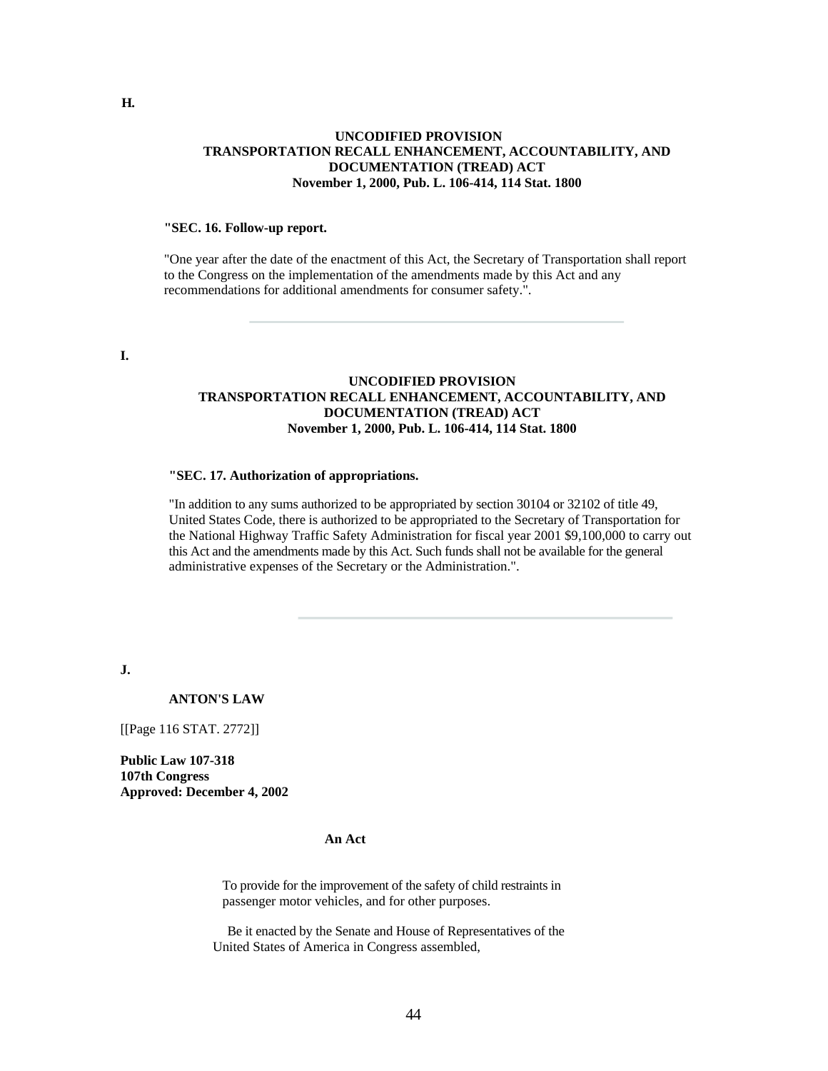**H.**

**UNCODIFIED PROVISION**
**TRANSPORTATION RECALL ENHANCEMENT, ACCOUNTABILITY, AND DOCUMENTATION (TREAD) ACT**
**November 1, 2000, Pub. L. 106-414, 114 Stat. 1800**

**"SEC. 16. Follow-up report.**

"One year after the date of the enactment of this Act, the Secretary of Transportation shall report to the Congress on the implementation of the amendments made by this Act and any recommendations for additional amendments for consumer safety.".

---

**I.**

**UNCODIFIED PROVISION**
**TRANSPORTATION RECALL ENHANCEMENT, ACCOUNTABILITY, AND DOCUMENTATION (TREAD) ACT**
**November 1, 2000, Pub. L. 106-414, 114 Stat. 1800**

**"SEC. 17. Authorization of appropriations.**

"In addition to any sums authorized to be appropriated by section 30104 or 32102 of title 49, United States Code, there is authorized to be appropriated to the Secretary of Transportation for the National Highway Traffic Safety Administration for fiscal year 2001 $9,100,000 to carry out this Act and the amendments made by this Act. Such funds shall not be available for the general administrative expenses of the Secretary or the Administration.".

---

**J.**

**ANTON'S LAW**

[[Page 116 STAT. 2772]]

**Public Law 107-318**
**107th Congress**
**Approved: December 4, 2002**

**An Act**

To provide for the improvement of the safety of child restraints in passenger motor vehicles, and for other purposes.

Be it enacted by the Senate and House of Representatives of the United States of America in Congress assembled,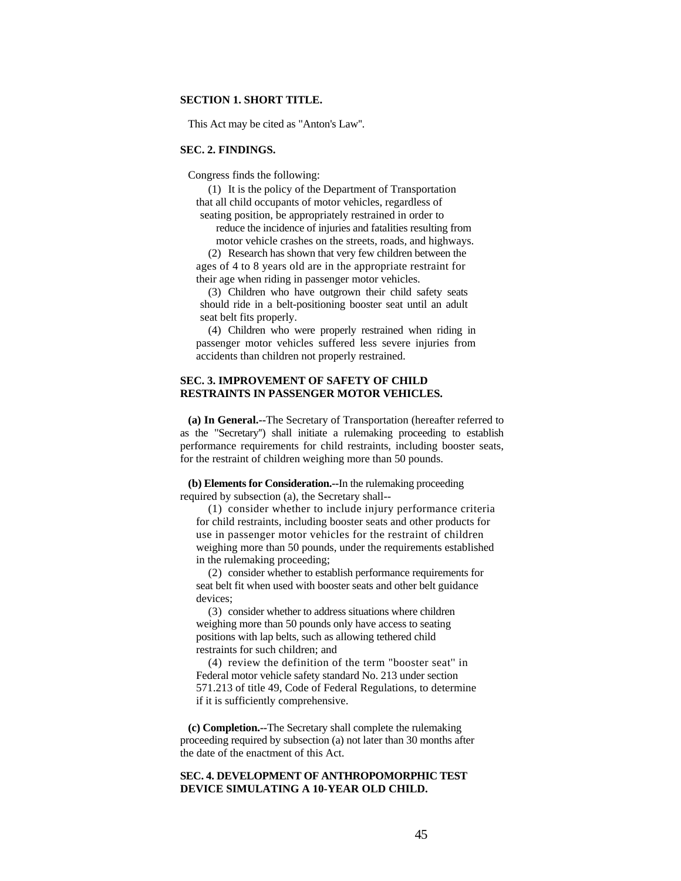**SECTION 1. SHORT TITLE.**

This Act may be cited as "Anton's Law".

**SEC. 2. FINDINGS.**

Congress finds the following:

(1) It is the policy of the Department of Transportation that all child occupants of motor vehicles, regardless of seating position, be appropriately restrained in order to reduce the incidence of injuries and fatalities resulting from motor vehicle crashes on the streets, roads, and highways.

(2) Research has shown that very few children between the ages of 4 to 8 years old are in the appropriate restraint for their age when riding in passenger motor vehicles.

(3) Children who have outgrown their child safety seats should ride in a belt-positioning booster seat until an adult seat belt fits properly.

(4) Children who were properly restrained when riding in passenger motor vehicles suffered less severe injuries from accidents than children not properly restrained.

**SEC. 3. IMPROVEMENT OF SAFETY OF CHILD RESTRAINTS IN PASSENGER MOTOR VEHICLES.**

**(a) In General.--**The Secretary of Transportation (hereafter referred to as the "Secretary") shall initiate a rulemaking proceeding to establish performance requirements for child restraints, including booster seats, for the restraint of children weighing more than 50 pounds.

**(b) Elements for Consideration.--**In the rulemaking proceeding required by subsection (a), the Secretary shall--

(1) consider whether to include injury performance criteria for child restraints, including booster seats and other products for use in passenger motor vehicles for the restraint of children weighing more than 50 pounds, under the requirements established in the rulemaking proceeding;

(2) consider whether to establish performance requirements for seat belt fit when used with booster seats and other belt guidance devices;

(3) consider whether to address situations where children weighing more than 50 pounds only have access to seating positions with lap belts, such as allowing tethered child restraints for such children; and

(4) review the definition of the term "booster seat" in Federal motor vehicle safety standard No. 213 under section 571.213 of title 49, Code of Federal Regulations, to determine if it is sufficiently comprehensive.

**(c) Completion.--**The Secretary shall complete the rulemaking proceeding required by subsection (a) not later than 30 months after the date of the enactment of this Act.

**SEC. 4. DEVELOPMENT OF ANTHROPOMORPHIC TEST DEVICE SIMULATING A 10-YEAR OLD CHILD.**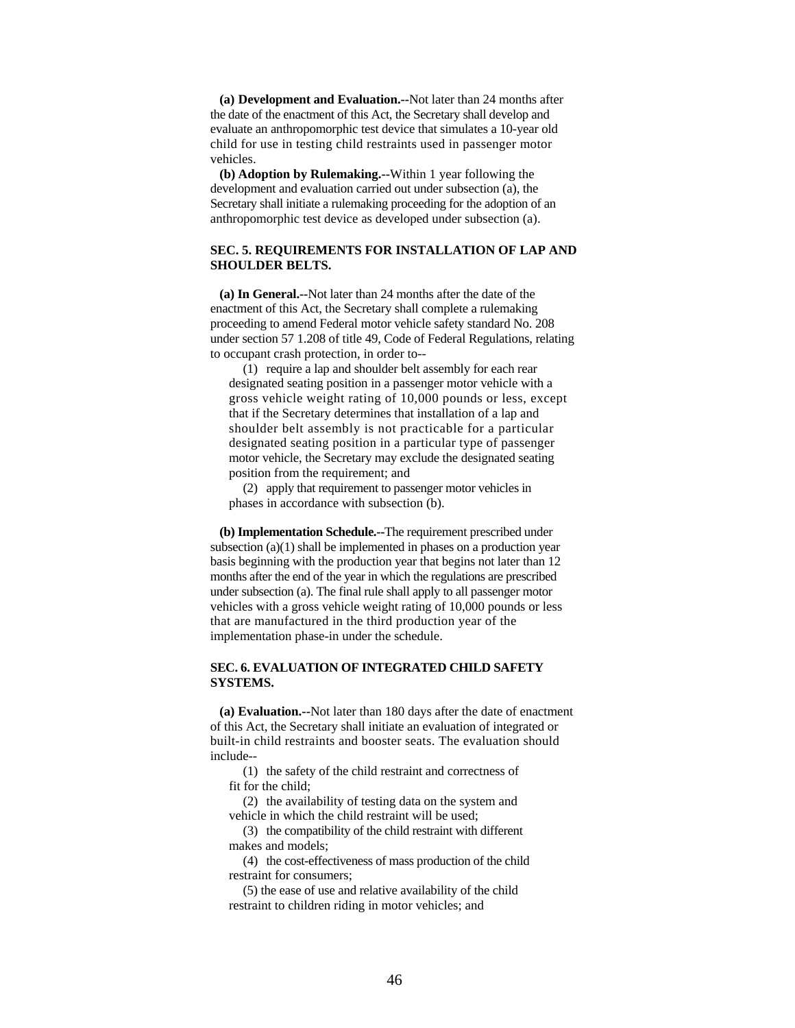**(a) Development and Evaluation.--**Not later than 24 months after the date of the enactment of this Act, the Secretary shall develop and evaluate an anthropomorphic test device that simulates a 10-year old child for use in testing child restraints used in passenger motor vehicles.

**(b) Adoption by Rulemaking.--**Within 1 year following the development and evaluation carried out under subsection (a), the Secretary shall initiate a rulemaking proceeding for the adoption of an anthropomorphic test device as developed under subsection (a).

**SEC. 5. REQUIREMENTS FOR INSTALLATION OF LAP AND SHOULDER BELTS.**

**(a) In General.--**Not later than 24 months after the date of the enactment of this Act, the Secretary shall complete a rulemaking proceeding to amend Federal motor vehicle safety standard No. 208 under section 57 1.208 of title 49, Code of Federal Regulations, relating to occupant crash protection, in order to--

(1) require a lap and shoulder belt assembly for each rear designated seating position in a passenger motor vehicle with a gross vehicle weight rating of 10,000 pounds or less, except that if the Secretary determines that installation of a lap and shoulder belt assembly is not practicable for a particular designated seating position in a particular type of passenger motor vehicle, the Secretary may exclude the designated seating position from the requirement; and

(2) apply that requirement to passenger motor vehicles in phases in accordance with subsection (b).

**(b) Implementation Schedule.--**The requirement prescribed under subsection (a)(1) shall be implemented in phases on a production year basis beginning with the production year that begins not later than 12 months after the end of the year in which the regulations are prescribed under subsection (a). The final rule shall apply to all passenger motor vehicles with a gross vehicle weight rating of 10,000 pounds or less that are manufactured in the third production year of the implementation phase-in under the schedule.

**SEC. 6. EVALUATION OF INTEGRATED CHILD SAFETY SYSTEMS.**

**(a) Evaluation.--**Not later than 180 days after the date of enactment of this Act, the Secretary shall initiate an evaluation of integrated or built-in child restraints and booster seats. The evaluation should include--

(1) the safety of the child restraint and correctness of fit for the child;

(2) the availability of testing data on the system and vehicle in which the child restraint will be used;

(3) the compatibility of the child restraint with different makes and models;

(4) the cost-effectiveness of mass production of the child restraint for consumers;

(5) the ease of use and relative availability of the child restraint to children riding in motor vehicles; and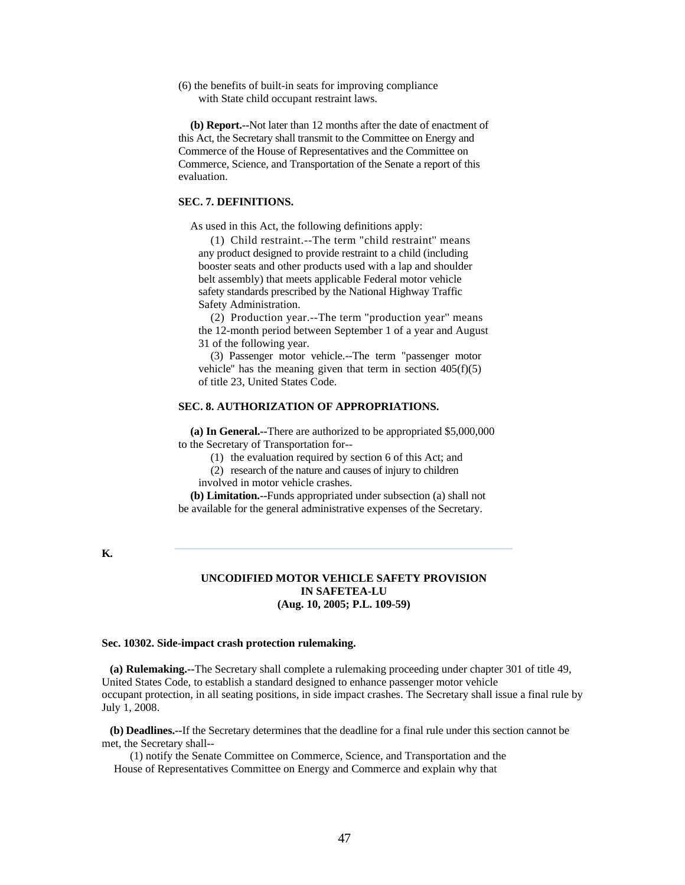(6) the benefits of built-in seats for improving compliance with State child occupant restraint laws.

**(b) Report.--**Not later than 12 months after the date of enactment of this Act, the Secretary shall transmit to the Committee on Energy and Commerce of the House of Representatives and the Committee on Commerce, Science, and Transportation of the Senate a report of this evaluation.

**SEC. 7. DEFINITIONS.**

As used in this Act, the following definitions apply:

(1) Child restraint.--The term "child restraint" means any product designed to provide restraint to a child (including booster seats and other products used with a lap and shoulder belt assembly) that meets applicable Federal motor vehicle safety standards prescribed by the National Highway Traffic Safety Administration.

(2) Production year.--The term "production year" means the 12-month period between September 1 of a year and August 31 of the following year.

(3) Passenger motor vehicle.--The term "passenger motor vehicle" has the meaning given that term in section 405(f)(5) of title 23, United States Code.

**SEC. 8. AUTHORIZATION OF APPROPRIATIONS.**

**(a) In General.--**There are authorized to be appropriated $5,000,000 to the Secretary of Transportation for--

(1) the evaluation required by section 6 of this Act; and

(2) research of the nature and causes of injury to children involved in motor vehicle crashes.

**(b) Limitation.--**Funds appropriated under subsection (a) shall not be available for the general administrative expenses of the Secretary.

**K.**

## UNCODIFIED MOTOR VEHICLE SAFETY PROVISION IN SAFETEA-LU (Aug. 10, 2005; P.L. 109-59)

**Sec. 10302. Side-impact crash protection rulemaking.**

**(a) Rulemaking.--**The Secretary shall complete a rulemaking proceeding under chapter 301 of title 49, United States Code, to establish a standard designed to enhance passenger motor vehicle occupant protection, in all seating positions, in side impact crashes. The Secretary shall issue a final rule by July 1, 2008.

**(b) Deadlines.--**If the Secretary determines that the deadline for a final rule under this section cannot be met, the Secretary shall--

(1) notify the Senate Committee on Commerce, Science, and Transportation and the House of Representatives Committee on Energy and Commerce and explain why that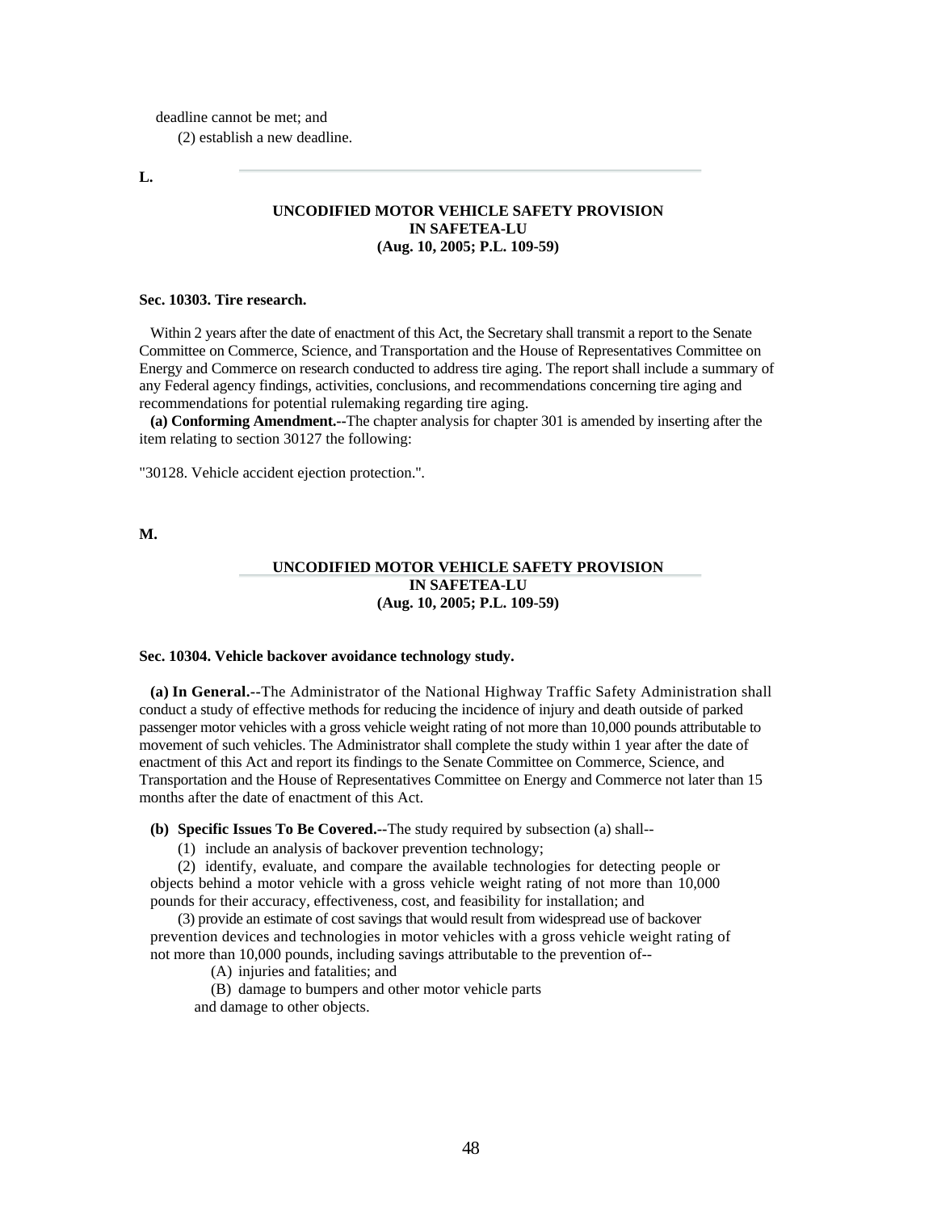deadline cannot be met; and

(2) establish a new deadline.

**L.**

---

**UNCODIFIED MOTOR VEHICLE SAFETY PROVISION**
**IN SAFETEA-LU**
**(Aug. 10, 2005; P.L. 109-59)**

**Sec. 10303. Tire research.**

Within 2 years after the date of enactment of this Act, the Secretary shall transmit a report to the Senate Committee on Commerce, Science, and Transportation and the House of Representatives Committee on Energy and Commerce on research conducted to address tire aging. The report shall include a summary of any Federal agency findings, activities, conclusions, and recommendations concerning tire aging and recommendations for potential rulemaking regarding tire aging.

**(a) Conforming Amendment.--**The chapter analysis for chapter 301 is amended by inserting after the item relating to section 30127 the following:

"30128. Vehicle accident ejection protection.".

**M.**

---

**UNCODIFIED MOTOR VEHICLE SAFETY PROVISION**
**IN SAFETEA-LU**
**(Aug. 10, 2005; P.L. 109-59)**

**Sec. 10304. Vehicle backover avoidance technology study.**

**(a) In General.--**The Administrator of the National Highway Traffic Safety Administration shall conduct a study of effective methods for reducing the incidence of injury and death outside of parked passenger motor vehicles with a gross vehicle weight rating of not more than 10,000 pounds attributable to movement of such vehicles. The Administrator shall complete the study within 1 year after the date of enactment of this Act and report its findings to the Senate Committee on Commerce, Science, and Transportation and the House of Representatives Committee on Energy and Commerce not later than 15 months after the date of enactment of this Act.

**(b) Specific Issues To Be Covered.--**The study required by subsection (a) shall--

(1) include an analysis of backover prevention technology;

(2) identify, evaluate, and compare the available technologies for detecting people or objects behind a motor vehicle with a gross vehicle weight rating of not more than 10,000 pounds for their accuracy, effectiveness, cost, and feasibility for installation; and

(3) provide an estimate of cost savings that would result from widespread use of backover prevention devices and technologies in motor vehicles with a gross vehicle weight rating of not more than 10,000 pounds, including savings attributable to the prevention of--

(A) injuries and fatalities; and

(B) damage to bumpers and other motor vehicle parts and damage to other objects.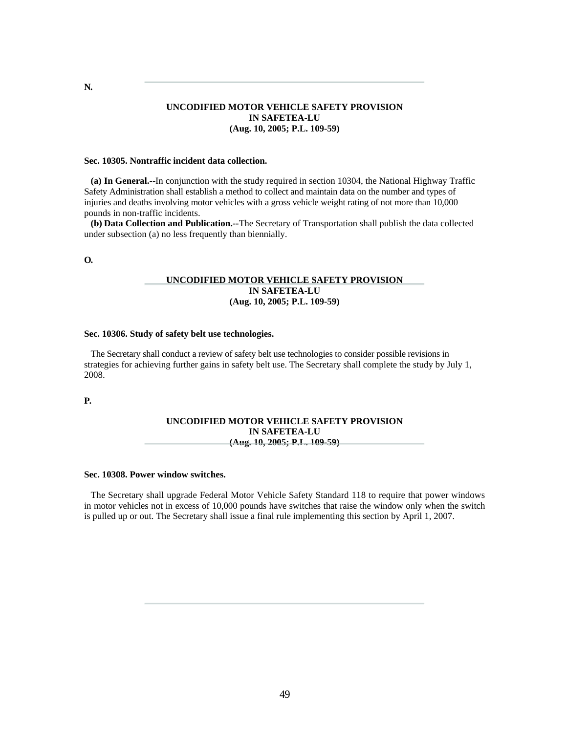**N.**

**UNCODIFIED MOTOR VEHICLE SAFETY PROVISION**
**IN SAFETEA-LU**
**(Aug. 10, 2005; P.L. 109-59)**

**Sec. 10305. Nontraffic incident data collection.**

**(a) In General.**--In conjunction with the study required in section 10304, the National Highway Traffic Safety Administration shall establish a method to collect and maintain data on the number and types of injuries and deaths involving motor vehicles with a gross vehicle weight rating of not more than 10,000 pounds in non-traffic incidents.

**(b) Data Collection and Publication.**--The Secretary of Transportation shall publish the data collected under subsection (a) no less frequently than biennially.

**O.**

**UNCODIFIED MOTOR VEHICLE SAFETY PROVISION**
**IN SAFETEA-LU**
**(Aug. 10, 2005; P.L. 109-59)**

**Sec. 10306. Study of safety belt use technologies.**

The Secretary shall conduct a review of safety belt use technologies to consider possible revisions in strategies for achieving further gains in safety belt use. The Secretary shall complete the study by July 1, 2008.

**P.**

**UNCODIFIED MOTOR VEHICLE SAFETY PROVISION**
**IN SAFETEA-LU**
**(Aug. 10, 2005; P.L. 109-59)**

**Sec. 10308. Power window switches.**

The Secretary shall upgrade Federal Motor Vehicle Safety Standard 118 to require that power windows in motor vehicles not in excess of 10,000 pounds have switches that raise the window only when the switch is pulled up or out. The Secretary shall issue a final rule implementing this section by April 1, 2007.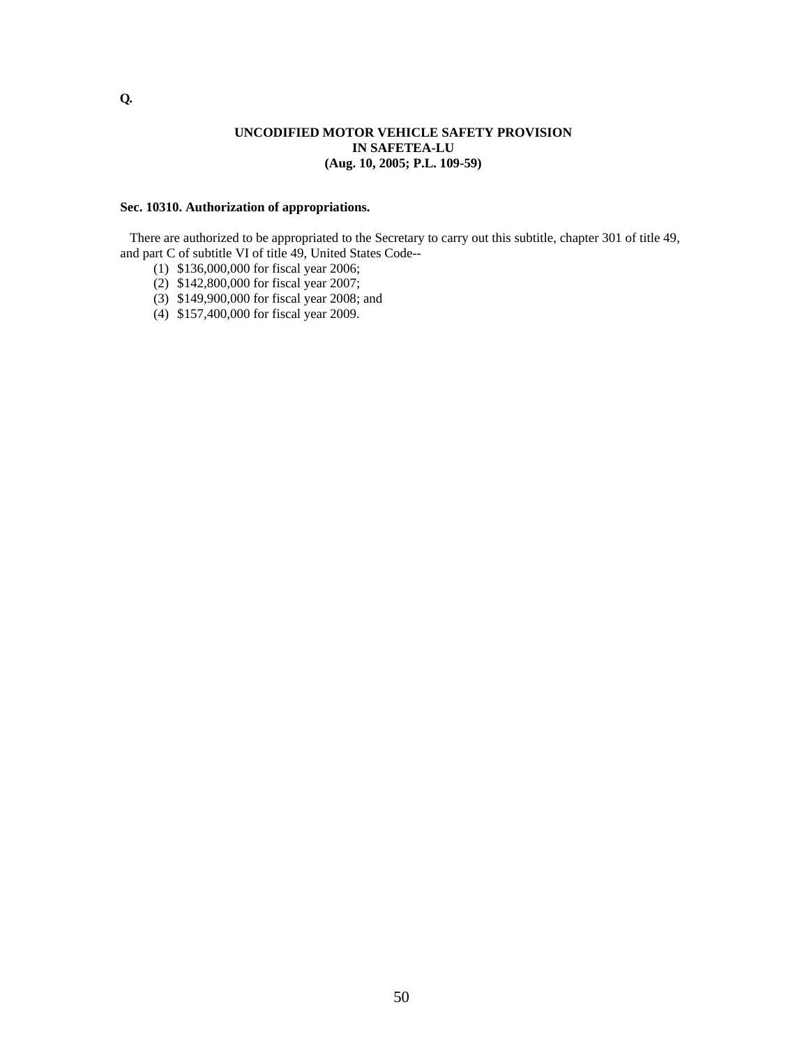**Q.**

## UNCODIFIED MOTOR VEHICLE SAFETY PROVISION IN SAFETEA-LU (Aug. 10, 2005; P.L. 109-59)

### Sec. 10310. Authorization of appropriations.

There are authorized to be appropriated to the Secretary to carry out this subtitle, chapter 301 of title 49, and part C of subtitle VI of title 49, United States Code--

(1) $136,000,000 for fiscal year 2006;
(2) $142,800,000 for fiscal year 2007;
(3) $149,900,000 for fiscal year 2008; and
(4) $157,400,000 for fiscal year 2009.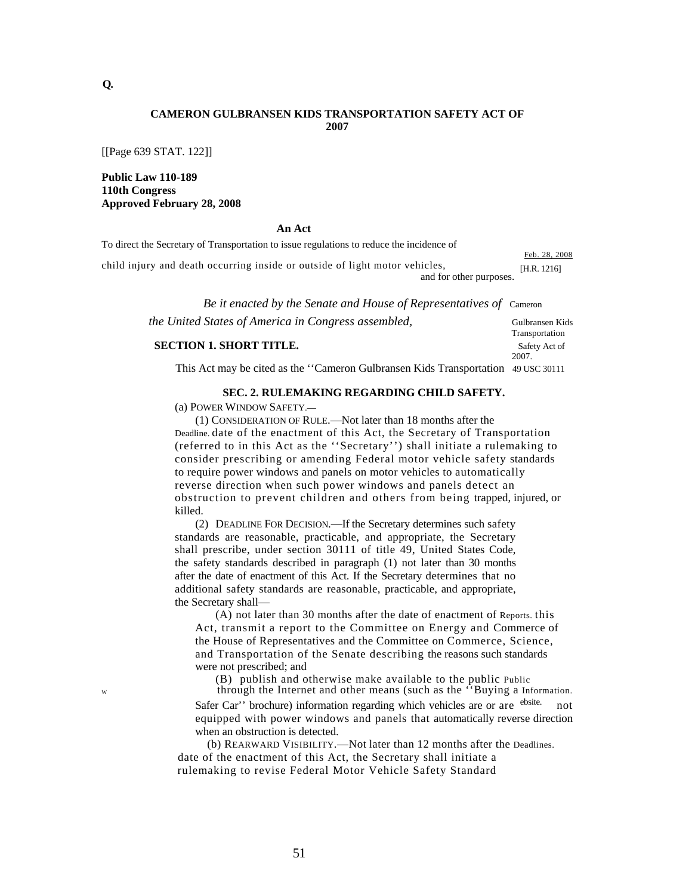**Q.**

**CAMERON GULBRANSEN KIDS TRANSPORTATION SAFETY ACT OF 2007**

[[Page 639 STAT. 122]]

**Public Law 110-189**
**110th Congress**
**Approved February 28, 2008**

**An Act**

To direct the Secretary of Transportation to issue regulations to reduce the incidence of child injury and death occurring inside or outside of light motor vehicles, and for other purposes.

Feb. 28, 2008
[H.R. 1216]

*Be it enacted by the Senate and House of Representatives of the United States of America in Congress assembled,*

Cameron Gulbransen Kids Transportation Safety Act of 2007.
49 USC 30111

**SECTION 1. SHORT TITLE.**

This Act may be cited as the ''Cameron Gulbransen Kids Transportation

**SEC. 2. RULEMAKING REGARDING CHILD SAFETY.**

(a) POWER WINDOW SAFETY.—

(1) CONSIDERATION OF RULE.—Not later than 18 months after the date of the enactment of this Act, the Secretary of Transportation (referred to in this Act as the ''Secretary'') shall initiate a rulemaking to consider prescribing or amending Federal motor vehicle safety standards to require power windows and panels on motor vehicles to automatically reverse direction when such power windows and panels detect an obstruction to prevent children and others from being trapped, injured, or killed.

Deadline.

(2) DEADLINE FOR DECISION.—If the Secretary determines such safety standards are reasonable, practicable, and appropriate, the Secretary shall prescribe, under section 30111 of title 49, United States Code, the safety standards described in paragraph (1) not later than 30 months after the date of enactment of this Act. If the Secretary determines that no additional safety standards are reasonable, practicable, and appropriate, the Secretary shall—

(A) not later than 30 months after the date of enactment of this Act, transmit a report to the Committee on Energy and Commerce of the House of Representatives and the Committee on Commerce, Science, and Transportation of the Senate describing the reasons such standards were not prescribed; and

Reports.

(B) publish and otherwise make available to the public through the Internet and other means (such as the ''Buying a Safer Car'' brochure) information regarding which vehicles are or are not equipped with power windows and panels that automatically reverse direction when an obstruction is detected.

Public Information. Website.

(b) REARWARD VISIBILITY.—Not later than 12 months after the date of the enactment of this Act, the Secretary shall initiate a rulemaking to revise Federal Motor Vehicle Safety Standard

Deadlines.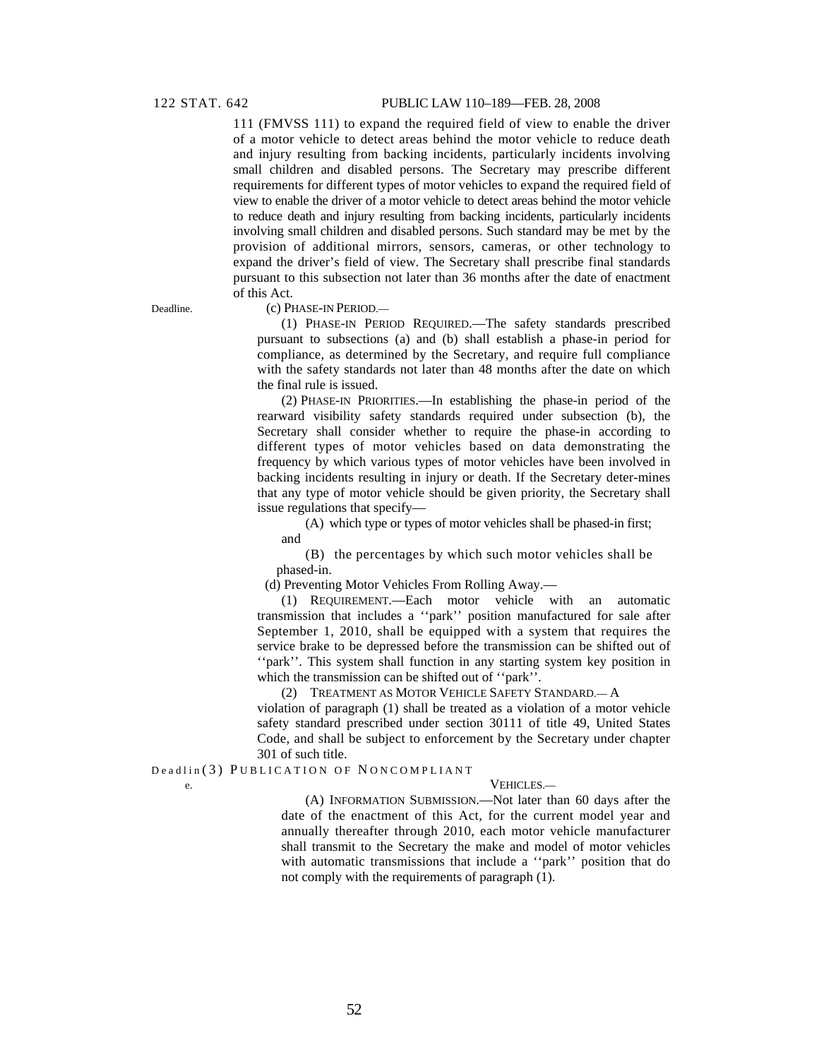111 (FMVSS 111) to expand the required field of view to enable the driver of a motor vehicle to detect areas behind the motor vehicle to reduce death and injury resulting from backing incidents, particularly incidents involving small children and disabled persons. The Secretary may prescribe different requirements for different types of motor vehicles to expand the required field of view to enable the driver of a motor vehicle to detect areas behind the motor vehicle to reduce death and injury resulting from backing incidents, particularly incidents involving small children and disabled persons. Such standard may be met by the provision of additional mirrors, sensors, cameras, or other technology to expand the driver's field of view. The Secretary shall prescribe final standards pursuant to this subsection not later than 36 months after the date of enactment of this Act.

Deadline.

(c) PHASE-IN PERIOD.—

(1) PHASE-IN PERIOD REQUIRED.—The safety standards prescribed pursuant to subsections (a) and (b) shall establish a phase-in period for compliance, as determined by the Secretary, and require full compliance with the safety standards not later than 48 months after the date on which the final rule is issued.

(2) PHASE-IN PRIORITIES.—In establishing the phase-in period of the rearward visibility safety standards required under subsection (b), the Secretary shall consider whether to require the phase-in according to different types of motor vehicles based on data demonstrating the frequency by which various types of motor vehicles have been involved in backing incidents resulting in injury or death. If the Secretary deter-mines that any type of motor vehicle should be given priority, the Secretary shall issue regulations that specify—

(A) which type or types of motor vehicles shall be phased-in first; and

(B) the percentages by which such motor vehicles shall be phased-in.

(d) Preventing Motor Vehicles From Rolling Away.—

(1) REQUIREMENT.—Each motor vehicle with an automatic transmission that includes a ''park'' position manufactured for sale after September 1, 2010, shall be equipped with a system that requires the service brake to be depressed before the transmission can be shifted out of ''park''. This system shall function in any starting system key position in which the transmission can be shifted out of ''park''.

(2) TREATMENT AS MOTOR VEHICLE SAFETY STANDARD.— A violation of paragraph (1) shall be treated as a violation of a motor vehicle safety standard prescribed under section 30111 of title 49, United States Code, and shall be subject to enforcement by the Secretary under chapter 301 of such title.

Deadline.

(3) PUBLICATION OF NONCOMPLIANT VEHICLES.—

(A) INFORMATION SUBMISSION.—Not later than 60 days after the date of the enactment of this Act, for the current model year and annually thereafter through 2010, each motor vehicle manufacturer shall transmit to the Secretary the make and model of motor vehicles with automatic transmissions that include a ''park'' position that do not comply with the requirements of paragraph (1).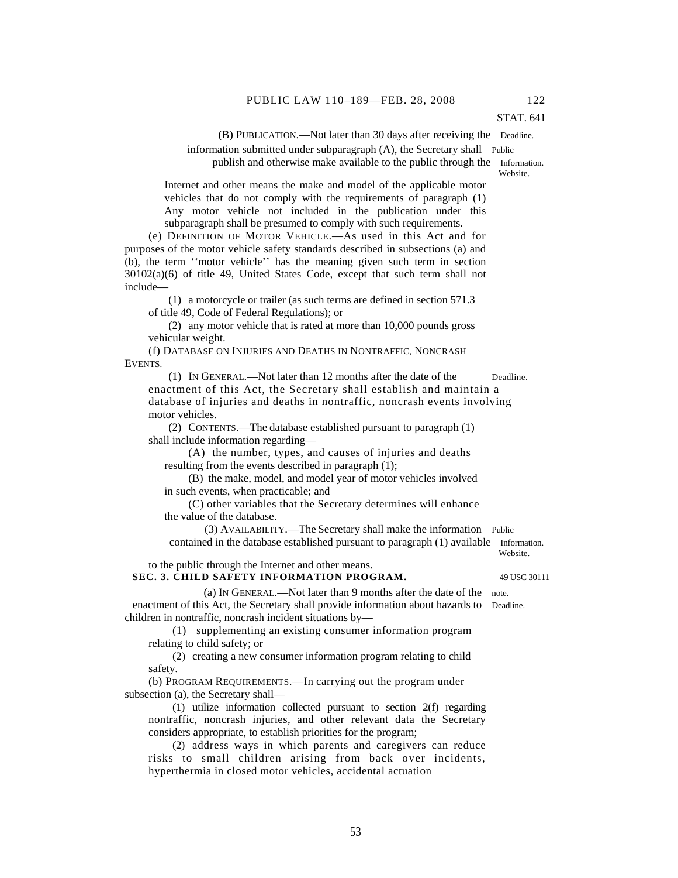(B) PUBLICATION.—Not later than 30 days after receiving the information submitted under subparagraph (A), the Secretary shall publish and otherwise make available to the public through the Internet and other means the make and model of the applicable motor vehicles that do not comply with the requirements of paragraph (1) Any motor vehicle not included in the publication under this subparagraph shall be presumed to comply with such requirements.

Deadline.

Public Information. Website.

(e) DEFINITION OF MOTOR VEHICLE.—As used in this Act and for purposes of the motor vehicle safety standards described in subsections (a) and (b), the term ''motor vehicle'' has the meaning given such term in section 30102(a)(6) of title 49, United States Code, except that such term shall not include—

(1) a motorcycle or trailer (as such terms are defined in section 571.3 of title 49, Code of Federal Regulations); or

(2) any motor vehicle that is rated at more than 10,000 pounds gross vehicular weight.

(f) DATABASE ON INJURIES AND DEATHS IN NONTRAFFIC, NONCRASH EVENTS.—

(1) IN GENERAL.—Not later than 12 months after the date of the enactment of this Act, the Secretary shall establish and maintain a database of injuries and deaths in nontraffic, noncrash events involving motor vehicles.

Deadline.

(2) CONTENTS.—The database established pursuant to paragraph (1) shall include information regarding—

(A) the number, types, and causes of injuries and deaths resulting from the events described in paragraph (1);

(B) the make, model, and model year of motor vehicles involved in such events, when practicable; and

(C) other variables that the Secretary determines will enhance the value of the database.

(3) AVAILABILITY.—The Secretary shall make the information contained in the database established pursuant to paragraph (1) available to the public through the Internet and other means.

Public Information. Website.

**SEC. 3. CHILD SAFETY INFORMATION PROGRAM.**

49 USC 30111 note.

(a) IN GENERAL.—Not later than 9 months after the date of the enactment of this Act, the Secretary shall provide information about hazards to children in nontraffic, noncrash incident situations by—

Deadline.

(1) supplementing an existing consumer information program relating to child safety; or

(2) creating a new consumer information program relating to child safety.

(b) PROGRAM REQUIREMENTS.—In carrying out the program under subsection (a), the Secretary shall—

(1) utilize information collected pursuant to section 2(f) regarding nontraffic, noncrash injuries, and other relevant data the Secretary considers appropriate, to establish priorities for the program;

(2) address ways in which parents and caregivers can reduce risks to small children arising from back over incidents, hyperthermia in closed motor vehicles, accidental actuation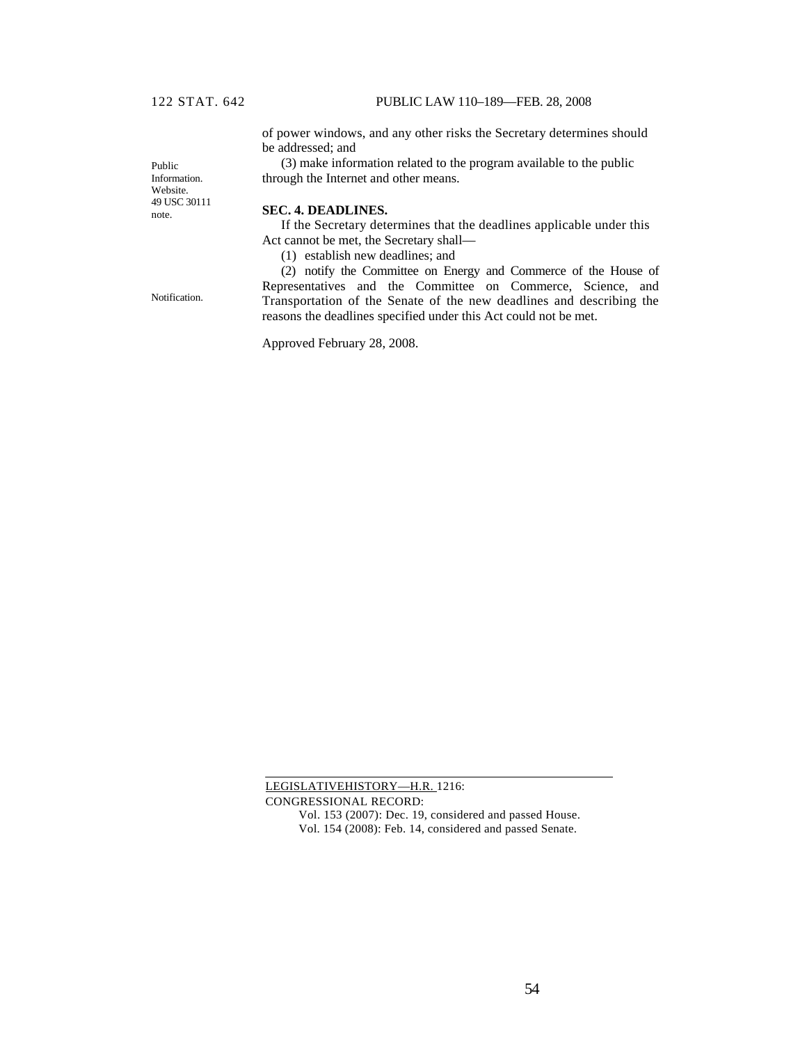of power windows, and any other risks the Secretary determines should be addressed; and

(3) make information related to the program available to the public through the Internet and other means.

Public Information. Website. 49 USC 30111 note.

**SEC. 4. DEADLINES.**

If the Secretary determines that the deadlines applicable under this Act cannot be met, the Secretary shall—

(1) establish new deadlines; and

(2) notify the Committee on Energy and Commerce of the House of Representatives and the Committee on Commerce, Science, and Transportation of the Senate of the new deadlines and describing the reasons the deadlines specified under this Act could not be met.

Notification.

Approved February 28, 2008.

---

LEGISLATIVEHISTORY—H.R. 1216:

CONGRESSIONAL RECORD:

Vol. 153 (2007): Dec. 19, considered and passed House.

Vol. 154 (2008): Feb. 14, considered and passed Senate.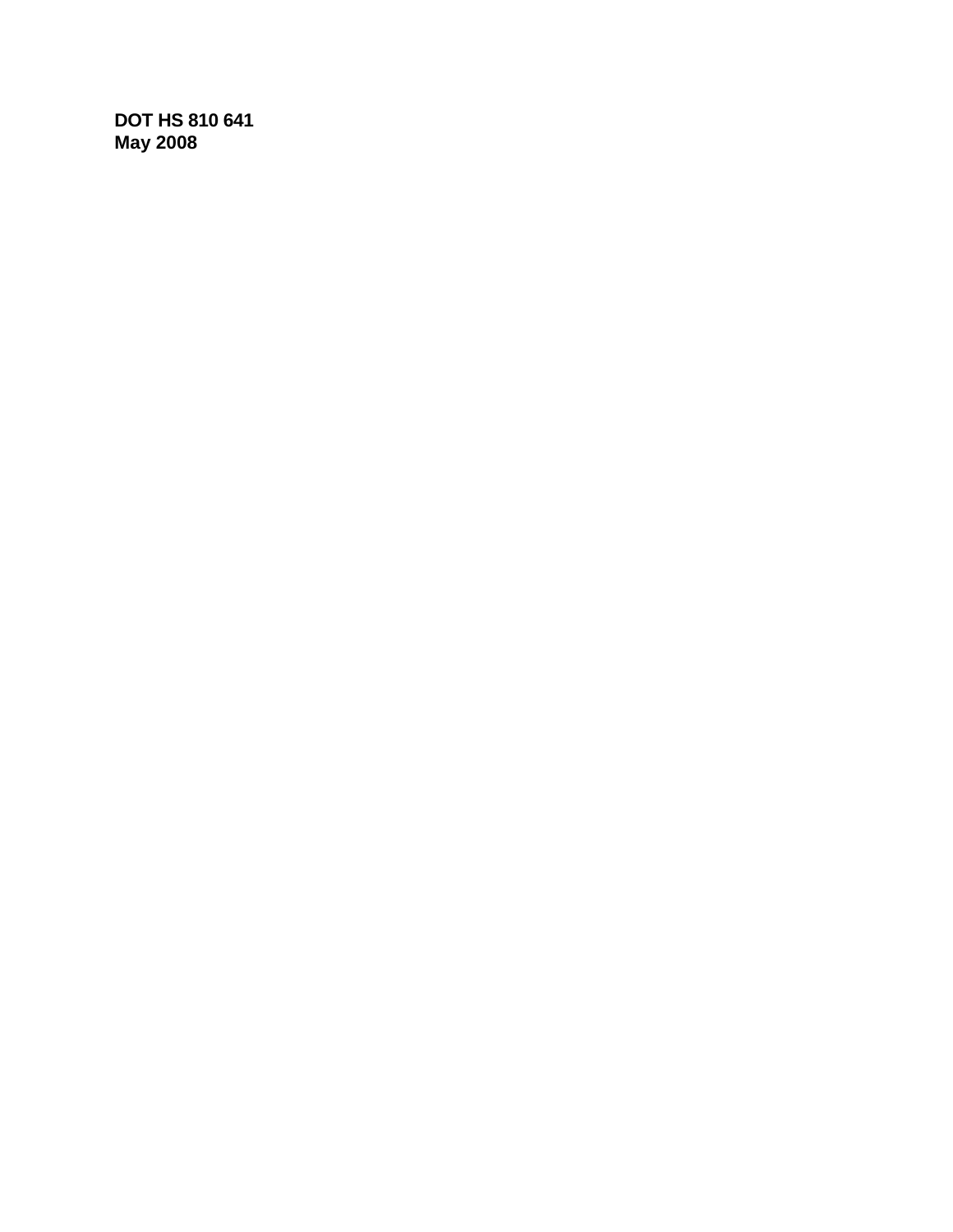**DOT HS 810 641**
**May 2008**